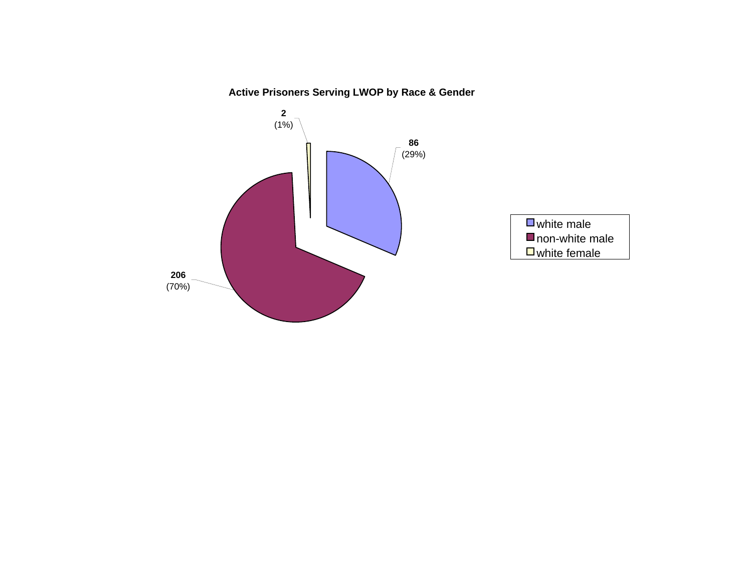**Active Prisoners Serving LWOP by Race & Gender**

| Category | Count | Percent |
| --- | --- | --- |
| white male | 86 | (29%) |
| non-white male | 206 | (70%) |
| white female | 2 | (1%) |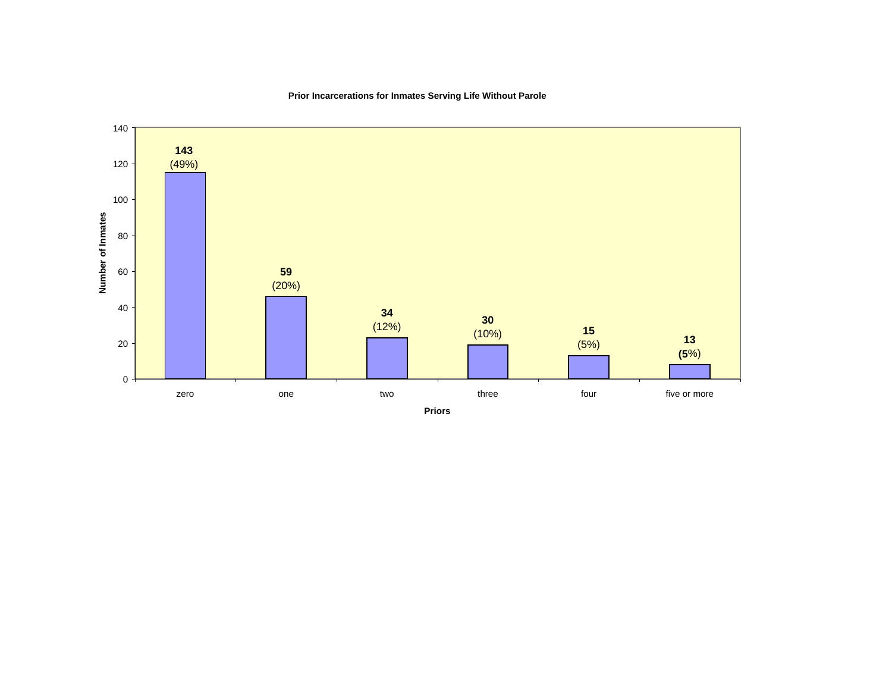**Prior Incarcerations for Inmates Serving Life Without Parole**

| Priors | Number of Inmates | Percent |
| --- | --- | --- |
| zero | 143 | (49%) |
| one | 59 | (20%) |
| two | 34 | (12%) |
| three | 30 | (10%) |
| four | 15 | (5%) |
| five or more | 13 | (5%) |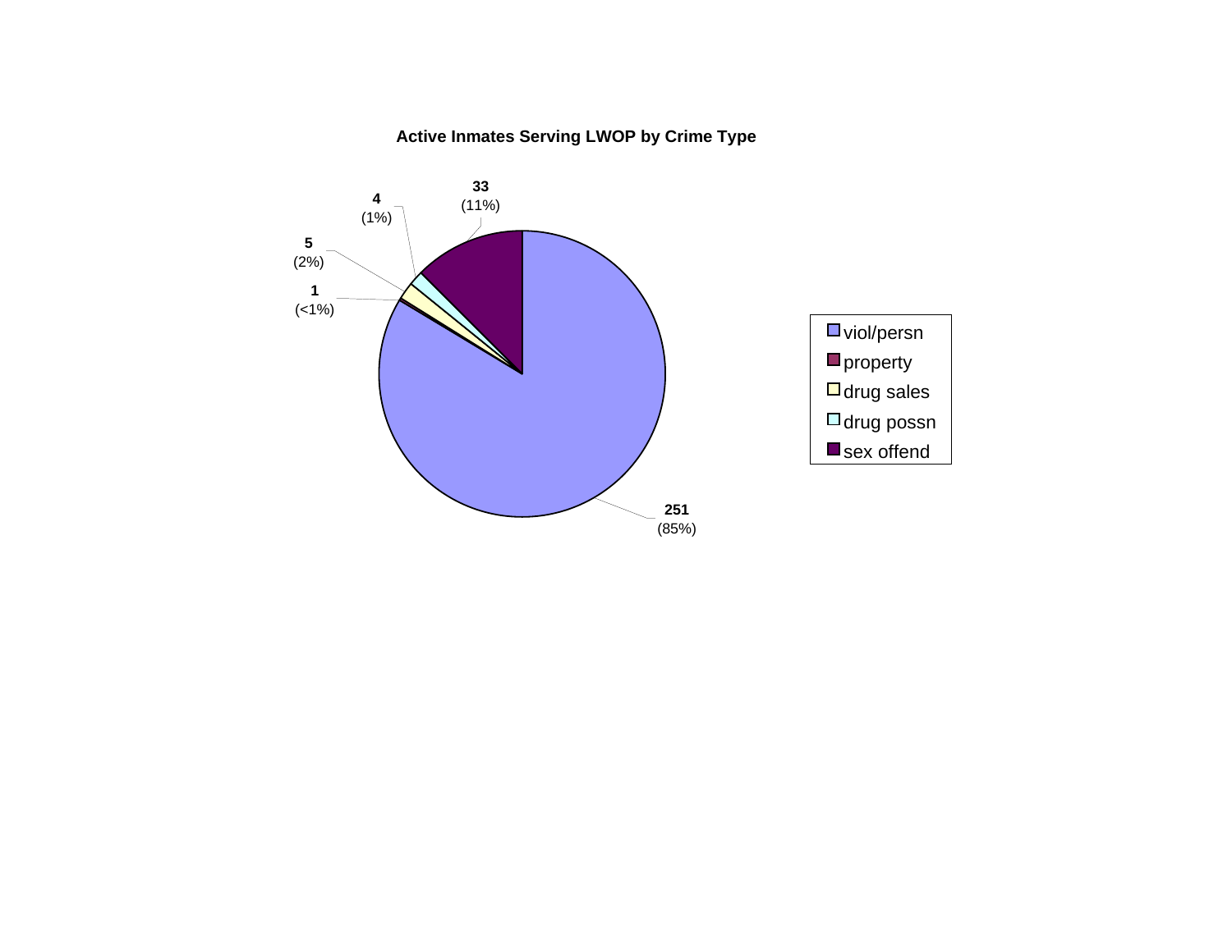**Active Inmates Serving LWOP by Crime Type**

| Crime Type | Count | Percent |
|---|---|---|
| viol/persn | 251 | (85%) |
| property | 1 | (<1%) |
| drug sales | 5 | (2%) |
| drug possn | 4 | (1%) |
| sex offend | 33 | (11%) |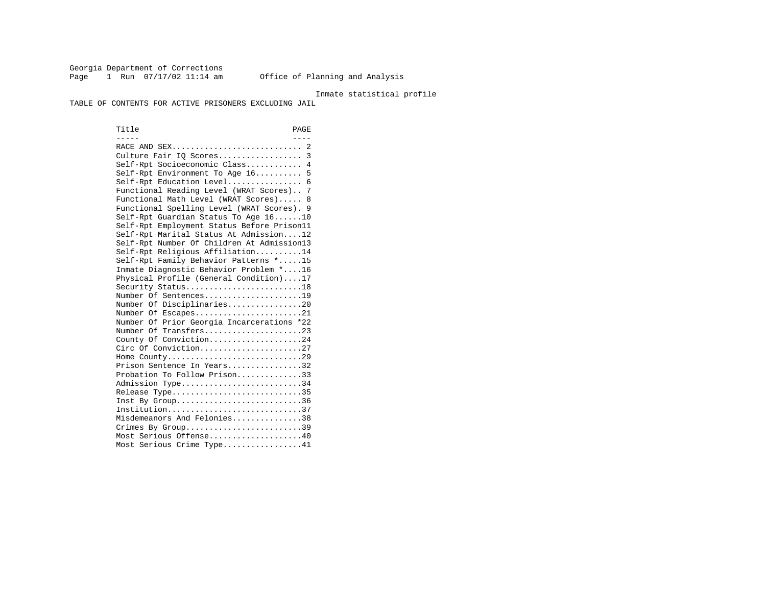Georgia Department of Corrections
Page 1 Run 07/17/02 11:14 am Office of Planning and Analysis

Inmate statistical profile

TABLE OF CONTENTS FOR ACTIVE PRISONERS EXCLUDING JAIL

| Title | PAGE |
| --- | --- |
| RACE AND SEX | 2 |
| Culture Fair IQ Scores | 3 |
| Self-Rpt Socioeconomic Class | 4 |
| Self-Rpt Environment To Age 16 | 5 |
| Self-Rpt Education Level | 6 |
| Functional Reading Level (WRAT Scores) | 7 |
| Functional Math Level (WRAT Scores) | 8 |
| Functional Spelling Level (WRAT Scores) | 9 |
| Self-Rpt Guardian Status To Age 16 | 10 |
| Self-Rpt Employment Status Before Prison | 11 |
| Self-Rpt Marital Status At Admission | 12 |
| Self-Rpt Number Of Children At Admission | 13 |
| Self-Rpt Religious Affiliation | 14 |
| Self-Rpt Family Behavior Patterns * | 15 |
| Inmate Diagnostic Behavior Problem * | 16 |
| Physical Profile (General Condition) | 17 |
| Security Status | 18 |
| Number Of Sentences | 19 |
| Number Of Disciplinaries | 20 |
| Number Of Escapes | 21 |
| Number Of Prior Georgia Incarcerations * | 22 |
| Number Of Transfers | 23 |
| County Of Conviction | 24 |
| Circ Of Conviction | 27 |
| Home County | 29 |
| Prison Sentence In Years | 32 |
| Probation To Follow Prison | 33 |
| Admission Type | 34 |
| Release Type | 35 |
| Inst By Group | 36 |
| Institution | 37 |
| Misdemeanors And Felonies | 38 |
| Crimes By Group | 39 |
| Most Serious Offense | 40 |
| Most Serious Crime Type | 41 |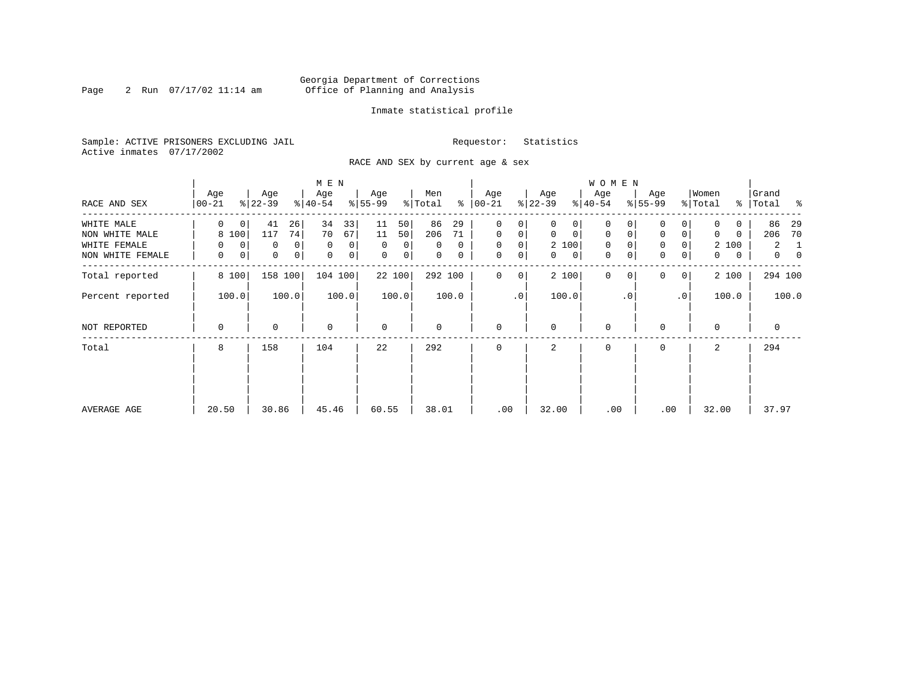Georgia Department of Corrections
Office of Planning and Analysis

Inmate statistical profile

Sample: ACTIVE PRISONERS EXCLUDING JAIL
Active inmates 07/17/2002

Requestor: Statistics

RACE AND SEX by current age & sex

| RACE AND SEX | MEN Age 00-21 | % | Age 22-39 | % | Age 40-54 | % | Age 55-99 | % | Men Total | % | WOMEN Age 00-21 | % | Age 22-39 | % | Age 40-54 | % | Age 55-99 | % | Women Total | % | Grand Total | % |
|---|---|---|---|---|---|---|---|---|---|---|---|---|---|---|---|---|---|---|---|---|---|---|
| WHITE MALE | 0 | 0 | 41 | 26 | 34 | 33 | 11 | 50 | 86 | 29 | 0 | 0 | 0 | 0 | 0 | 0 | 0 | 0 | 0 | 0 | 86 | 29 |
| NON WHITE MALE | 8 | 100 | 117 | 74 | 70 | 67 | 11 | 50 | 206 | 71 | 0 | 0 | 0 | 0 | 0 | 0 | 0 | 0 | 0 | 0 | 206 | 70 |
| WHITE FEMALE | 0 | 0 | 0 | 0 | 0 | 0 | 0 | 0 | 0 | 0 | 0 | 0 | 2 | 100 | 0 | 0 | 0 | 0 | 2 | 100 | 2 | 1 |
| NON WHITE FEMALE | 0 | 0 | 0 | 0 | 0 | 0 | 0 | 0 | 0 | 0 | 0 | 0 | 0 | 0 | 0 | 0 | 0 | 0 | 0 | 0 | 0 | 0 |
| Total reported | 8 | 100 | 158 | 100 | 104 | 100 | 22 | 100 | 292 | 100 | 0 | 0 | 2 | 100 | 0 | 0 | 0 | 0 | 2 | 100 | 294 | 100 |
| Percent reported | | 100.0 | | 100.0 | | 100.0 | | 100.0 | | 100.0 | | .0 | | 100.0 | | .0 | | .0 | | 100.0 | | 100.0 |
| NOT REPORTED | 0 | | 0 | | 0 | | 0 | | 0 | | 0 | | 0 | | 0 | | 0 | | 0 | | 0 | |
| Total | 8 | | 158 | | 104 | | 22 | | 292 | | 0 | | 2 | | 0 | | 0 | | 2 | | 294 | |
| AVERAGE AGE | 20.50 | | 30.86 | | 45.46 | | 60.55 | | 38.01 | | .00 | | 32.00 | | .00 | | .00 | | 32.00 | | 37.97 | |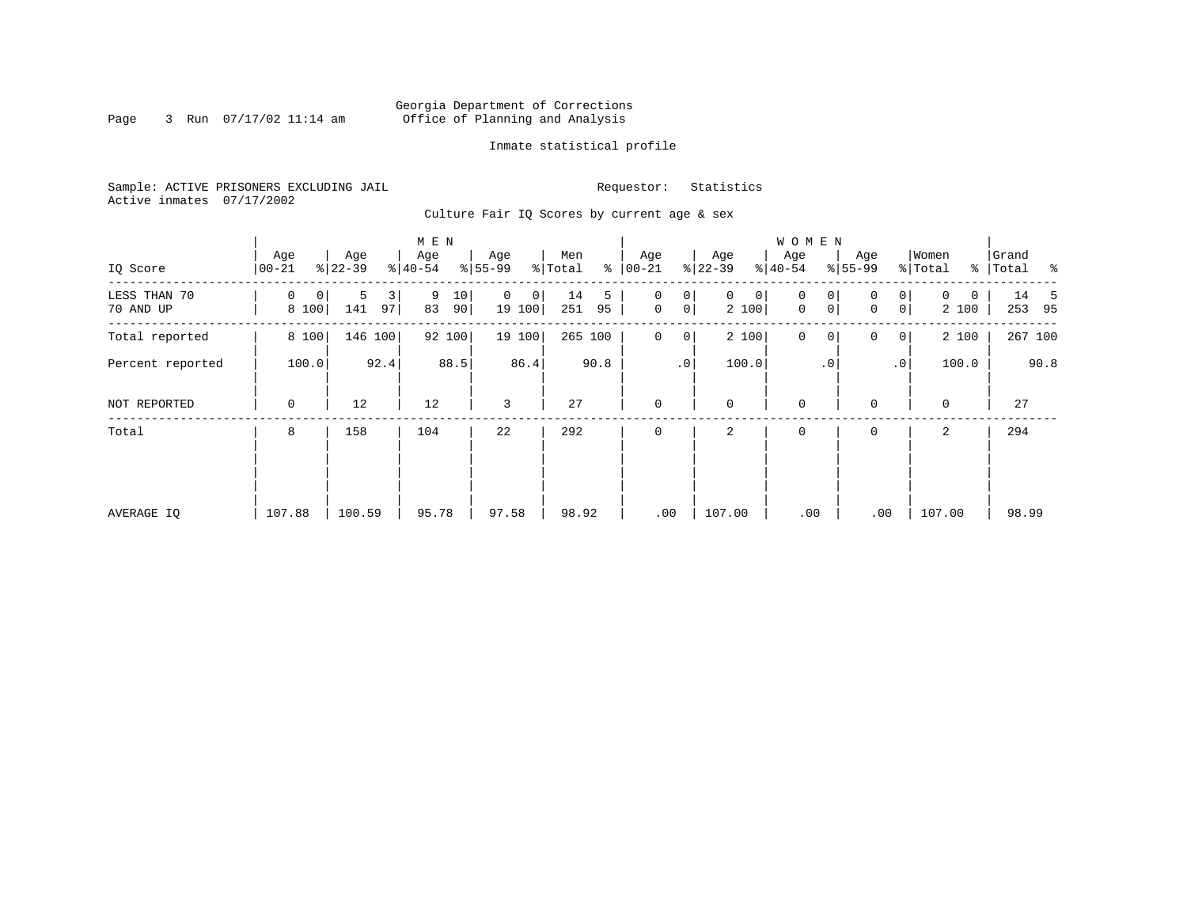Georgia Department of Corrections
Office of Planning and Analysis

Inmate statistical profile

Sample: ACTIVE PRISONERS EXCLUDING JAIL
Active inmates 07/17/2002

Requestor: Statistics

Culture Fair IQ Scores by current age & sex

| IQ Score | MEN Age 00-21 | % | Age 22-39 | % | Age 40-54 | % | Age 55-99 | % | Men Total | % | WOMEN Age 00-21 | % | Age 22-39 | % | Age 40-54 | % | Age 55-99 | % | Women Total | % | Grand Total | % |
|---|---|---|---|---|---|---|---|---|---|---|---|---|---|---|---|---|---|---|---|---|---|---|
| LESS THAN 70 | 0 | 0 | 5 | 3 | 9 | 10 | 0 | 0 | 14 | 5 | 0 | 0 | 0 | 0 | 0 | 0 | 0 | 0 | 0 | 0 | 14 | 5 |
| 70 AND UP | 8 | 100 | 141 | 97 | 83 | 90 | 19 | 100 | 251 | 95 | 0 | 0 | 2 | 100 | 0 | 0 | 0 | 0 | 2 | 100 | 253 | 95 |
| Total reported | 8 | 100 | 146 | 100 | 92 | 100 | 19 | 100 | 265 | 100 | 0 | 0 | 2 | 100 | 0 | 0 | 0 | 0 | 2 | 100 | 267 | 100 |
| Percent reported | | 100.0 | | 92.4 | | 88.5 | | 86.4 | | 90.8 | | .0 | | 100.0 | | .0 | | .0 | | 100.0 | | 90.8 |
| NOT REPORTED | 0 | | 12 | | 12 | | 3 | | 27 | | 0 | | 0 | | 0 | | 0 | | 0 | | 27 | |
| Total | 8 | | 158 | | 104 | | 22 | | 292 | | 0 | | 2 | | 0 | | 0 | | 2 | | 294 | |
| AVERAGE IQ | 107.88 | | 100.59 | | 95.78 | | 97.58 | | 98.92 | | .00 | | 107.00 | | .00 | | .00 | | 107.00 | | 98.99 | |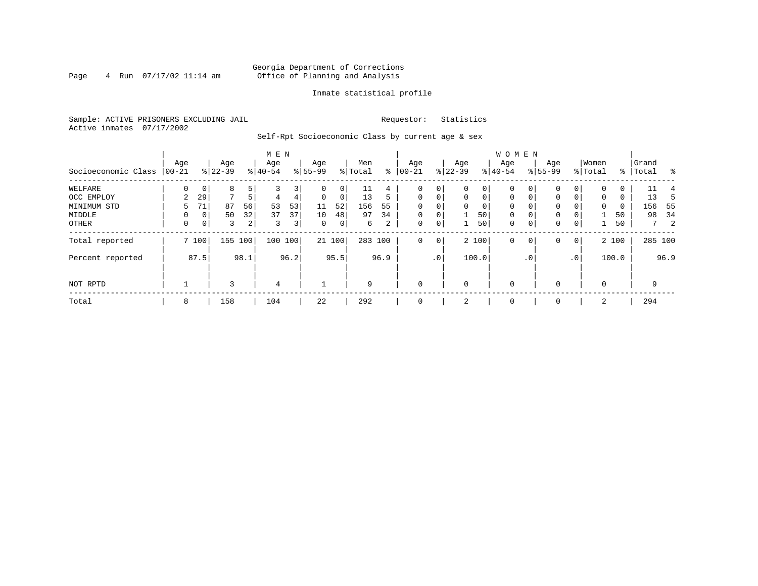Georgia Department of Corrections
Office of Planning and Analysis

Inmate statistical profile

Sample: ACTIVE PRISONERS EXCLUDING JAIL                Requestor: Statistics
Active inmates 07/17/2002

Self-Rpt Socioeconomic Class by current age & sex

| Socioeconomic Class | MEN Age 00-21 | % | Age 22-39 | % | Age 40-54 | % | Age 55-99 | % | Men Total | % | WOMEN Age 00-21 | % | Age 22-39 | % | Age 40-54 | % | Age 55-99 | % | Women Total | % | Grand Total | % |
|---|---|---|---|---|---|---|---|---|---|---|---|---|---|---|---|---|---|---|---|---|---|---|
| WELFARE | 0 | 0 | 8 | 5 | 3 | 3 | 0 | 0 | 11 | 4 | 0 | 0 | 0 | 0 | 0 | 0 | 0 | 0 | 0 | 0 | 11 | 4 |
| OCC EMPLOY | 2 | 29 | 7 | 5 | 4 | 4 | 0 | 0 | 13 | 5 | 0 | 0 | 0 | 0 | 0 | 0 | 0 | 0 | 0 | 0 | 13 | 5 |
| MINIMUM STD | 5 | 71 | 87 | 56 | 53 | 53 | 11 | 52 | 156 | 55 | 0 | 0 | 0 | 0 | 0 | 0 | 0 | 0 | 0 | 0 | 156 | 55 |
| MIDDLE | 0 | 0 | 50 | 32 | 37 | 37 | 10 | 48 | 97 | 34 | 0 | 0 | 1 | 50 | 0 | 0 | 0 | 0 | 1 | 50 | 98 | 34 |
| OTHER | 0 | 0 | 3 | 2 | 3 | 3 | 0 | 0 | 6 | 2 | 0 | 0 | 1 | 50 | 0 | 0 | 0 | 0 | 1 | 50 | 7 | 2 |
| Total reported | 7 | 100 | 155 | 100 | 100 | 100 | 21 | 100 | 283 | 100 | 0 | 0 | 2 | 100 | 0 | 0 | 0 | 0 | 2 | 100 | 285 | 100 |
| Percent reported | | 87.5 | | 98.1 | | 96.2 | | 95.5 | | 96.9 | | .0 | | 100.0 | | .0 | | .0 | | 100.0 | | 96.9 |
| NOT RPTD | 1 | | 3 | | 4 | | 1 | | 9 | | 0 | | 0 | | 0 | | 0 | | 0 | | 9 | |
| Total | 8 | | 158 | | 104 | | 22 | | 292 | | 0 | | 2 | | 0 | | 0 | | 2 | | 294 | |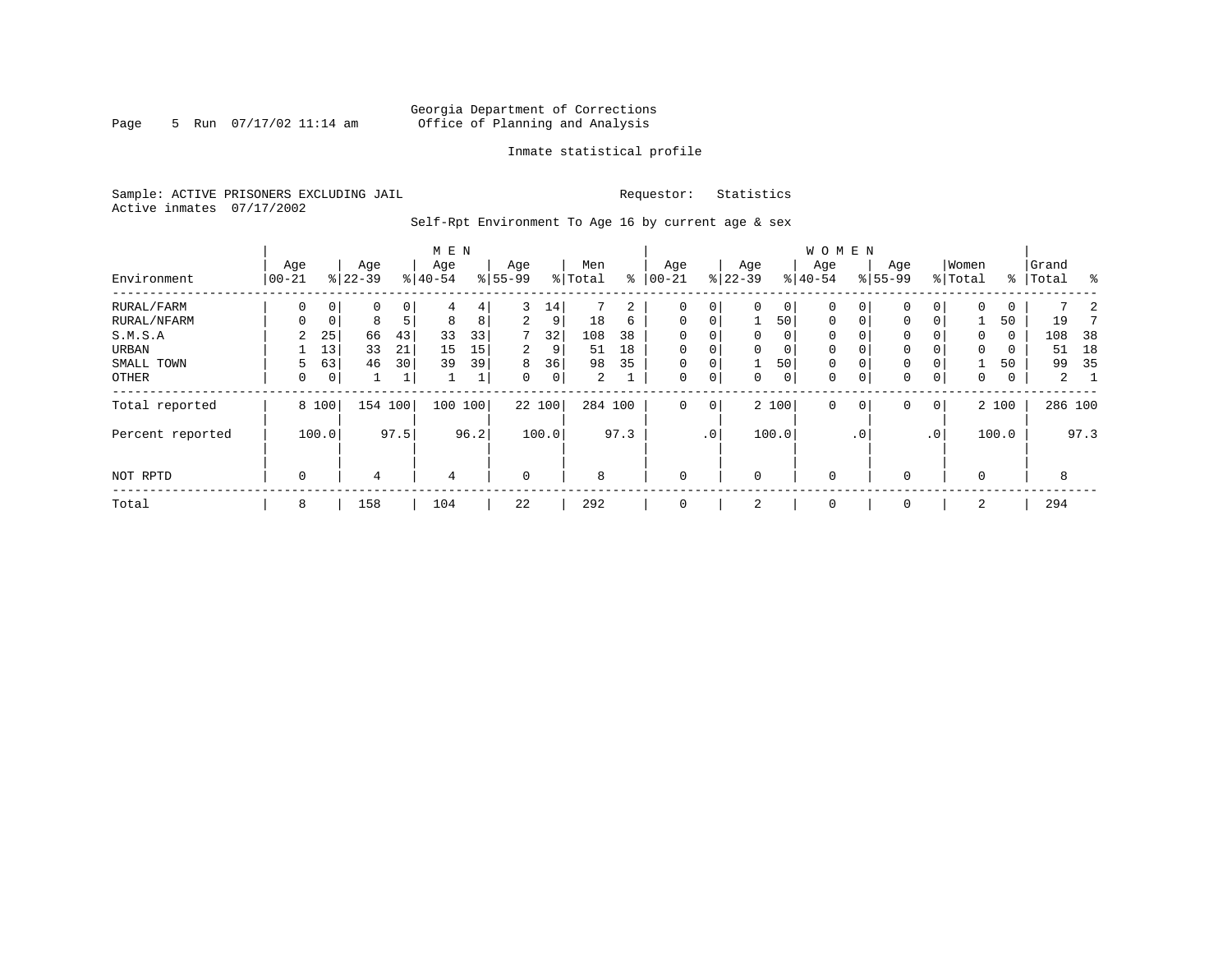Georgia Department of Corrections
Office of Planning and Analysis

Inmate statistical profile

Sample: ACTIVE PRISONERS EXCLUDING JAIL    Requestor: Statistics
Active inmates 07/17/2002

Self-Rpt Environment To Age 16 by current age & sex

| Environment | MEN Age 00-21 | % | Age 22-39 | % | Age 40-54 | % | Age 55-99 | % | Men Total | % | WOMEN Age 00-21 | % | Age 22-39 | % | Age 40-54 | % | Age 55-99 | % | Women Total | % | Grand Total | % |
|---|---|---|---|---|---|---|---|---|---|---|---|---|---|---|---|---|---|---|---|---|---|---|
| RURAL/FARM | 0 | 0 | 0 | 0 | 4 | 4 | 3 | 14 | 7 | 2 | 0 | 0 | 0 | 0 | 0 | 0 | 0 | 0 | 0 | 0 | 7 | 2 |
| RURAL/NFARM | 0 | 0 | 8 | 5 | 8 | 8 | 2 | 9 | 18 | 6 | 0 | 0 | 1 | 50 | 0 | 0 | 0 | 0 | 1 | 50 | 19 | 7 |
| S.M.S.A | 2 | 25 | 66 | 43 | 33 | 33 | 7 | 32 | 108 | 38 | 0 | 0 | 0 | 0 | 0 | 0 | 0 | 0 | 0 | 0 | 108 | 38 |
| URBAN | 1 | 13 | 33 | 21 | 15 | 15 | 2 | 9 | 51 | 18 | 0 | 0 | 0 | 0 | 0 | 0 | 0 | 0 | 0 | 0 | 51 | 18 |
| SMALL TOWN | 5 | 63 | 46 | 30 | 39 | 39 | 8 | 36 | 98 | 35 | 0 | 0 | 1 | 50 | 0 | 0 | 0 | 0 | 1 | 50 | 99 | 35 |
| OTHER | 0 | 0 | 1 | 1 | 1 | 1 | 0 | 0 | 2 | 1 | 0 | 0 | 0 | 0 | 0 | 0 | 0 | 0 | 0 | 0 | 2 | 1 |
| Total reported | 8 | 100 | 154 | 100 | 100 | 100 | 22 | 100 | 284 | 100 | 0 | 0 | 2 | 100 | 0 | 0 | 0 | 0 | 2 | 100 | 286 | 100 |
| Percent reported | | 100.0 | | 97.5 | | 96.2 | | 100.0 | | 97.3 | | .0 | | 100.0 | | .0 | | .0 | | 100.0 | | 97.3 |
| NOT RPTD | 0 | | 4 | | 4 | | 0 | | 8 | | 0 | | 0 | | 0 | | 0 | | 0 | | 8 | |
| Total | 8 | | 158 | | 104 | | 22 | | 292 | | 0 | | 2 | | 0 | | 0 | | 2 | | 294 | |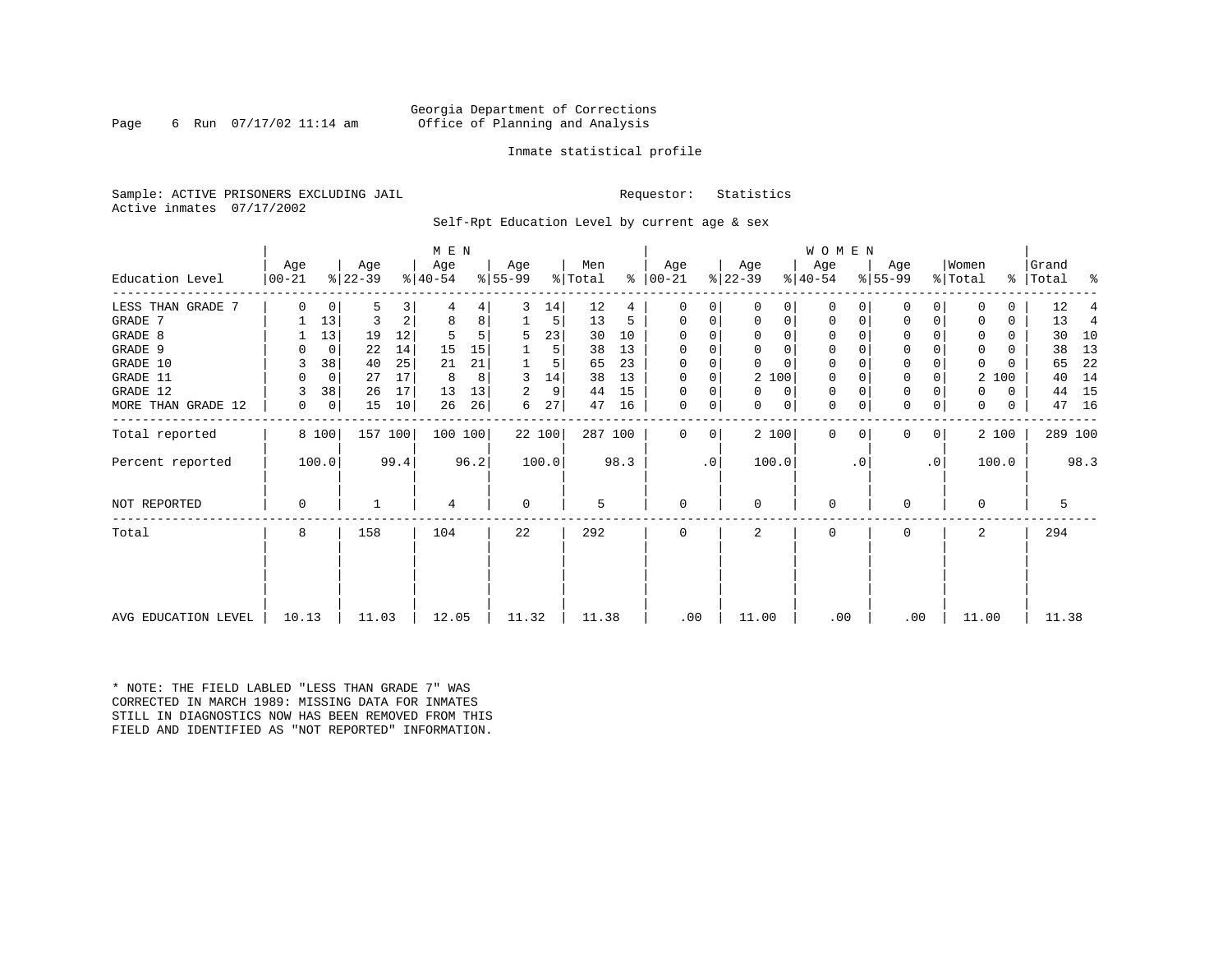Georgia Department of Corrections
Office of Planning and Analysis

Inmate statistical profile

Sample: ACTIVE PRISONERS EXCLUDING JAIL

Requestor: Statistics

Active inmates 07/17/2002

Self-Rpt Education Level by current age & sex

| Education Level | MEN Age 00-21 | % | Age 22-39 | % | Age 40-54 | % | Age 55-99 | % | Men Total | % | WOMEN Age 00-21 | % | Age 22-39 | % | Age 40-54 | % | Age 55-99 | % | Women Total | % | Grand Total | % |
|---|---|---|---|---|---|---|---|---|---|---|---|---|---|---|---|---|---|---|---|---|---|---|
| LESS THAN GRADE 7 | 0 | 0 | 5 | 3 | 4 | 4 | 3 | 14 | 12 | 4 | 0 | 0 | 0 | 0 | 0 | 0 | 0 | 0 | 0 | 0 | 12 | 4 |
| GRADE 7 | 1 | 13 | 3 | 2 | 8 | 8 | 1 | 5 | 13 | 5 | 0 | 0 | 0 | 0 | 0 | 0 | 0 | 0 | 0 | 0 | 13 | 4 |
| GRADE 8 | 1 | 13 | 19 | 12 | 5 | 5 | 5 | 23 | 30 | 10 | 0 | 0 | 0 | 0 | 0 | 0 | 0 | 0 | 0 | 0 | 30 | 10 |
| GRADE 9 | 0 | 0 | 22 | 14 | 15 | 15 | 1 | 5 | 38 | 13 | 0 | 0 | 0 | 0 | 0 | 0 | 0 | 0 | 0 | 0 | 38 | 13 |
| GRADE 10 | 3 | 38 | 40 | 25 | 21 | 21 | 1 | 5 | 65 | 23 | 0 | 0 | 0 | 0 | 0 | 0 | 0 | 0 | 0 | 0 | 65 | 22 |
| GRADE 11 | 0 | 0 | 27 | 17 | 8 | 8 | 3 | 14 | 38 | 13 | 0 | 0 | 2 | 100 | 0 | 0 | 0 | 0 | 2 | 100 | 40 | 14 |
| GRADE 12 | 3 | 38 | 26 | 17 | 13 | 13 | 2 | 9 | 44 | 15 | 0 | 0 | 0 | 0 | 0 | 0 | 0 | 0 | 0 | 0 | 44 | 15 |
| MORE THAN GRADE 12 | 0 | 0 | 15 | 10 | 26 | 26 | 6 | 27 | 47 | 16 | 0 | 0 | 0 | 0 | 0 | 0 | 0 | 0 | 0 | 0 | 47 | 16 |
| Total reported | 8 | 100 | 157 | 100 | 100 | 100 | 22 | 100 | 287 | 100 | 0 | 0 | 2 | 100 | 0 | 0 | 0 | 0 | 2 | 100 | 289 | 100 |
| Percent reported | | 100.0 | | 99.4 | | 96.2 | | 100.0 | | 98.3 | | .0 | | 100.0 | | .0 | | .0 | | 100.0 | | 98.3 |
| NOT REPORTED | 0 | | 1 | | 4 | | 0 | | 5 | | 0 | | 0 | | 0 | | 0 | | 0 | | 5 | |
| Total | 8 | | 158 | | 104 | | 22 | | 292 | | 0 | | 2 | | 0 | | 0 | | 2 | | 294 | |
| AVG EDUCATION LEVEL | 10.13 | | 11.03 | | 12.05 | | 11.32 | | 11.38 | | .00 | | 11.00 | | .00 | | .00 | | 11.00 | | 11.38 | |

* NOTE: THE FIELD LABLED "LESS THAN GRADE 7" WAS CORRECTED IN MARCH 1989: MISSING DATA FOR INMATES STILL IN DIAGNOSTICS NOW HAS BEEN REMOVED FROM THIS FIELD AND IDENTIFIED AS "NOT REPORTED" INFORMATION.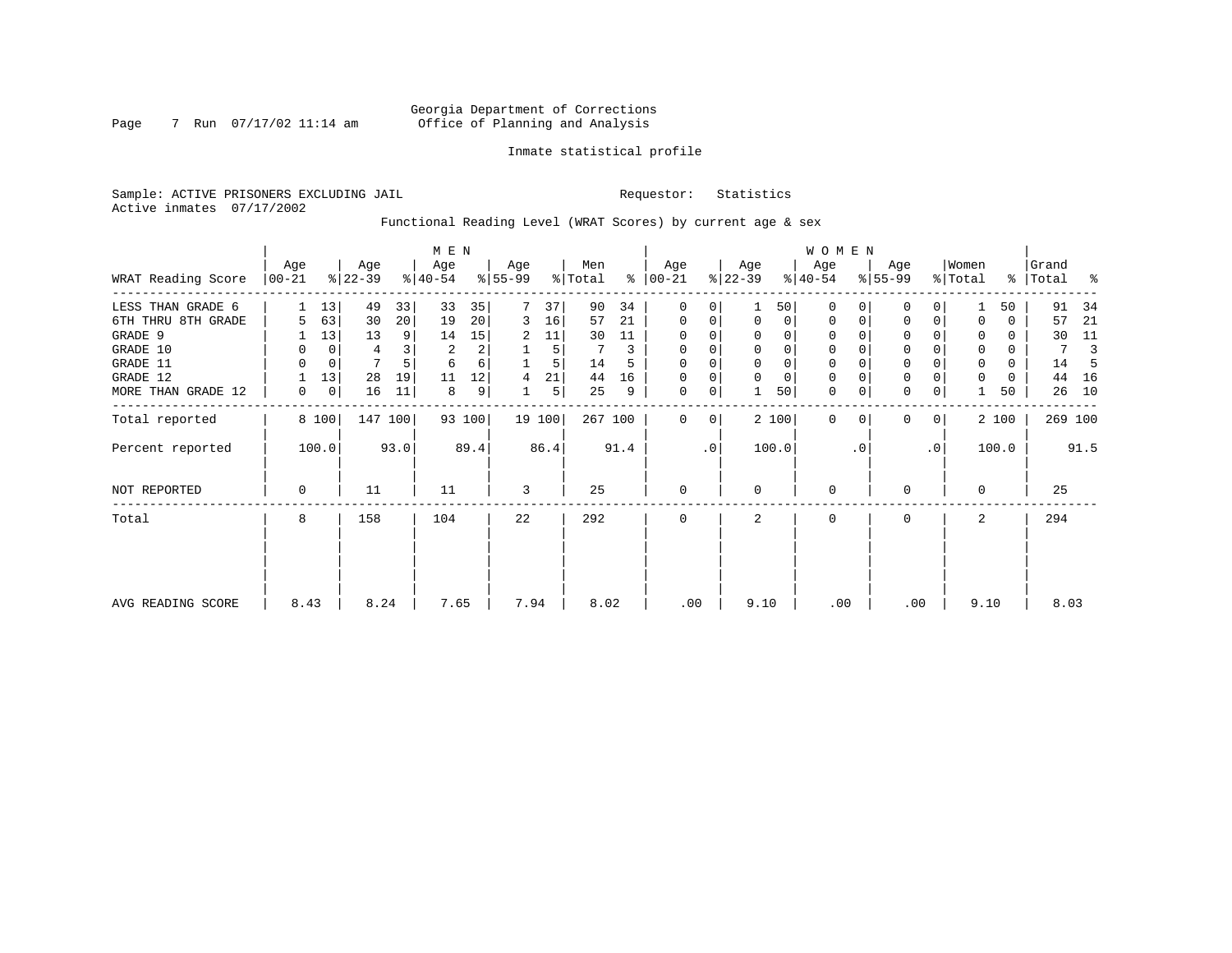Georgia Department of Corrections
Office of Planning and Analysis

Inmate statistical profile

Sample: ACTIVE PRISONERS EXCLUDING JAIL　　　Requestor: Statistics
Active inmates 07/17/2002

Functional Reading Level (WRAT Scores) by current age & sex

| WRAT Reading Score | MEN Age 00-21 | % | Age 22-39 | % | Age 40-54 | % | Age 55-99 | % | Men Total | % | WOMEN Age 00-21 | % | Age 22-39 | % | Age 40-54 | % | Age 55-99 | % | Women Total | % | Grand Total | % |
|---|---|---|---|---|---|---|---|---|---|---|---|---|---|---|---|---|---|---|---|---|---|---|
| LESS THAN GRADE 6 | 1 | 13 | 49 | 33 | 33 | 35 | 7 | 37 | 90 | 34 | 0 | 0 | 1 | 50 | 0 | 0 | 0 | 0 | 1 | 50 | 91 | 34 |
| 6TH THRU 8TH GRADE | 5 | 63 | 30 | 20 | 19 | 20 | 3 | 16 | 57 | 21 | 0 | 0 | 0 | 0 | 0 | 0 | 0 | 0 | 0 | 0 | 57 | 21 |
| GRADE 9 | 1 | 13 | 13 | 9 | 14 | 15 | 2 | 11 | 30 | 11 | 0 | 0 | 0 | 0 | 0 | 0 | 0 | 0 | 0 | 0 | 30 | 11 |
| GRADE 10 | 0 | 0 | 4 | 3 | 2 | 2 | 1 | 5 | 7 | 3 | 0 | 0 | 0 | 0 | 0 | 0 | 0 | 0 | 0 | 0 | 7 | 3 |
| GRADE 11 | 0 | 0 | 7 | 5 | 6 | 6 | 1 | 5 | 14 | 5 | 0 | 0 | 0 | 0 | 0 | 0 | 0 | 0 | 0 | 0 | 14 | 5 |
| GRADE 12 | 1 | 13 | 28 | 19 | 11 | 12 | 4 | 21 | 44 | 16 | 0 | 0 | 0 | 0 | 0 | 0 | 0 | 0 | 0 | 0 | 44 | 16 |
| MORE THAN GRADE 12 | 0 | 0 | 16 | 11 | 8 | 9 | 1 | 5 | 25 | 9 | 0 | 0 | 1 | 50 | 0 | 0 | 0 | 0 | 1 | 50 | 26 | 10 |
| Total reported | 8 | 100 | 147 | 100 | 93 | 100 | 19 | 100 | 267 | 100 | 0 | 0 | 2 | 100 | 0 | 0 | 0 | 0 | 2 | 100 | 269 | 100 |
| Percent reported | 100.0 | | 93.0 | | 89.4 | | 86.4 | | 91.4 | | .0 | | 100.0 | | .0 | | .0 | | 100.0 | | 91.5 | |
| NOT REPORTED | 0 | | 11 | | 11 | | 3 | | 25 | | 0 | | 0 | | 0 | | 0 | | 0 | | 25 | |
| Total | 8 | | 158 | | 104 | | 22 | | 292 | | 0 | | 2 | | 0 | | 0 | | 2 | | 294 | |
| AVG READING SCORE | 8.43 | | 8.24 | | 7.65 | | 7.94 | | 8.02 | | .00 | | 9.10 | | .00 | | .00 | | 9.10 | | 8.03 | |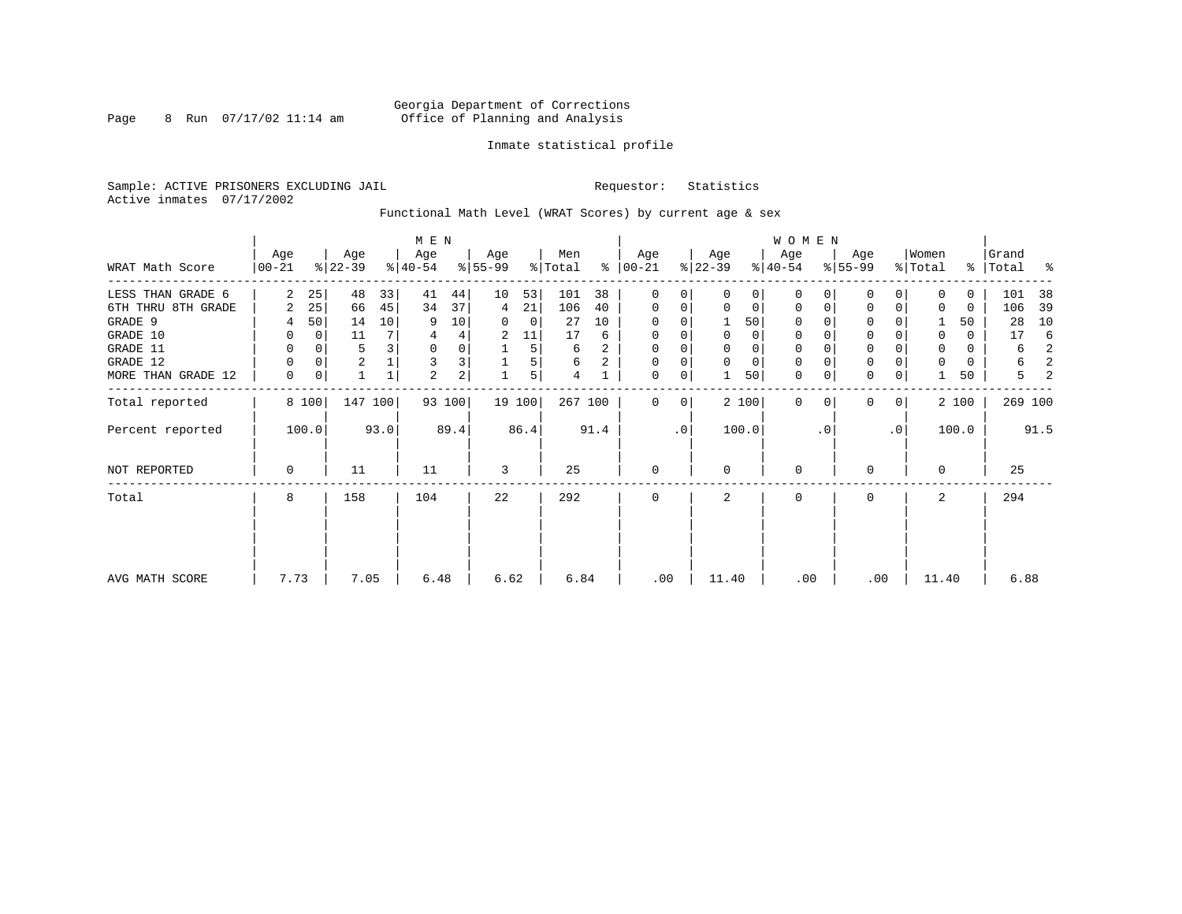Georgia Department of Corrections
Office of Planning and Analysis

Inmate statistical profile

Sample: ACTIVE PRISONERS EXCLUDING JAIL    Requestor: Statistics
Active inmates 07/17/2002

Functional Math Level (WRAT Scores) by current age & sex

| | MEN | | | | | | | | | | WOMEN | | | | | | | | | | | |
|---|---|---|---|---|---|---|---|---|---|---|---|---|---|---|---|---|---|---|---|---|---|---|
| WRAT Math Score | Age 00-21 | % | Age 22-39 | % | Age 40-54 | % | Age 55-99 | % | Men Total | % | Age 00-21 | % | Age 22-39 | % | Age 40-54 | % | Age 55-99 | % | Women Total | % | Grand Total | % |
| LESS THAN GRADE 6 | 2 | 25 | 48 | 33 | 41 | 44 | 10 | 53 | 101 | 38 | 0 | 0 | 0 | 0 | 0 | 0 | 0 | 0 | 0 | 0 | 101 | 38 |
| 6TH THRU 8TH GRADE | 2 | 25 | 66 | 45 | 34 | 37 | 4 | 21 | 106 | 40 | 0 | 0 | 0 | 0 | 0 | 0 | 0 | 0 | 0 | 0 | 106 | 39 |
| GRADE 9 | 4 | 50 | 14 | 10 | 9 | 10 | 0 | 0 | 27 | 10 | 0 | 0 | 1 | 50 | 0 | 0 | 0 | 0 | 1 | 50 | 28 | 10 |
| GRADE 10 | 0 | 0 | 11 | 7 | 4 | 4 | 2 | 11 | 17 | 6 | 0 | 0 | 0 | 0 | 0 | 0 | 0 | 0 | 0 | 0 | 17 | 6 |
| GRADE 11 | 0 | 0 | 5 | 3 | 0 | 0 | 1 | 5 | 6 | 2 | 0 | 0 | 0 | 0 | 0 | 0 | 0 | 0 | 0 | 0 | 6 | 2 |
| GRADE 12 | 0 | 0 | 2 | 1 | 3 | 3 | 1 | 5 | 6 | 2 | 0 | 0 | 0 | 0 | 0 | 0 | 0 | 0 | 0 | 0 | 6 | 2 |
| MORE THAN GRADE 12 | 0 | 0 | 1 | 1 | 2 | 2 | 1 | 5 | 4 | 1 | 0 | 0 | 1 | 50 | 0 | 0 | 0 | 0 | 1 | 50 | 5 | 2 |
| Total reported | 8 | 100 | 147 | 100 | 93 | 100 | 19 | 100 | 267 | 100 | 0 | 0 | 2 | 100 | 0 | 0 | 0 | 0 | 2 | 100 | 269 | 100 |
| Percent reported | 100.0 | | 93.0 | | 89.4 | | 86.4 | | 91.4 | | .0 | | 100.0 | | .0 | | .0 | | 100.0 | | 91.5 | |
| NOT REPORTED | 0 | | 11 | | 11 | | 3 | | 25 | | 0 | | 0 | | 0 | | 0 | | 0 | | 25 | |
| Total | 8 | | 158 | | 104 | | 22 | | 292 | | 0 | | 2 | | 0 | | 0 | | 2 | | 294 | |
| AVG MATH SCORE | 7.73 | | 7.05 | | 6.48 | | 6.62 | | 6.84 | | .00 | | 11.40 | | .00 | | .00 | | 11.40 | | 6.88 | |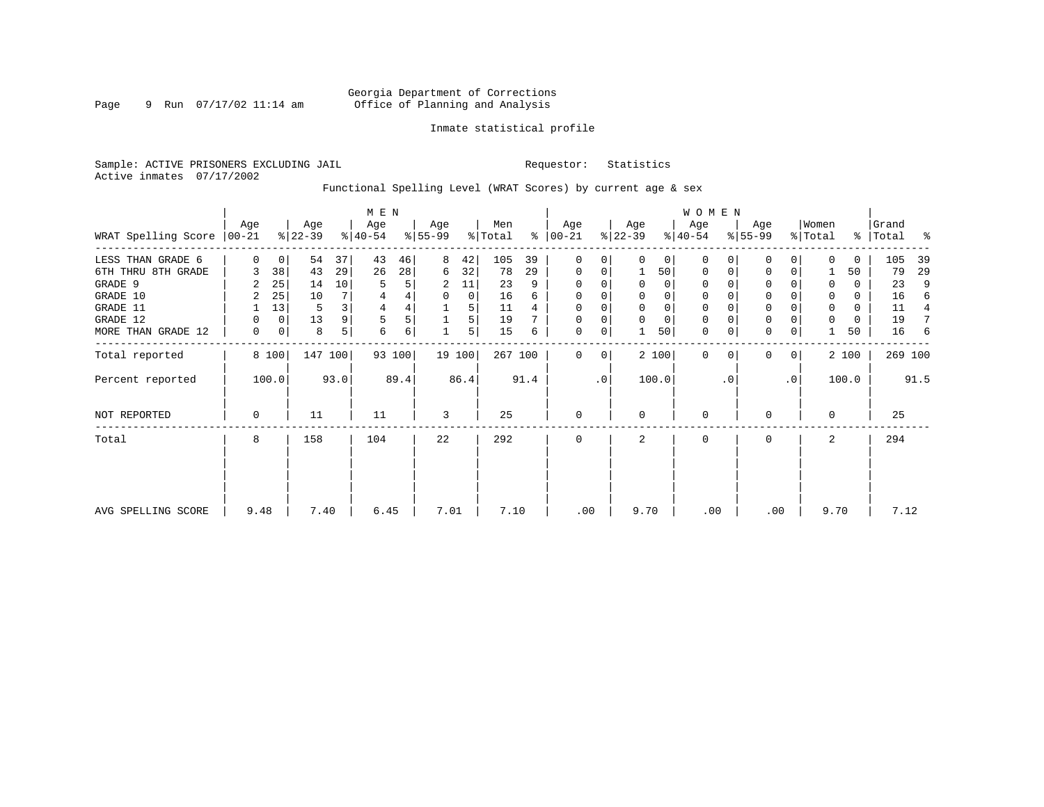Georgia Department of Corrections
Office of Planning and Analysis

Inmate statistical profile

Sample: ACTIVE PRISONERS EXCLUDING JAIL    Requestor: Statistics
Active inmates 07/17/2002

Functional Spelling Level (WRAT Scores) by current age & sex

| WRAT Spelling Score | MEN Age 00-21 | % | Age 22-39 | % | Age 40-54 | % | Age 55-99 | % | Men Total | % | WOMEN Age 00-21 | % | Age 22-39 | % | Age 40-54 | % | Age 55-99 | % | Women Total | % | Grand Total | % |
|---|---|---|---|---|---|---|---|---|---|---|---|---|---|---|---|---|---|---|---|---|---|---|
| LESS THAN GRADE 6 | 0 | 0 | 54 | 37 | 43 | 46 | 8 | 42 | 105 | 39 | 0 | 0 | 0 | 0 | 0 | 0 | 0 | 0 | 0 | 0 | 105 | 39 |
| 6TH THRU 8TH GRADE | 3 | 38 | 43 | 29 | 26 | 28 | 6 | 32 | 78 | 29 | 0 | 0 | 1 | 50 | 0 | 0 | 0 | 0 | 1 | 50 | 79 | 29 |
| GRADE 9 | 2 | 25 | 14 | 10 | 5 | 5 | 2 | 11 | 23 | 9 | 0 | 0 | 0 | 0 | 0 | 0 | 0 | 0 | 0 | 0 | 23 | 9 |
| GRADE 10 | 2 | 25 | 10 | 7 | 4 | 4 | 0 | 0 | 16 | 6 | 0 | 0 | 0 | 0 | 0 | 0 | 0 | 0 | 0 | 0 | 16 | 6 |
| GRADE 11 | 1 | 13 | 5 | 3 | 4 | 4 | 1 | 5 | 11 | 4 | 0 | 0 | 0 | 0 | 0 | 0 | 0 | 0 | 0 | 0 | 11 | 4 |
| GRADE 12 | 0 | 0 | 13 | 9 | 5 | 5 | 1 | 5 | 19 | 7 | 0 | 0 | 0 | 0 | 0 | 0 | 0 | 0 | 0 | 0 | 19 | 7 |
| MORE THAN GRADE 12 | 0 | 0 | 8 | 5 | 6 | 6 | 1 | 5 | 15 | 6 | 0 | 0 | 1 | 50 | 0 | 0 | 0 | 0 | 1 | 50 | 16 | 6 |
| Total reported | 8 | 100 | 147 | 100 | 93 | 100 | 19 | 100 | 267 | 100 | 0 | 0 | 2 | 100 | 0 | 0 | 0 | 0 | 2 | 100 | 269 | 100 |
| Percent reported | | 100.0 | | 93.0 | | 89.4 | | 86.4 | | 91.4 | | .0 | | 100.0 | | .0 | | .0 | | 100.0 | | 91.5 |
| NOT REPORTED | 0 | | 11 | | 11 | | 3 | | 25 | | 0 | | 0 | | 0 | | 0 | | 0 | | 25 | |
| Total | 8 | | 158 | | 104 | | 22 | | 292 | | 0 | | 2 | | 0 | | 0 | | 2 | | 294 | |
| AVG SPELLING SCORE | 9.48 | | 7.40 | | 6.45 | | 7.01 | | 7.10 | | .00 | | 9.70 | | .00 | | .00 | | 9.70 | | 7.12 | |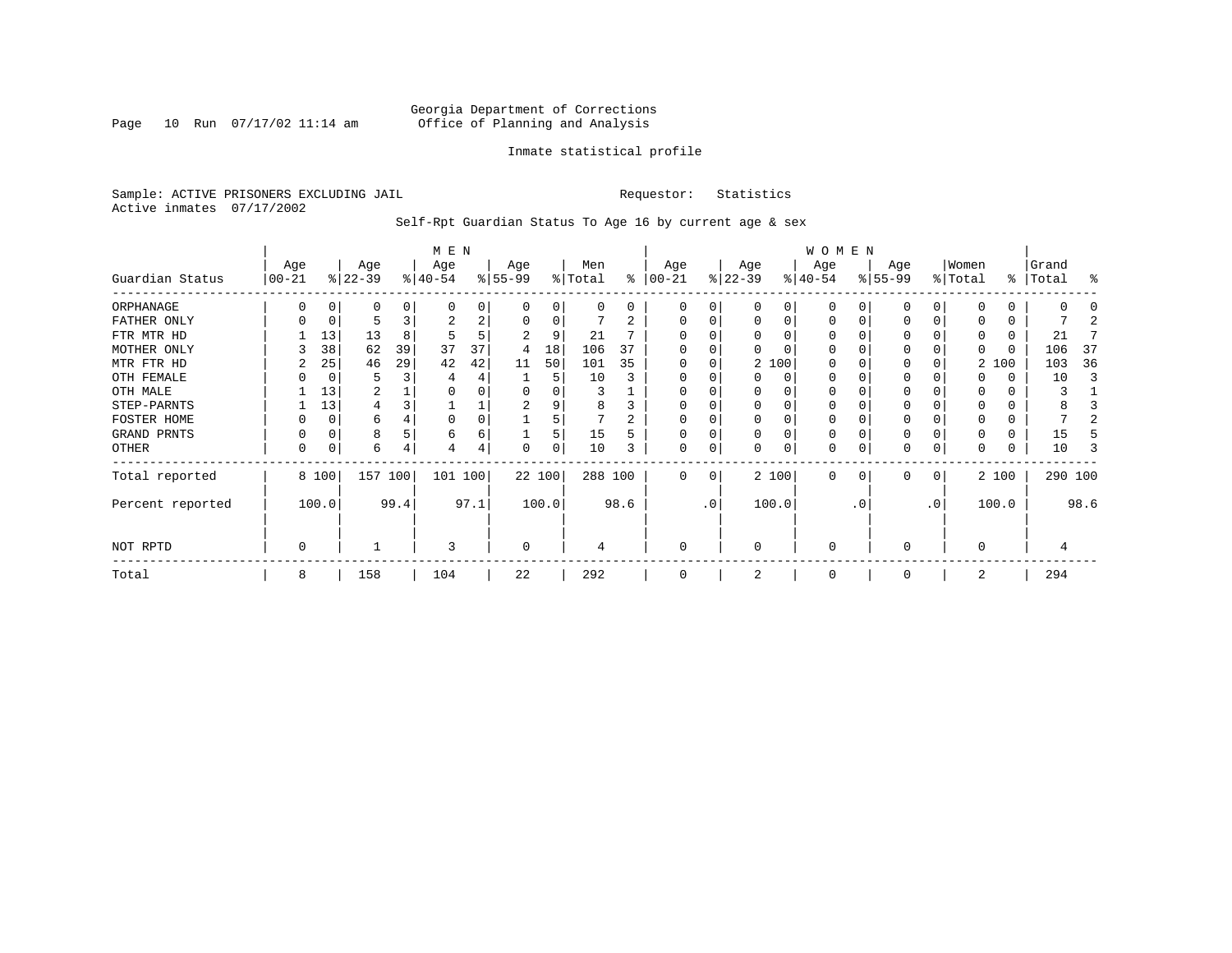Georgia Department of Corrections
Office of Planning and Analysis

Inmate statistical profile

Sample: ACTIVE PRISONERS EXCLUDING JAIL    Requestor: Statistics
Active inmates 07/17/2002

Self-Rpt Guardian Status To Age 16 by current age & sex

| Guardian Status | MEN Age 00-21 | % | Age 22-39 | % | Age 40-54 | % | Age 55-99 | % | Men Total | % | WOMEN Age 00-21 | % | Age 22-39 | % | Age 40-54 | % | Age 55-99 | % | Women Total | % | Grand Total | % |
|---|---|---|---|---|---|---|---|---|---|---|---|---|---|---|---|---|---|---|---|---|---|---|
| ORPHANAGE | 0 | 0 | 0 | 0 | 0 | 0 | 0 | 0 | 0 | 0 | 0 | 0 | 0 | 0 | 0 | 0 | 0 | 0 | 0 | 0 | 0 | 0 |
| FATHER ONLY | 0 | 0 | 5 | 3 | 2 | 2 | 0 | 0 | 7 | 2 | 0 | 0 | 0 | 0 | 0 | 0 | 0 | 0 | 0 | 0 | 7 | 2 |
| FTR MTR HD | 1 | 13 | 13 | 8 | 5 | 5 | 2 | 9 | 21 | 7 | 0 | 0 | 0 | 0 | 0 | 0 | 0 | 0 | 0 | 0 | 21 | 7 |
| MOTHER ONLY | 3 | 38 | 62 | 39 | 37 | 37 | 4 | 18 | 106 | 37 | 0 | 0 | 0 | 0 | 0 | 0 | 0 | 0 | 0 | 0 | 106 | 37 |
| MTR FTR HD | 2 | 25 | 46 | 29 | 42 | 42 | 11 | 50 | 101 | 35 | 0 | 0 | 2 | 100 | 0 | 0 | 0 | 0 | 2 | 100 | 103 | 36 |
| OTH FEMALE | 0 | 0 | 5 | 3 | 4 | 4 | 1 | 5 | 10 | 3 | 0 | 0 | 0 | 0 | 0 | 0 | 0 | 0 | 0 | 0 | 10 | 3 |
| OTH MALE | 1 | 13 | 2 | 1 | 0 | 0 | 0 | 0 | 3 | 1 | 0 | 0 | 0 | 0 | 0 | 0 | 0 | 0 | 0 | 0 | 3 | 1 |
| STEP-PARNTS | 1 | 13 | 4 | 3 | 1 | 1 | 2 | 9 | 8 | 3 | 0 | 0 | 0 | 0 | 0 | 0 | 0 | 0 | 0 | 0 | 8 | 3 |
| FOSTER HOME | 0 | 0 | 6 | 4 | 0 | 0 | 1 | 5 | 7 | 2 | 0 | 0 | 0 | 0 | 0 | 0 | 0 | 0 | 0 | 0 | 7 | 2 |
| GRAND PRNTS | 0 | 0 | 8 | 5 | 6 | 6 | 1 | 5 | 15 | 5 | 0 | 0 | 0 | 0 | 0 | 0 | 0 | 0 | 0 | 0 | 15 | 5 |
| OTHER | 0 | 0 | 6 | 4 | 4 | 4 | 0 | 0 | 10 | 3 | 0 | 0 | 0 | 0 | 0 | 0 | 0 | 0 | 0 | 0 | 10 | 3 |
| Total reported | 8 | 100 | 157 | 100 | 101 | 100 | 22 | 100 | 288 | 100 | 0 | 0 | 2 | 100 | 0 | 0 | 0 | 0 | 2 | 100 | 290 | 100 |
| Percent reported | | 100.0 | | 99.4 | | 97.1 | | 100.0 | | 98.6 | | .0 | | 100.0 | | .0 | | .0 | | 100.0 | | 98.6 |
| NOT RPTD | 0 | | 1 | | 3 | | 0 | | 4 | | 0 | | 0 | | 0 | | 0 | | 0 | | 4 | |
| Total | 8 | | 158 | | 104 | | 22 | | 292 | | 0 | | 2 | | 0 | | 0 | | 2 | | 294 | |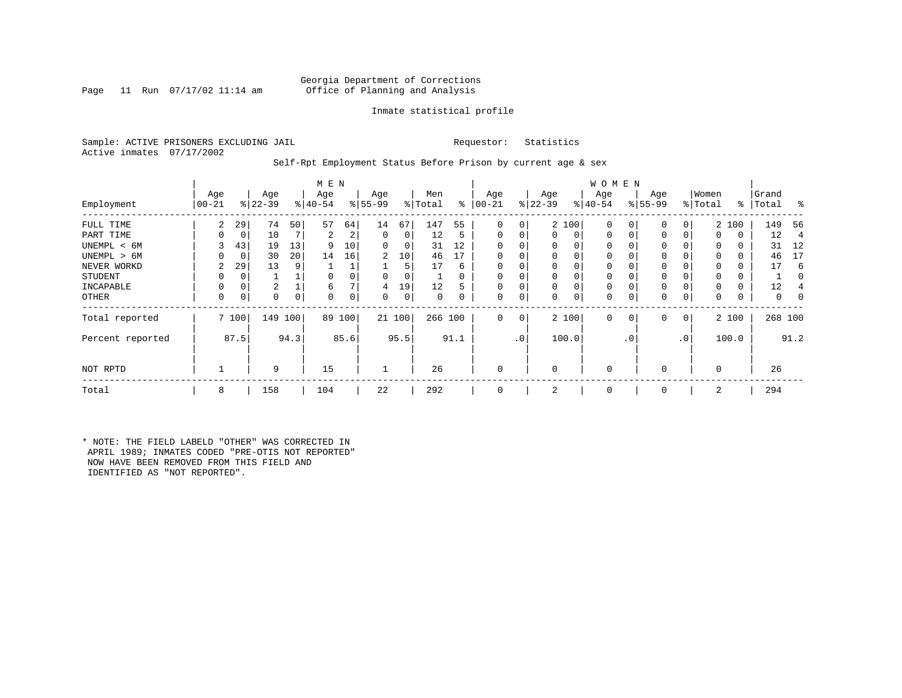Georgia Department of Corrections
Office of Planning and Analysis

Inmate statistical profile

Sample: ACTIVE PRISONERS EXCLUDING JAIL                    Requestor: Statistics
Active inmates 07/17/2002

Self-Rpt Employment Status Before Prison by current age & sex

| Employment | MEN Age 00-21 | % | Age 22-39 | % | Age 40-54 | % | Age 55-99 | % | Men Total | % | WOMEN Age 00-21 | % | Age 22-39 | % | Age 40-54 | % | Age 55-99 | % | Women Total | % | Grand Total | % |
|---|---|---|---|---|---|---|---|---|---|---|---|---|---|---|---|---|---|---|---|---|---|---|
| FULL TIME | 2 | 29 | 74 | 50 | 57 | 64 | 14 | 67 | 147 | 55 | 0 | 0 | 2 | 100 | 0 | 0 | 0 | 0 | 2 | 100 | 149 | 56 |
| PART TIME | 0 | 0 | 10 | 7 | 2 | 2 | 0 | 0 | 12 | 5 | 0 | 0 | 0 | 0 | 0 | 0 | 0 | 0 | 0 | 0 | 12 | 4 |
| UNEMPL < 6M | 3 | 43 | 19 | 13 | 9 | 10 | 0 | 0 | 31 | 12 | 0 | 0 | 0 | 0 | 0 | 0 | 0 | 0 | 0 | 0 | 31 | 12 |
| UNEMPL > 6M | 0 | 0 | 30 | 20 | 14 | 16 | 2 | 10 | 46 | 17 | 0 | 0 | 0 | 0 | 0 | 0 | 0 | 0 | 0 | 0 | 46 | 17 |
| NEVER WORKD | 2 | 29 | 13 | 9 | 1 | 1 | 1 | 5 | 17 | 6 | 0 | 0 | 0 | 0 | 0 | 0 | 0 | 0 | 0 | 0 | 17 | 6 |
| STUDENT | 0 | 0 | 1 | 1 | 0 | 0 | 0 | 0 | 1 | 0 | 0 | 0 | 0 | 0 | 0 | 0 | 0 | 0 | 0 | 0 | 1 | 0 |
| INCAPABLE | 0 | 0 | 2 | 1 | 6 | 7 | 4 | 19 | 12 | 5 | 0 | 0 | 0 | 0 | 0 | 0 | 0 | 0 | 0 | 0 | 12 | 4 |
| OTHER | 0 | 0 | 0 | 0 | 0 | 0 | 0 | 0 | 0 | 0 | 0 | 0 | 0 | 0 | 0 | 0 | 0 | 0 | 0 | 0 | 0 | 0 |
| Total reported | 7 | 100 | 149 | 100 | 89 | 100 | 21 | 100 | 266 | 100 | 0 | 0 | 2 | 100 | 0 | 0 | 0 | 0 | 2 | 100 | 268 | 100 |
| Percent reported | | 87.5 | | 94.3 | | 85.6 | | 95.5 | | 91.1 | | .0 | | 100.0 | | .0 | | .0 | | 100.0 | | 91.2 |
| NOT RPTD | 1 | | 9 | | 15 | | 1 | | 26 | | 0 | | 0 | | 0 | | 0 | | 0 | | 26 | |
| Total | 8 | | 158 | | 104 | | 22 | | 292 | | 0 | | 2 | | 0 | | 0 | | 2 | | 294 | |

* NOTE: THE FIELD LABELD "OTHER" WAS CORRECTED IN APRIL 1989; INMATES CODED "PRE-OTIS NOT REPORTED" NOW HAVE BEEN REMOVED FROM THIS FIELD AND IDENTIFIED AS "NOT REPORTED".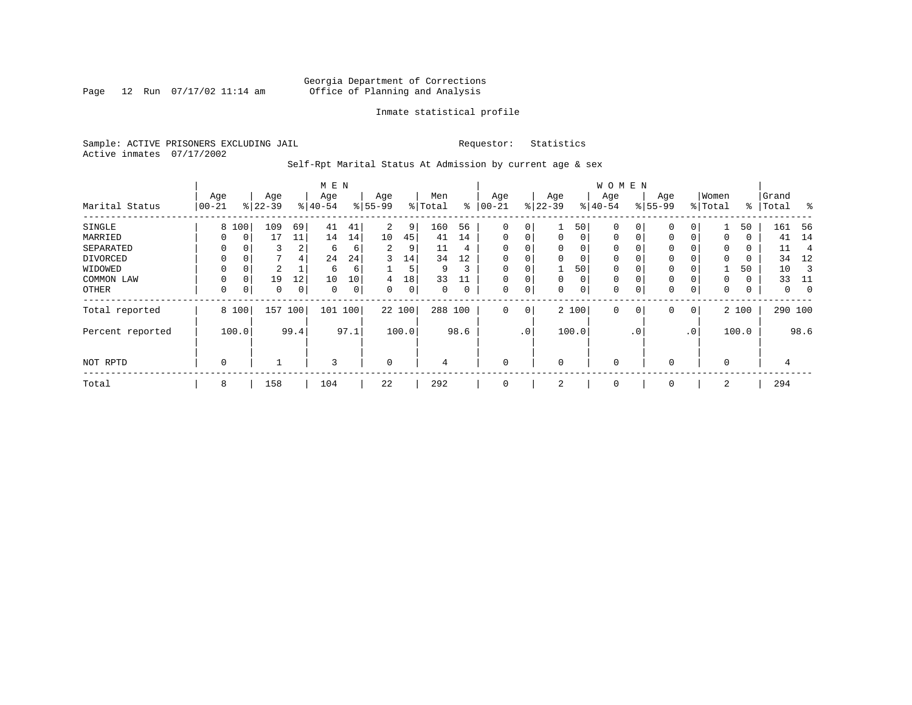Georgia Department of Corrections
Office of Planning and Analysis

Inmate statistical profile

Sample: ACTIVE PRISONERS EXCLUDING JAIL    Requestor: Statistics
Active inmates 07/17/2002

Self-Rpt Marital Status At Admission by current age & sex

| Marital Status | MEN Age 00-21 | % | Age 22-39 | % | Age 40-54 | % | Age 55-99 | % | Men Total | % | WOMEN Age 00-21 | % | Age 22-39 | % | Age 40-54 | % | Age 55-99 | % | Women Total | % | Grand Total | % |
|---|---|---|---|---|---|---|---|---|---|---|---|---|---|---|---|---|---|---|---|---|---|---|
| SINGLE | 8 | 100 | 109 | 69 | 41 | 41 | 2 | 9 | 160 | 56 | 0 | 0 | 1 | 50 | 0 | 0 | 0 | 0 | 1 | 50 | 161 | 56 |
| MARRIED | 0 | 0 | 17 | 11 | 14 | 14 | 10 | 45 | 41 | 14 | 0 | 0 | 0 | 0 | 0 | 0 | 0 | 0 | 0 | 0 | 41 | 14 |
| SEPARATED | 0 | 0 | 3 | 2 | 6 | 6 | 2 | 9 | 11 | 4 | 0 | 0 | 0 | 0 | 0 | 0 | 0 | 0 | 0 | 0 | 11 | 4 |
| DIVORCED | 0 | 0 | 7 | 4 | 24 | 24 | 3 | 14 | 34 | 12 | 0 | 0 | 0 | 0 | 0 | 0 | 0 | 0 | 0 | 0 | 34 | 12 |
| WIDOWED | 0 | 0 | 2 | 1 | 6 | 6 | 1 | 5 | 9 | 3 | 0 | 0 | 1 | 50 | 0 | 0 | 0 | 0 | 1 | 50 | 10 | 3 |
| COMMON LAW | 0 | 0 | 19 | 12 | 10 | 10 | 4 | 18 | 33 | 11 | 0 | 0 | 0 | 0 | 0 | 0 | 0 | 0 | 0 | 0 | 33 | 11 |
| OTHER | 0 | 0 | 0 | 0 | 0 | 0 | 0 | 0 | 0 | 0 | 0 | 0 | 0 | 0 | 0 | 0 | 0 | 0 | 0 | 0 | 0 | 0 |
| Total reported | 8 | 100 | 157 | 100 | 101 | 100 | 22 | 100 | 288 | 100 | 0 | 0 | 2 | 100 | 0 | 0 | 0 | 0 | 2 | 100 | 290 | 100 |
| Percent reported | | 100.0 | | 99.4 | | 97.1 | | 100.0 | | 98.6 | | .0 | | 100.0 | | .0 | | .0 | | 100.0 | | 98.6 |
| NOT RPTD | 0 | | 1 | | 3 | | 0 | | 4 | | 0 | | 0 | | 0 | | 0 | | 0 | | 4 | |
| Total | 8 | | 158 | | 104 | | 22 | | 292 | | 0 | | 2 | | 0 | | 0 | | 2 | | 294 | |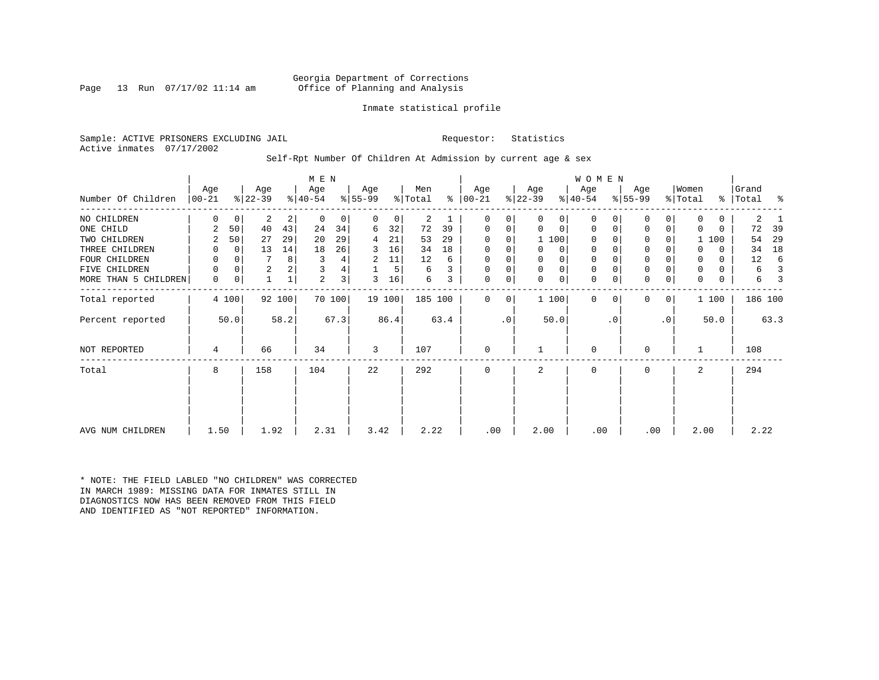Georgia Department of Corrections
Office of Planning and Analysis

Inmate statistical profile

Sample: ACTIVE PRISONERS EXCLUDING JAIL        Requestor: Statistics
Active inmates 07/17/2002

Self-Rpt Number Of Children At Admission by current age & sex

| Number Of Children | MEN Age 00-21 | % | Age 22-39 | % | Age 40-54 | % | Age 55-99 | % | Men Total | % | WOMEN Age 00-21 | % | Age 22-39 | % | Age 40-54 | % | Age 55-99 | % | Women Total | % | Grand Total | % |
|---|---|---|---|---|---|---|---|---|---|---|---|---|---|---|---|---|---|---|---|---|---|---|
| NO CHILDREN | 0 | 0 | 2 | 2 | 0 | 0 | 0 | 0 | 2 | 1 | 0 | 0 | 0 | 0 | 0 | 0 | 0 | 0 | 0 | 0 | 2 | 1 |
| ONE CHILD | 2 | 50 | 40 | 43 | 24 | 34 | 6 | 32 | 72 | 39 | 0 | 0 | 0 | 0 | 0 | 0 | 0 | 0 | 0 | 0 | 72 | 39 |
| TWO CHILDREN | 2 | 50 | 27 | 29 | 20 | 29 | 4 | 21 | 53 | 29 | 0 | 0 | 1 | 100 | 0 | 0 | 0 | 0 | 1 | 100 | 54 | 29 |
| THREE CHILDREN | 0 | 0 | 13 | 14 | 18 | 26 | 3 | 16 | 34 | 18 | 0 | 0 | 0 | 0 | 0 | 0 | 0 | 0 | 0 | 0 | 34 | 18 |
| FOUR CHILDREN | 0 | 0 | 7 | 8 | 3 | 4 | 2 | 11 | 12 | 6 | 0 | 0 | 0 | 0 | 0 | 0 | 0 | 0 | 0 | 0 | 12 | 6 |
| FIVE CHILDREN | 0 | 0 | 2 | 2 | 3 | 4 | 1 | 5 | 6 | 3 | 0 | 0 | 0 | 0 | 0 | 0 | 0 | 0 | 0 | 0 | 6 | 3 |
| MORE THAN 5 CHILDREN | 0 | 0 | 1 | 1 | 2 | 3 | 3 | 16 | 6 | 3 | 0 | 0 | 0 | 0 | 0 | 0 | 0 | 0 | 0 | 0 | 6 | 3 |
| Total reported | 4 | 100 | 92 | 100 | 70 | 100 | 19 | 100 | 185 | 100 | 0 | 0 | 1 | 100 | 0 | 0 | 0 | 0 | 1 | 100 | 186 | 100 |
| Percent reported | | 50.0 | | 58.2 | | 67.3 | | 86.4 | | 63.4 | | .0 | | 50.0 | | .0 | | .0 | | 50.0 | | 63.3 |
| NOT REPORTED | 4 | | 66 | | 34 | | 3 | | 107 | | 0 | | 1 | | 0 | | 0 | | 1 | | 108 | |
| Total | 8 | | 158 | | 104 | | 22 | | 292 | | 0 | | 2 | | 0 | | 0 | | 2 | | 294 | |
| AVG NUM CHILDREN | 1.50 | | 1.92 | | 2.31 | | 3.42 | | 2.22 | | .00 | | 2.00 | | .00 | | .00 | | 2.00 | | 2.22 | |

* NOTE: THE FIELD LABLED "NO CHILDREN" WAS CORRECTED IN MARCH 1989: MISSING DATA FOR INMATES STILL IN DIAGNOSTICS NOW HAS BEEN REMOVED FROM THIS FIELD AND IDENTIFIED AS "NOT REPORTED" INFORMATION.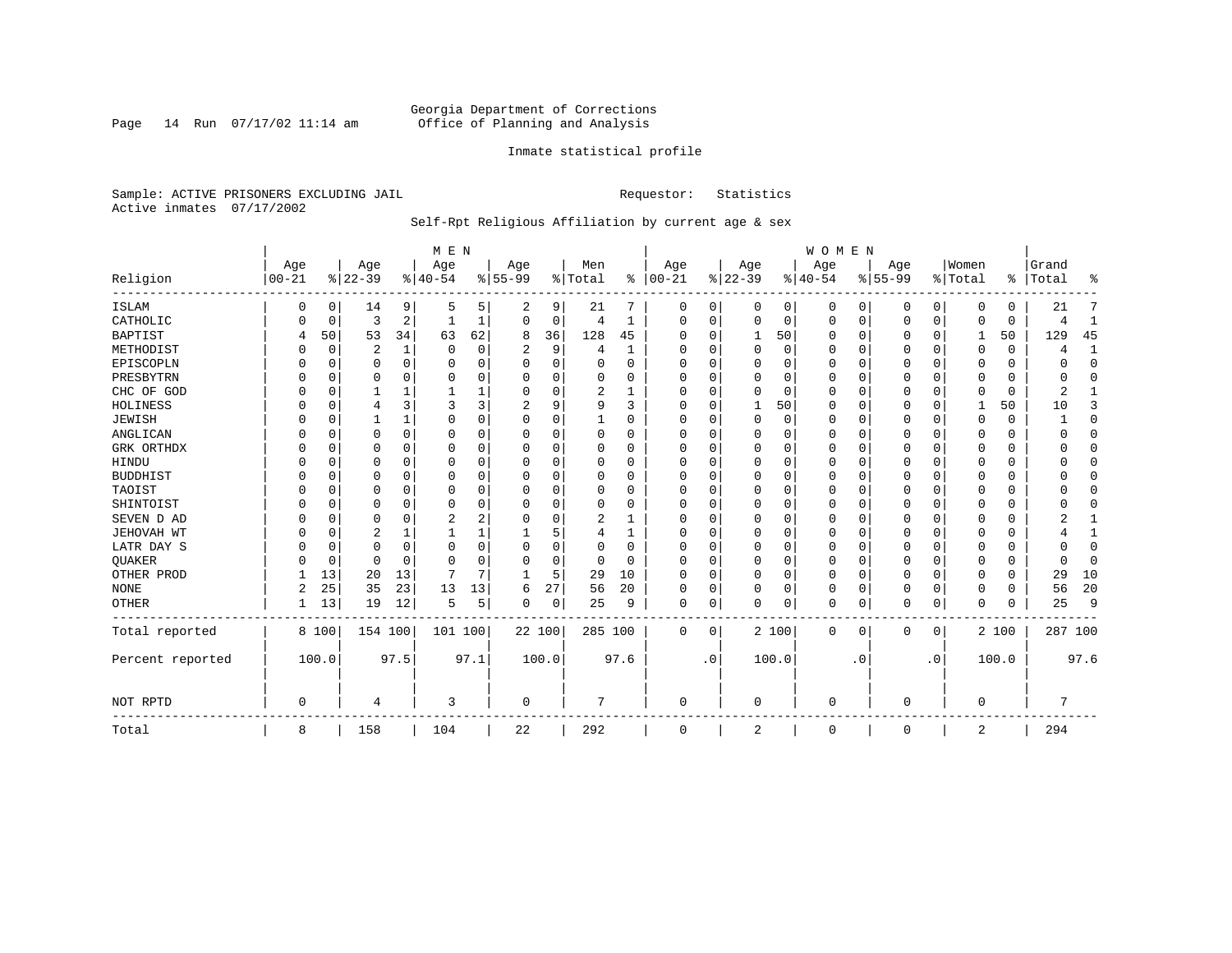Georgia Department of Corrections
Office of Planning and Analysis

Inmate statistical profile

Sample: ACTIVE PRISONERS EXCLUDING JAIL    Requestor: Statistics
Active inmates 07/17/2002

Self-Rpt Religious Affiliation by current age & sex

| Religion | MEN Age 00-21 | % | Age 22-39 | % | Age 40-54 | % | Age 55-99 | % | Men Total | % | WOMEN Age 00-21 | % | Age 22-39 | % | Age 40-54 | % | Age 55-99 | % | Women Total | % | Grand Total | % |
|---|---|---|---|---|---|---|---|---|---|---|---|---|---|---|---|---|---|---|---|---|---|---|
| ISLAM | 0 | 0 | 14 | 9 | 5 | 5 | 2 | 9 | 21 | 7 | 0 | 0 | 0 | 0 | 0 | 0 | 0 | 0 | 0 | 0 | 21 | 7 |
| CATHOLIC | 0 | 0 | 3 | 2 | 1 | 1 | 0 | 0 | 4 | 1 | 0 | 0 | 0 | 0 | 0 | 0 | 0 | 0 | 0 | 0 | 4 | 1 |
| BAPTIST | 4 | 50 | 53 | 34 | 63 | 62 | 8 | 36 | 128 | 45 | 0 | 0 | 1 | 50 | 0 | 0 | 0 | 0 | 1 | 50 | 129 | 45 |
| METHODIST | 0 | 0 | 2 | 1 | 0 | 0 | 2 | 9 | 4 | 1 | 0 | 0 | 0 | 0 | 0 | 0 | 0 | 0 | 0 | 0 | 4 | 1 |
| EPISCOPLN | 0 | 0 | 0 | 0 | 0 | 0 | 0 | 0 | 0 | 0 | 0 | 0 | 0 | 0 | 0 | 0 | 0 | 0 | 0 | 0 | 0 | 0 |
| PRESBYTRN | 0 | 0 | 0 | 0 | 0 | 0 | 0 | 0 | 0 | 0 | 0 | 0 | 0 | 0 | 0 | 0 | 0 | 0 | 0 | 0 | 0 | 0 |
| CHC OF GOD | 0 | 0 | 1 | 1 | 1 | 1 | 0 | 0 | 2 | 1 | 0 | 0 | 0 | 0 | 0 | 0 | 0 | 0 | 0 | 0 | 2 | 1 |
| HOLINESS | 0 | 0 | 4 | 3 | 3 | 3 | 2 | 9 | 9 | 3 | 0 | 0 | 1 | 50 | 0 | 0 | 0 | 0 | 1 | 50 | 10 | 3 |
| JEWISH | 0 | 0 | 1 | 1 | 0 | 0 | 0 | 0 | 1 | 0 | 0 | 0 | 0 | 0 | 0 | 0 | 0 | 0 | 0 | 0 | 1 | 0 |
| ANGLICAN | 0 | 0 | 0 | 0 | 0 | 0 | 0 | 0 | 0 | 0 | 0 | 0 | 0 | 0 | 0 | 0 | 0 | 0 | 0 | 0 | 0 | 0 |
| GRK ORTHDX | 0 | 0 | 0 | 0 | 0 | 0 | 0 | 0 | 0 | 0 | 0 | 0 | 0 | 0 | 0 | 0 | 0 | 0 | 0 | 0 | 0 | 0 |
| HINDU | 0 | 0 | 0 | 0 | 0 | 0 | 0 | 0 | 0 | 0 | 0 | 0 | 0 | 0 | 0 | 0 | 0 | 0 | 0 | 0 | 0 | 0 |
| BUDDHIST | 0 | 0 | 0 | 0 | 0 | 0 | 0 | 0 | 0 | 0 | 0 | 0 | 0 | 0 | 0 | 0 | 0 | 0 | 0 | 0 | 0 | 0 |
| TAOIST | 0 | 0 | 0 | 0 | 0 | 0 | 0 | 0 | 0 | 0 | 0 | 0 | 0 | 0 | 0 | 0 | 0 | 0 | 0 | 0 | 0 | 0 |
| SHINTOIST | 0 | 0 | 0 | 0 | 0 | 0 | 0 | 0 | 0 | 0 | 0 | 0 | 0 | 0 | 0 | 0 | 0 | 0 | 0 | 0 | 0 | 0 |
| SEVEN D AD | 0 | 0 | 0 | 0 | 2 | 2 | 0 | 0 | 2 | 1 | 0 | 0 | 0 | 0 | 0 | 0 | 0 | 0 | 0 | 0 | 2 | 1 |
| JEHOVAH WT | 0 | 0 | 2 | 1 | 1 | 1 | 1 | 5 | 4 | 1 | 0 | 0 | 0 | 0 | 0 | 0 | 0 | 0 | 0 | 0 | 4 | 1 |
| LATR DAY S | 0 | 0 | 0 | 0 | 0 | 0 | 0 | 0 | 0 | 0 | 0 | 0 | 0 | 0 | 0 | 0 | 0 | 0 | 0 | 0 | 0 | 0 |
| QUAKER | 0 | 0 | 0 | 0 | 0 | 0 | 0 | 0 | 0 | 0 | 0 | 0 | 0 | 0 | 0 | 0 | 0 | 0 | 0 | 0 | 0 | 0 |
| OTHER PROD | 1 | 13 | 20 | 13 | 7 | 7 | 1 | 5 | 29 | 10 | 0 | 0 | 0 | 0 | 0 | 0 | 0 | 0 | 0 | 0 | 29 | 10 |
| NONE | 2 | 25 | 35 | 23 | 13 | 13 | 6 | 27 | 56 | 20 | 0 | 0 | 0 | 0 | 0 | 0 | 0 | 0 | 0 | 0 | 56 | 20 |
| OTHER | 1 | 13 | 19 | 12 | 5 | 5 | 0 | 0 | 25 | 9 | 0 | 0 | 0 | 0 | 0 | 0 | 0 | 0 | 0 | 0 | 25 | 9 |
| Total reported | 8 | 100 | 154 | 100 | 101 | 100 | 22 | 100 | 285 | 100 | 0 | 0 | 2 | 100 | 0 | 0 | 0 | 0 | 2 | 100 | 287 | 100 |
| Percent reported | | 100.0 | | 97.5 | | 97.1 | | 100.0 | | 97.6 | | .0 | | 100.0 | | .0 | | .0 | | 100.0 | | 97.6 |
| NOT RPTD | 0 | | 4 | | 3 | | 0 | | 7 | | 0 | | 0 | | 0 | | 0 | | 0 | | 7 | |
| Total | 8 | | 158 | | 104 | | 22 | | 292 | | 0 | | 2 | | 0 | | 0 | | 2 | | 294 | |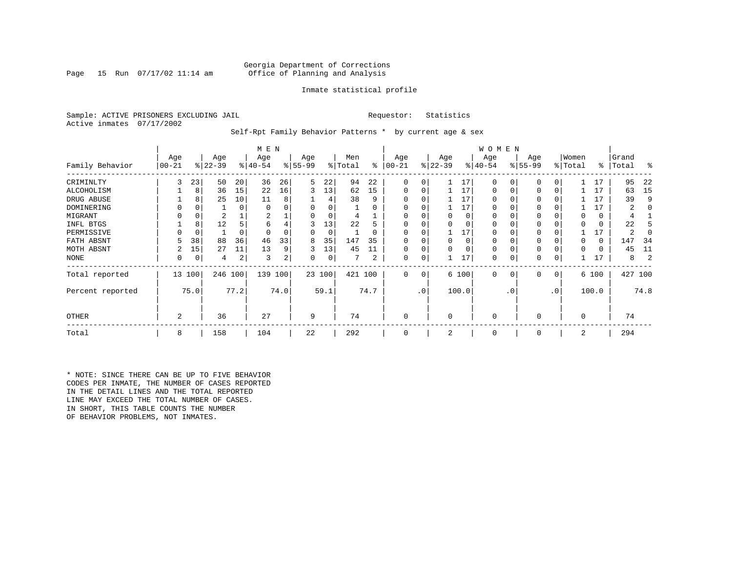Georgia Department of Corrections
Office of Planning and Analysis

Inmate statistical profile

Sample: ACTIVE PRISONERS EXCLUDING JAIL          Requestor: Statistics
Active inmates 07/17/2002

Self-Rpt Family Behavior Patterns * by current age & sex

| Family Behavior | MEN Age 00-21 | % | Age 22-39 | % | Age 40-54 | % | Age 55-99 | % | Men Total | % | WOMEN Age 00-21 | % | Age 22-39 | % | Age 40-54 | % | Age 55-99 | % | Women Total | % | Grand Total | % |
|---|---|---|---|---|---|---|---|---|---|---|---|---|---|---|---|---|---|---|---|---|---|---|
| CRIMINLTY | 3 | 23 | 50 | 20 | 36 | 26 | 5 | 22 | 94 | 22 | 0 | 0 | 1 | 17 | 0 | 0 | 0 | 0 | 1 | 17 | 95 | 22 |
| ALCOHOLISM | 1 | 8 | 36 | 15 | 22 | 16 | 3 | 13 | 62 | 15 | 0 | 0 | 1 | 17 | 0 | 0 | 0 | 0 | 1 | 17 | 63 | 15 |
| DRUG ABUSE | 1 | 8 | 25 | 10 | 11 | 8 | 1 | 4 | 38 | 9 | 0 | 0 | 1 | 17 | 0 | 0 | 0 | 0 | 1 | 17 | 39 | 9 |
| DOMINERING | 0 | 0 | 1 | 0 | 0 | 0 | 0 | 0 | 1 | 0 | 0 | 0 | 1 | 17 | 0 | 0 | 0 | 0 | 1 | 17 | 2 | 0 |
| MIGRANT | 0 | 0 | 2 | 1 | 2 | 1 | 0 | 0 | 4 | 1 | 0 | 0 | 0 | 0 | 0 | 0 | 0 | 0 | 0 | 0 | 4 | 1 |
| INFL BTGS | 1 | 8 | 12 | 5 | 6 | 4 | 3 | 13 | 22 | 5 | 0 | 0 | 0 | 0 | 0 | 0 | 0 | 0 | 0 | 0 | 22 | 5 |
| PERMISSIVE | 0 | 0 | 1 | 0 | 0 | 0 | 0 | 0 | 1 | 0 | 0 | 0 | 1 | 17 | 0 | 0 | 0 | 0 | 1 | 17 | 2 | 0 |
| FATH ABSNT | 5 | 38 | 88 | 36 | 46 | 33 | 8 | 35 | 147 | 35 | 0 | 0 | 0 | 0 | 0 | 0 | 0 | 0 | 0 | 0 | 147 | 34 |
| MOTH ABSNT | 2 | 15 | 27 | 11 | 13 | 9 | 3 | 13 | 45 | 11 | 0 | 0 | 0 | 0 | 0 | 0 | 0 | 0 | 0 | 0 | 45 | 11 |
| NONE | 0 | 0 | 4 | 2 | 3 | 2 | 0 | 0 | 7 | 2 | 0 | 0 | 1 | 17 | 0 | 0 | 0 | 0 | 1 | 17 | 8 | 2 |
| Total reported | 13 | 100 | 246 | 100 | 139 | 100 | 23 | 100 | 421 | 100 | 0 | 0 | 6 | 100 | 0 | 0 | 0 | 0 | 6 | 100 | 427 | 100 |
| Percent reported | | 75.0 | | 77.2 | | 74.0 | | 59.1 | | 74.7 | | .0 | | 100.0 | | .0 | | .0 | | 100.0 | | 74.8 |
| OTHER | 2 | | 36 | | 27 | | 9 | | 74 | | 0 | | 0 | | 0 | | 0 | | 0 | | 74 | |
| Total | 8 | | 158 | | 104 | | 22 | | 292 | | 0 | | 2 | | 0 | | 0 | | 2 | | 294 | |

* NOTE: SINCE THERE CAN BE UP TO FIVE BEHAVIOR CODES PER INMATE, THE NUMBER OF CASES REPORTED IN THE DETAIL LINES AND THE TOTAL REPORTED LINE MAY EXCEED THE TOTAL NUMBER OF CASES. IN SHORT, THIS TABLE COUNTS THE NUMBER OF BEHAVIOR PROBLEMS, NOT INMATES.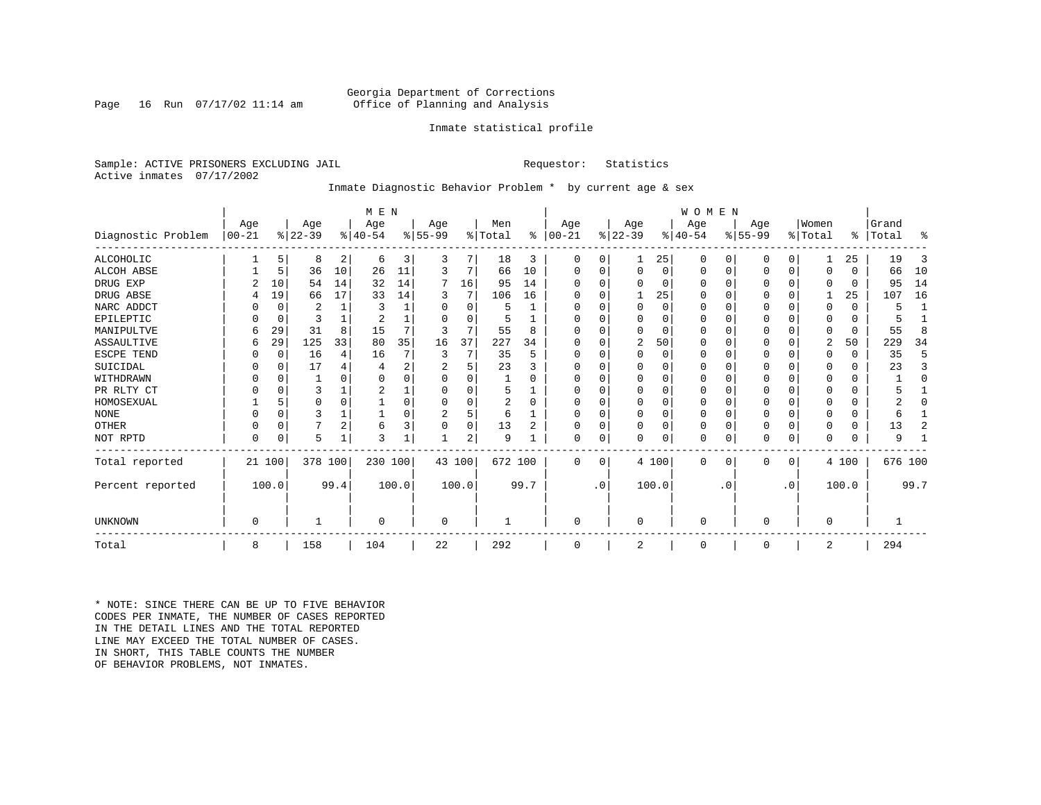Georgia Department of Corrections
Office of Planning and Analysis

Inmate statistical profile

Sample: ACTIVE PRISONERS EXCLUDING JAIL                    Requestor: Statistics
Active inmates 07/17/2002

Inmate Diagnostic Behavior Problem * by current age & sex

| Diagnostic Problem | MEN Age 00-21 | % | Age 22-39 | % | Age 40-54 | % | Age 55-99 | % | Men Total | % | WOMEN Age 00-21 | % | Age 22-39 | % | Age 40-54 | % | Age 55-99 | % | Women Total | % | Grand Total | % |
|---|---|---|---|---|---|---|---|---|---|---|---|---|---|---|---|---|---|---|---|---|---|---|
| ALCOHOLIC | 1 | 5 | 8 | 2 | 6 | 3 | 3 | 7 | 18 | 3 | 0 | 0 | 1 | 25 | 0 | 0 | 0 | 0 | 1 | 25 | 19 | 3 |
| ALCOH ABSE | 1 | 5 | 36 | 10 | 26 | 11 | 3 | 7 | 66 | 10 | 0 | 0 | 0 | 0 | 0 | 0 | 0 | 0 | 0 | 0 | 66 | 10 |
| DRUG EXP | 2 | 10 | 54 | 14 | 32 | 14 | 7 | 16 | 95 | 14 | 0 | 0 | 0 | 0 | 0 | 0 | 0 | 0 | 0 | 0 | 95 | 14 |
| DRUG ABSE | 4 | 19 | 66 | 17 | 33 | 14 | 3 | 7 | 106 | 16 | 0 | 0 | 1 | 25 | 0 | 0 | 0 | 0 | 1 | 25 | 107 | 16 |
| NARC ADDCT | 0 | 0 | 2 | 1 | 3 | 1 | 0 | 0 | 5 | 1 | 0 | 0 | 0 | 0 | 0 | 0 | 0 | 0 | 0 | 0 | 5 | 1 |
| EPILEPTIC | 0 | 0 | 3 | 1 | 2 | 1 | 0 | 0 | 5 | 1 | 0 | 0 | 0 | 0 | 0 | 0 | 0 | 0 | 0 | 0 | 5 | 1 |
| MANIPULTVE | 6 | 29 | 31 | 8 | 15 | 7 | 3 | 7 | 55 | 8 | 0 | 0 | 0 | 0 | 0 | 0 | 0 | 0 | 0 | 0 | 55 | 8 |
| ASSAULTIVE | 6 | 29 | 125 | 33 | 80 | 35 | 16 | 37 | 227 | 34 | 0 | 0 | 2 | 50 | 0 | 0 | 0 | 0 | 2 | 50 | 229 | 34 |
| ESCPE TEND | 0 | 0 | 16 | 4 | 16 | 7 | 3 | 7 | 35 | 5 | 0 | 0 | 0 | 0 | 0 | 0 | 0 | 0 | 0 | 0 | 35 | 5 |
| SUICIDAL | 0 | 0 | 17 | 4 | 4 | 2 | 2 | 5 | 23 | 3 | 0 | 0 | 0 | 0 | 0 | 0 | 0 | 0 | 0 | 0 | 23 | 3 |
| WITHDRAWN | 0 | 0 | 1 | 0 | 0 | 0 | 0 | 0 | 1 | 0 | 0 | 0 | 0 | 0 | 0 | 0 | 0 | 0 | 0 | 0 | 1 | 0 |
| PR RLTY CT | 0 | 0 | 3 | 1 | 2 | 1 | 0 | 0 | 5 | 1 | 0 | 0 | 0 | 0 | 0 | 0 | 0 | 0 | 0 | 0 | 5 | 1 |
| HOMOSEXUAL | 1 | 5 | 0 | 0 | 1 | 0 | 0 | 0 | 2 | 0 | 0 | 0 | 0 | 0 | 0 | 0 | 0 | 0 | 0 | 0 | 2 | 0 |
| NONE | 0 | 0 | 3 | 1 | 1 | 0 | 2 | 5 | 6 | 1 | 0 | 0 | 0 | 0 | 0 | 0 | 0 | 0 | 0 | 0 | 6 | 1 |
| OTHER | 0 | 0 | 7 | 2 | 6 | 3 | 0 | 0 | 13 | 2 | 0 | 0 | 0 | 0 | 0 | 0 | 0 | 0 | 0 | 0 | 13 | 2 |
| NOT RPTD | 0 | 0 | 5 | 1 | 3 | 1 | 1 | 2 | 9 | 1 | 0 | 0 | 0 | 0 | 0 | 0 | 0 | 0 | 0 | 0 | 9 | 1 |
| Total reported | 21 | 100 | 378 | 100 | 230 | 100 | 43 | 100 | 672 | 100 | 0 | 0 | 4 | 100 | 0 | 0 | 0 | 0 | 4 | 100 | 676 | 100 |
| Percent reported | | 100.0 | | 99.4 | | 100.0 | | 100.0 | | 99.7 | | .0 | | 100.0 | | .0 | | .0 | | 100.0 | | 99.7 |
| UNKNOWN | 0 | | 1 | | 0 | | 0 | | 1 | | 0 | | 0 | | 0 | | 0 | | 0 | | 1 | |
| Total | 8 | | 158 | | 104 | | 22 | | 292 | | 0 | | 2 | | 0 | | 0 | | 2 | | 294 | |

* NOTE: SINCE THERE CAN BE UP TO FIVE BEHAVIOR CODES PER INMATE, THE NUMBER OF CASES REPORTED IN THE DETAIL LINES AND THE TOTAL REPORTED LINE MAY EXCEED THE TOTAL NUMBER OF CASES. IN SHORT, THIS TABLE COUNTS THE NUMBER OF BEHAVIOR PROBLEMS, NOT INMATES.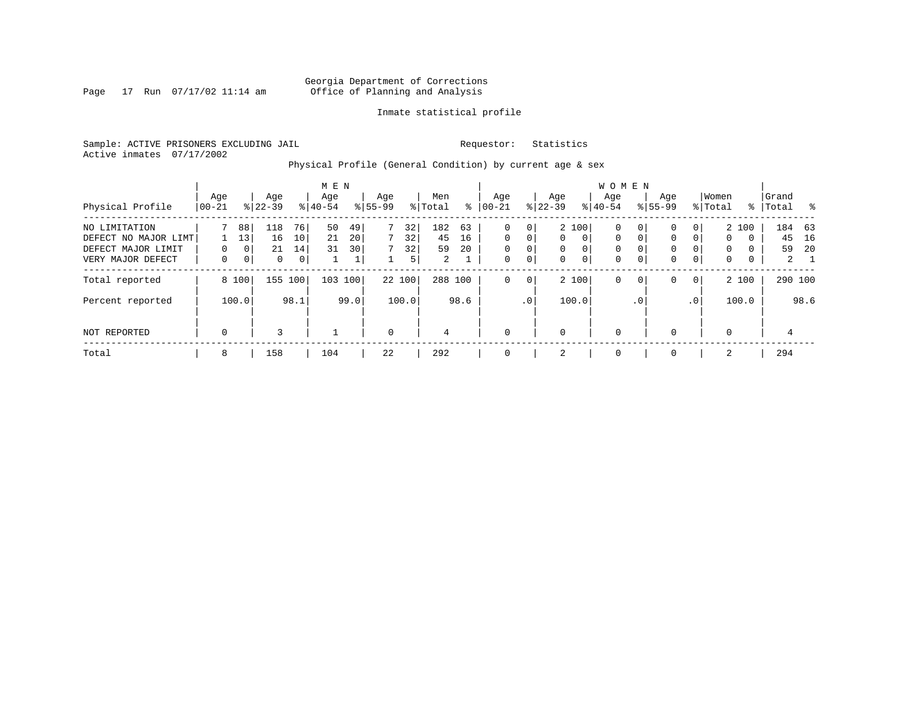Georgia Department of Corrections
Office of Planning and Analysis

Inmate statistical profile

Sample: ACTIVE PRISONERS EXCLUDING JAIL    Requestor: Statistics
Active inmates 07/17/2002

Physical Profile (General Condition) by current age & sex

| Physical Profile | MEN Age 00-21 | % | Age 22-39 | % | Age 40-54 | % | Age 55-99 | % | Men Total | % | WOMEN Age 00-21 | % | Age 22-39 | % | Age 40-54 | % | Age 55-99 | % | Women Total | % | Grand Total | % |
|---|---|---|---|---|---|---|---|---|---|---|---|---|---|---|---|---|---|---|---|---|---|---|
| NO LIMITATION | 7 | 88 | 118 | 76 | 50 | 49 | 7 | 32 | 182 | 63 | 0 | 0 | 2 | 100 | 0 | 0 | 0 | 0 | 2 | 100 | 184 | 63 |
| DEFECT NO MAJOR LIMT | 1 | 13 | 16 | 10 | 21 | 20 | 7 | 32 | 45 | 16 | 0 | 0 | 0 | 0 | 0 | 0 | 0 | 0 | 0 | 0 | 45 | 16 |
| DEFECT MAJOR LIMIT | 0 | 0 | 21 | 14 | 31 | 30 | 7 | 32 | 59 | 20 | 0 | 0 | 0 | 0 | 0 | 0 | 0 | 0 | 0 | 0 | 59 | 20 |
| VERY MAJOR DEFECT | 0 | 0 | 0 | 0 | 1 | 1 | 1 | 5 | 2 | 1 | 0 | 0 | 0 | 0 | 0 | 0 | 0 | 0 | 0 | 0 | 2 | 1 |
| Total reported | 8 | 100 | 155 | 100 | 103 | 100 | 22 | 100 | 288 | 100 | 0 | 0 | 2 | 100 | 0 | 0 | 0 | 0 | 2 | 100 | 290 | 100 |
| Percent reported | | 100.0 | | 98.1 | | 99.0 | | 100.0 | | 98.6 | | .0 | | 100.0 | | .0 | | .0 | | 100.0 | | 98.6 |
| NOT REPORTED | 0 | | 3 | | 1 | | 0 | | 4 | | 0 | | 0 | | 0 | | 0 | | 0 | | 4 | |
| Total | 8 | | 158 | | 104 | | 22 | | 292 | | 0 | | 2 | | 0 | | 0 | | 2 | | 294 | |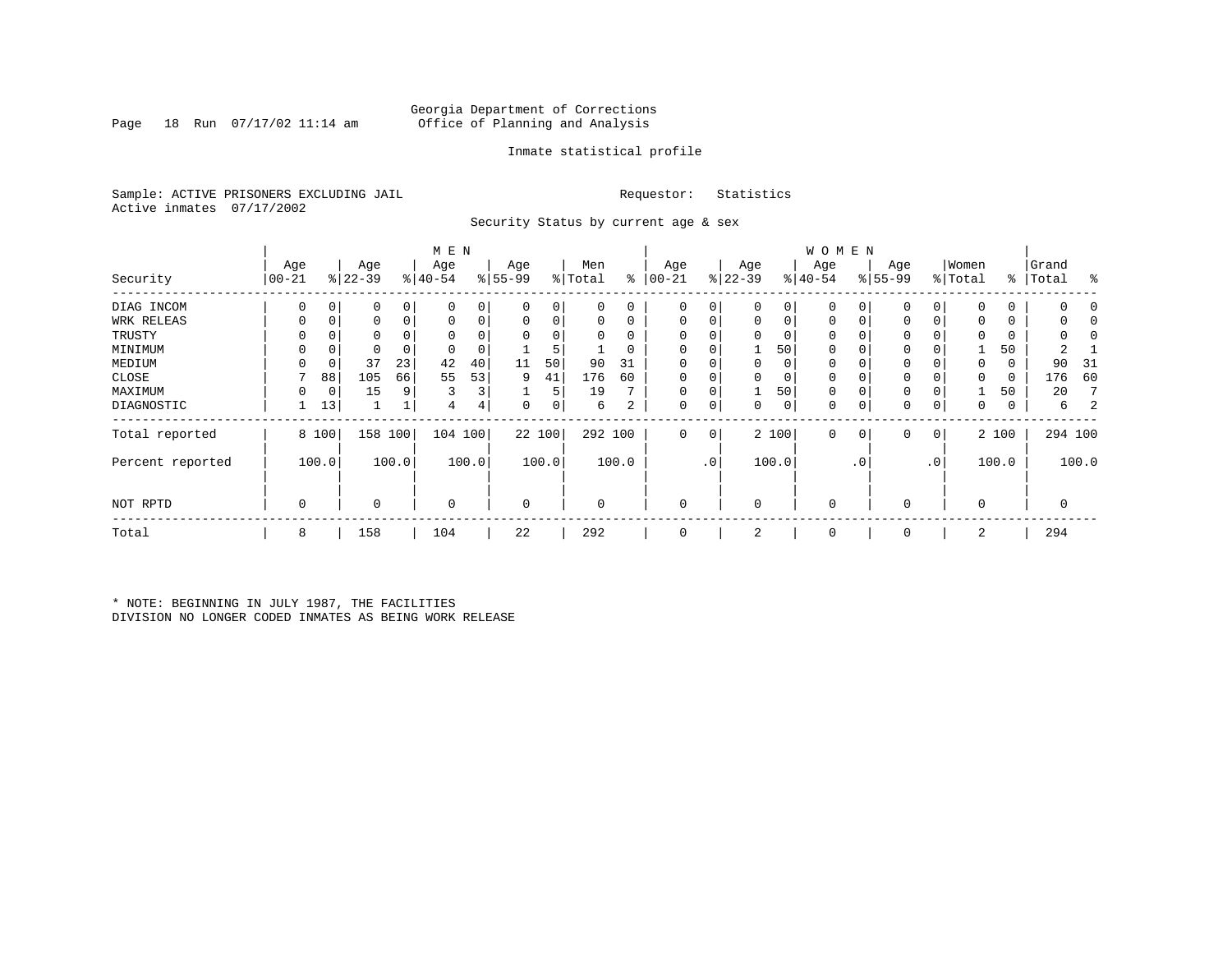Georgia Department of Corrections
Office of Planning and Analysis

Inmate statistical profile

Sample: ACTIVE PRISONERS EXCLUDING JAIL
Active inmates 07/17/2002

Requestor: Statistics

Security Status by current age & sex

| Security | MEN Age 00-21 | % | Age 22-39 | % | Age 40-54 | % | Age 55-99 | % | Men Total | % | WOMEN Age 00-21 | % | Age 22-39 | % | Age 40-54 | % | Age 55-99 | % | Women Total | % | Grand Total | % |
|---|---|---|---|---|---|---|---|---|---|---|---|---|---|---|---|---|---|---|---|---|---|---|
| DIAG INCOM | 0 | 0 | 0 | 0 | 0 | 0 | 0 | 0 | 0 | 0 | 0 | 0 | 0 | 0 | 0 | 0 | 0 | 0 | 0 | 0 | 0 | 0 |
| WRK RELEAS | 0 | 0 | 0 | 0 | 0 | 0 | 0 | 0 | 0 | 0 | 0 | 0 | 0 | 0 | 0 | 0 | 0 | 0 | 0 | 0 | 0 | 0 |
| TRUSTY | 0 | 0 | 0 | 0 | 0 | 0 | 0 | 0 | 0 | 0 | 0 | 0 | 0 | 0 | 0 | 0 | 0 | 0 | 0 | 0 | 0 | 0 |
| MINIMUM | 0 | 0 | 0 | 0 | 0 | 0 | 1 | 5 | 1 | 0 | 0 | 0 | 1 | 50 | 0 | 0 | 0 | 0 | 1 | 50 | 2 | 1 |
| MEDIUM | 0 | 0 | 37 | 23 | 42 | 40 | 11 | 50 | 90 | 31 | 0 | 0 | 0 | 0 | 0 | 0 | 0 | 0 | 0 | 0 | 90 | 31 |
| CLOSE | 7 | 88 | 105 | 66 | 55 | 53 | 9 | 41 | 176 | 60 | 0 | 0 | 0 | 0 | 0 | 0 | 0 | 0 | 0 | 0 | 176 | 60 |
| MAXIMUM | 0 | 0 | 15 | 9 | 3 | 3 | 1 | 5 | 19 | 7 | 0 | 0 | 1 | 50 | 0 | 0 | 0 | 0 | 1 | 50 | 20 | 7 |
| DIAGNOSTIC | 1 | 13 | 1 | 1 | 4 | 4 | 0 | 0 | 6 | 2 | 0 | 0 | 0 | 0 | 0 | 0 | 0 | 0 | 0 | 0 | 6 | 2 |
| Total reported | 8 | 100 | 158 | 100 | 104 | 100 | 22 | 100 | 292 | 100 | 0 | 0 | 2 | 100 | 0 | 0 | 0 | 0 | 2 | 100 | 294 | 100 |
| Percent reported | | 100.0 | | 100.0 | | 100.0 | | 100.0 | | 100.0 | | .0 | | 100.0 | | .0 | | .0 | | 100.0 | | 100.0 |
| NOT RPTD | 0 | | 0 | | 0 | | 0 | | 0 | | 0 | | 0 | | 0 | | 0 | | 0 | | 0 | |
| Total | 8 | | 158 | | 104 | | 22 | | 292 | | 0 | | 2 | | 0 | | 0 | | 2 | | 294 | |

* NOTE: BEGINNING IN JULY 1987, THE FACILITIES DIVISION NO LONGER CODED INMATES AS BEING WORK RELEASE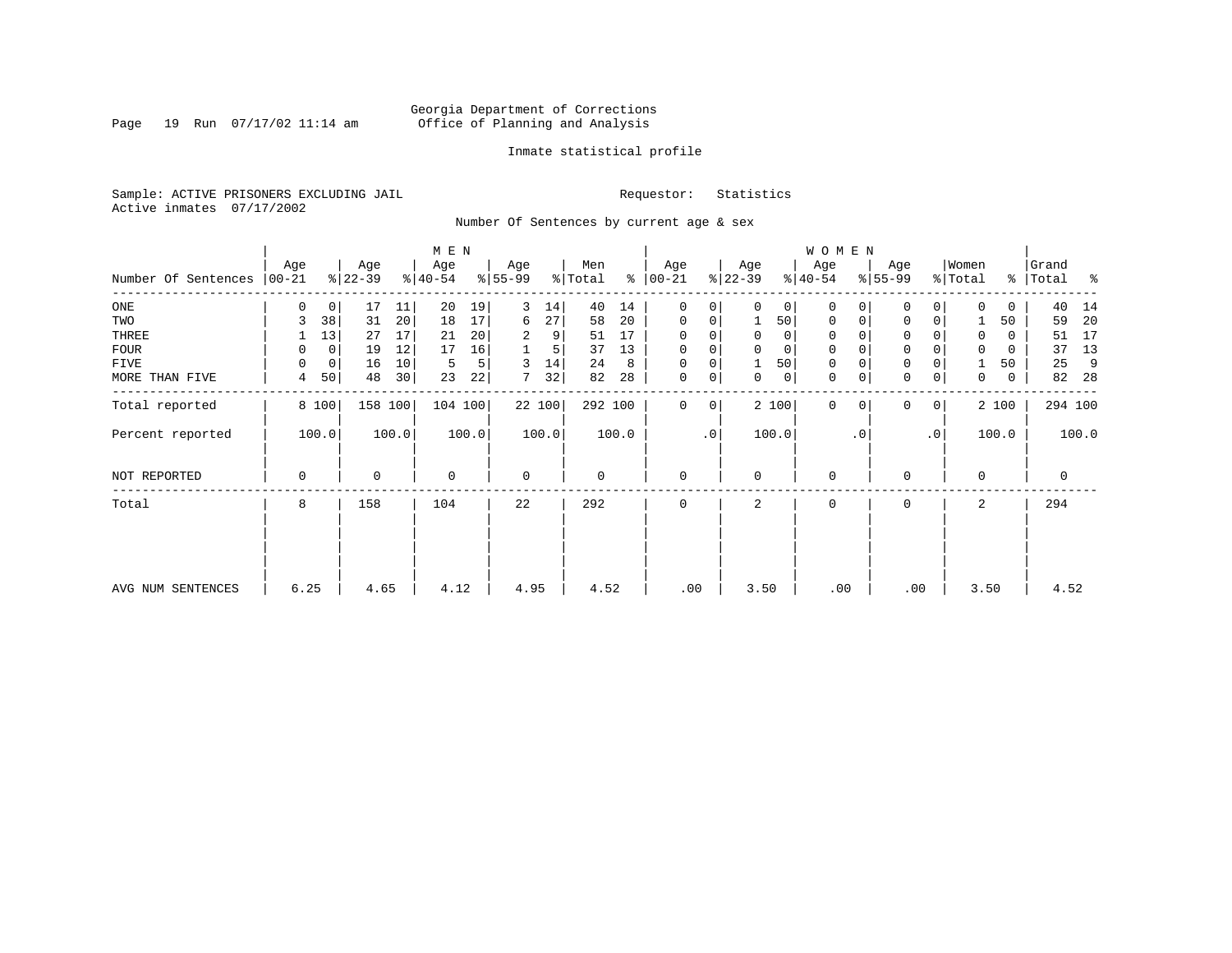Georgia Department of Corrections
Office of Planning and Analysis

Inmate statistical profile

Sample: ACTIVE PRISONERS EXCLUDING JAIL
Active inmates 07/17/2002

Requestor: Statistics

Number Of Sentences by current age & sex

| Number Of Sentences | MEN Age 00-21 | % | Age 22-39 | % | Age 40-54 | % | Age 55-99 | % | Men Total | % | WOMEN Age 00-21 | % | Age 22-39 | % | Age 40-54 | % | Age 55-99 | % | Women Total | % | Grand Total | % |
|---|---|---|---|---|---|---|---|---|---|---|---|---|---|---|---|---|---|---|---|---|---|---|
| ONE | 0 | 0 | 17 | 11 | 20 | 19 | 3 | 14 | 40 | 14 | 0 | 0 | 0 | 0 | 0 | 0 | 0 | 0 | 0 | 0 | 40 | 14 |
| TWO | 3 | 38 | 31 | 20 | 18 | 17 | 6 | 27 | 58 | 20 | 0 | 0 | 1 | 50 | 0 | 0 | 0 | 0 | 1 | 50 | 59 | 20 |
| THREE | 1 | 13 | 27 | 17 | 21 | 20 | 2 | 9 | 51 | 17 | 0 | 0 | 0 | 0 | 0 | 0 | 0 | 0 | 0 | 0 | 51 | 17 |
| FOUR | 0 | 0 | 19 | 12 | 17 | 16 | 1 | 5 | 37 | 13 | 0 | 0 | 0 | 0 | 0 | 0 | 0 | 0 | 0 | 0 | 37 | 13 |
| FIVE | 0 | 0 | 16 | 10 | 5 | 5 | 3 | 14 | 24 | 8 | 0 | 0 | 1 | 50 | 0 | 0 | 0 | 0 | 1 | 50 | 25 | 9 |
| MORE THAN FIVE | 4 | 50 | 48 | 30 | 23 | 22 | 7 | 32 | 82 | 28 | 0 | 0 | 0 | 0 | 0 | 0 | 0 | 0 | 0 | 0 | 82 | 28 |
| Total reported | 8 | 100 | 158 | 100 | 104 | 100 | 22 | 100 | 292 | 100 | 0 | 0 | 2 | 100 | 0 | 0 | 0 | 0 | 2 | 100 | 294 | 100 |
| Percent reported | | 100.0 | | 100.0 | | 100.0 | | 100.0 | | 100.0 | | .0 | | 100.0 | | .0 | | .0 | | 100.0 | | 100.0 |
| NOT REPORTED | 0 | | 0 | | 0 | | 0 | | 0 | | 0 | | 0 | | 0 | | 0 | | 0 | | 0 | |
| Total | 8 | | 158 | | 104 | | 22 | | 292 | | 0 | | 2 | | 0 | | 0 | | 2 | | 294 | |
| AVG NUM SENTENCES | 6.25 | | 4.65 | | 4.12 | | 4.95 | | 4.52 | | .00 | | 3.50 | | .00 | | .00 | | 3.50 | | 4.52 | |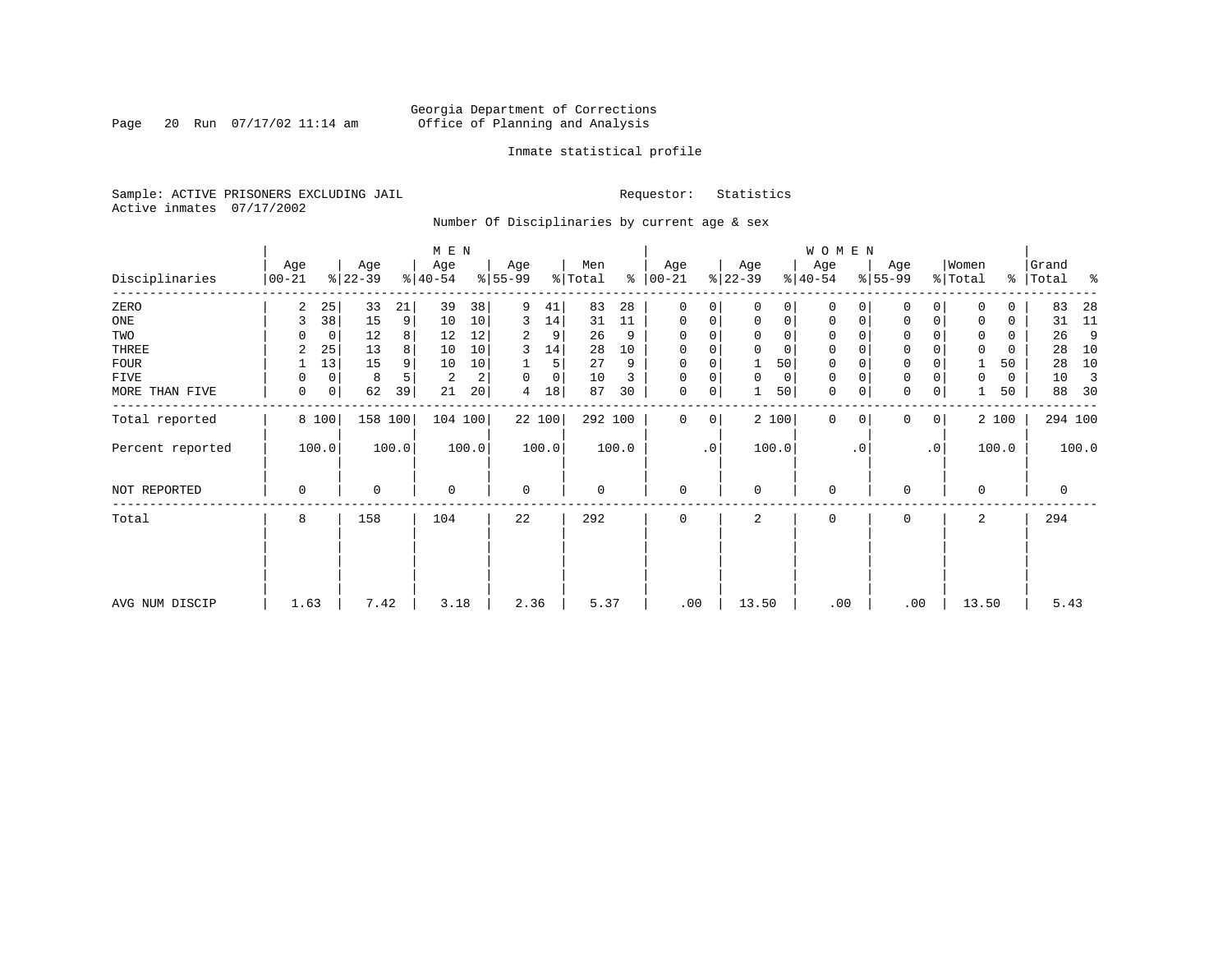Georgia Department of Corrections
Office of Planning and Analysis

Inmate statistical profile

Sample: ACTIVE PRISONERS EXCLUDING JAIL                    Requestor: Statistics
Active inmates 07/17/2002

Number Of Disciplinaries by current age & sex

| Disciplinaries | MEN Age 00-21 | % | Age 22-39 | % | Age 40-54 | % | Age 55-99 | % | Men Total | % | WOMEN Age 00-21 | % | Age 22-39 | % | Age 40-54 | % | Age 55-99 | % | Women Total | % | Grand Total | % |
|---|---|---|---|---|---|---|---|---|---|---|---|---|---|---|---|---|---|---|---|---|---|---|
| ZERO | 2 | 25 | 33 | 21 | 39 | 38 | 9 | 41 | 83 | 28 | 0 | 0 | 0 | 0 | 0 | 0 | 0 | 0 | 0 | 0 | 83 | 28 |
| ONE | 3 | 38 | 15 | 9 | 10 | 10 | 3 | 14 | 31 | 11 | 0 | 0 | 0 | 0 | 0 | 0 | 0 | 0 | 0 | 0 | 31 | 11 |
| TWO | 0 | 0 | 12 | 8 | 12 | 12 | 2 | 9 | 26 | 9 | 0 | 0 | 0 | 0 | 0 | 0 | 0 | 0 | 0 | 0 | 26 | 9 |
| THREE | 2 | 25 | 13 | 8 | 10 | 10 | 3 | 14 | 28 | 10 | 0 | 0 | 0 | 0 | 0 | 0 | 0 | 0 | 0 | 0 | 28 | 10 |
| FOUR | 1 | 13 | 15 | 9 | 10 | 10 | 1 | 5 | 27 | 9 | 0 | 0 | 1 | 50 | 0 | 0 | 0 | 0 | 1 | 50 | 28 | 10 |
| FIVE | 0 | 0 | 8 | 5 | 2 | 2 | 0 | 0 | 10 | 3 | 0 | 0 | 0 | 0 | 0 | 0 | 0 | 0 | 0 | 0 | 10 | 3 |
| MORE THAN FIVE | 0 | 0 | 62 | 39 | 21 | 20 | 4 | 18 | 87 | 30 | 0 | 0 | 1 | 50 | 0 | 0 | 0 | 0 | 1 | 50 | 88 | 30 |
| Total reported | 8 | 100 | 158 | 100 | 104 | 100 | 22 | 100 | 292 | 100 | 0 | 0 | 2 | 100 | 0 | 0 | 0 | 0 | 2 | 100 | 294 | 100 |
| Percent reported | 100.0 | | 100.0 | | 100.0 | | 100.0 | | 100.0 | | .0 | | 100.0 | | .0 | | .0 | | 100.0 | | 100.0 | |
| NOT REPORTED | 0 | | 0 | | 0 | | 0 | | 0 | | 0 | | 0 | | 0 | | 0 | | 0 | | 0 | |
| Total | 8 | | 158 | | 104 | | 22 | | 292 | | 0 | | 2 | | 0 | | 0 | | 2 | | 294 | |
| AVG NUM DISCIP | 1.63 | | 7.42 | | 3.18 | | 2.36 | | 5.37 | | .00 | | 13.50 | | .00 | | .00 | | 13.50 | | 5.43 | |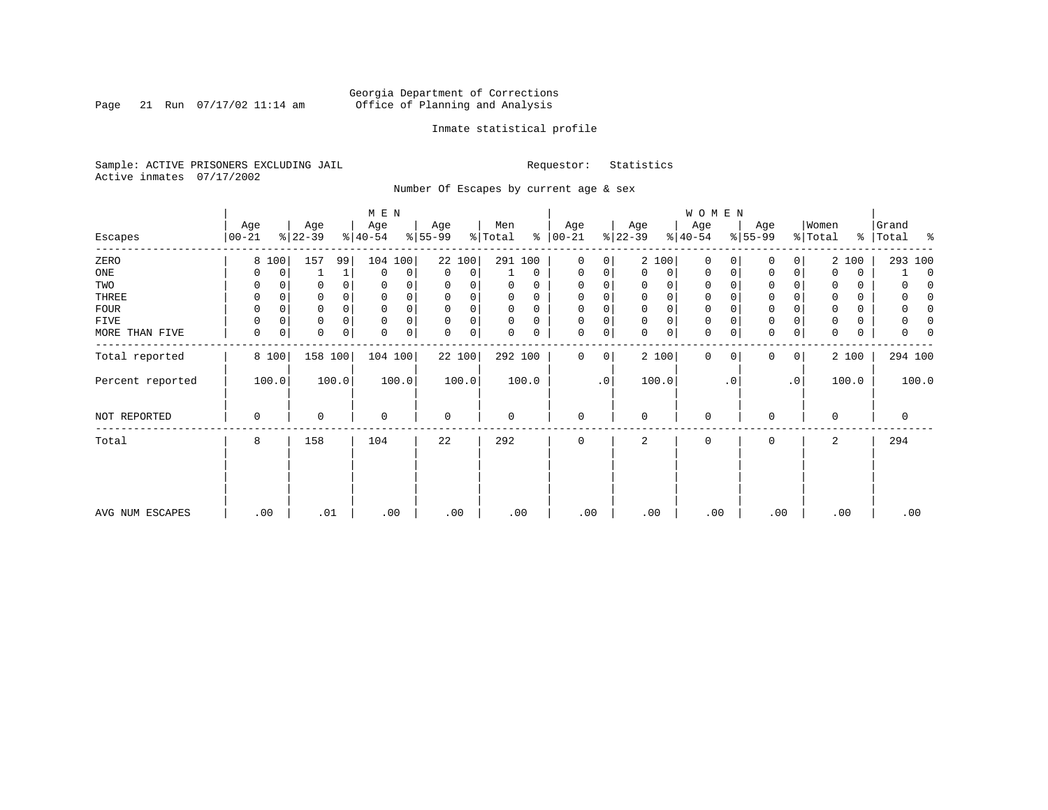Georgia Department of Corrections
Office of Planning and Analysis

Inmate statistical profile

Sample: ACTIVE PRISONERS EXCLUDING JAIL
Active inmates 07/17/2002

Requestor: Statistics

Number Of Escapes by current age & sex

| Escapes | MEN Age 00-21 | % | Age 22-39 | % | Age 40-54 | % | Age 55-99 | % | Men Total | % | WOMEN Age 00-21 | % | Age 22-39 | % | Age 40-54 | % | Age 55-99 | % | Women Total | % | Grand Total | % |
|---|---|---|---|---|---|---|---|---|---|---|---|---|---|---|---|---|---|---|---|---|---|---|
| ZERO | 8 | 100 | 157 | 99 | 104 | 100 | 22 | 100 | 291 | 100 | 0 | 0 | 2 | 100 | 0 | 0 | 0 | 0 | 2 | 100 | 293 | 100 |
| ONE | 0 | 0 | 1 | 1 | 0 | 0 | 0 | 0 | 1 | 0 | 0 | 0 | 0 | 0 | 0 | 0 | 0 | 0 | 0 | 0 | 1 | 0 |
| TWO | 0 | 0 | 0 | 0 | 0 | 0 | 0 | 0 | 0 | 0 | 0 | 0 | 0 | 0 | 0 | 0 | 0 | 0 | 0 | 0 | 0 | 0 |
| THREE | 0 | 0 | 0 | 0 | 0 | 0 | 0 | 0 | 0 | 0 | 0 | 0 | 0 | 0 | 0 | 0 | 0 | 0 | 0 | 0 | 0 | 0 |
| FOUR | 0 | 0 | 0 | 0 | 0 | 0 | 0 | 0 | 0 | 0 | 0 | 0 | 0 | 0 | 0 | 0 | 0 | 0 | 0 | 0 | 0 | 0 |
| FIVE | 0 | 0 | 0 | 0 | 0 | 0 | 0 | 0 | 0 | 0 | 0 | 0 | 0 | 0 | 0 | 0 | 0 | 0 | 0 | 0 | 0 | 0 |
| MORE THAN FIVE | 0 | 0 | 0 | 0 | 0 | 0 | 0 | 0 | 0 | 0 | 0 | 0 | 0 | 0 | 0 | 0 | 0 | 0 | 0 | 0 | 0 | 0 |
| Total reported | 8 | 100 | 158 | 100 | 104 | 100 | 22 | 100 | 292 | 100 | 0 | 0 | 2 | 100 | 0 | 0 | 0 | 0 | 2 | 100 | 294 | 100 |
| Percent reported | 100.0 | | 100.0 | | 100.0 | | 100.0 | | 100.0 | | .0 | | 100.0 | | .0 | | .0 | | 100.0 | | 100.0 | |
| NOT REPORTED | 0 | | 0 | | 0 | | 0 | | 0 | | 0 | | 0 | | 0 | | 0 | | 0 | | 0 | |
| Total | 8 | | 158 | | 104 | | 22 | | 292 | | 0 | | 2 | | 0 | | 0 | | 2 | | 294 | |
| AVG NUM ESCAPES | .00 | | .01 | | .00 | | .00 | | .00 | | .00 | | .00 | | .00 | | .00 | | .00 | | .00 | |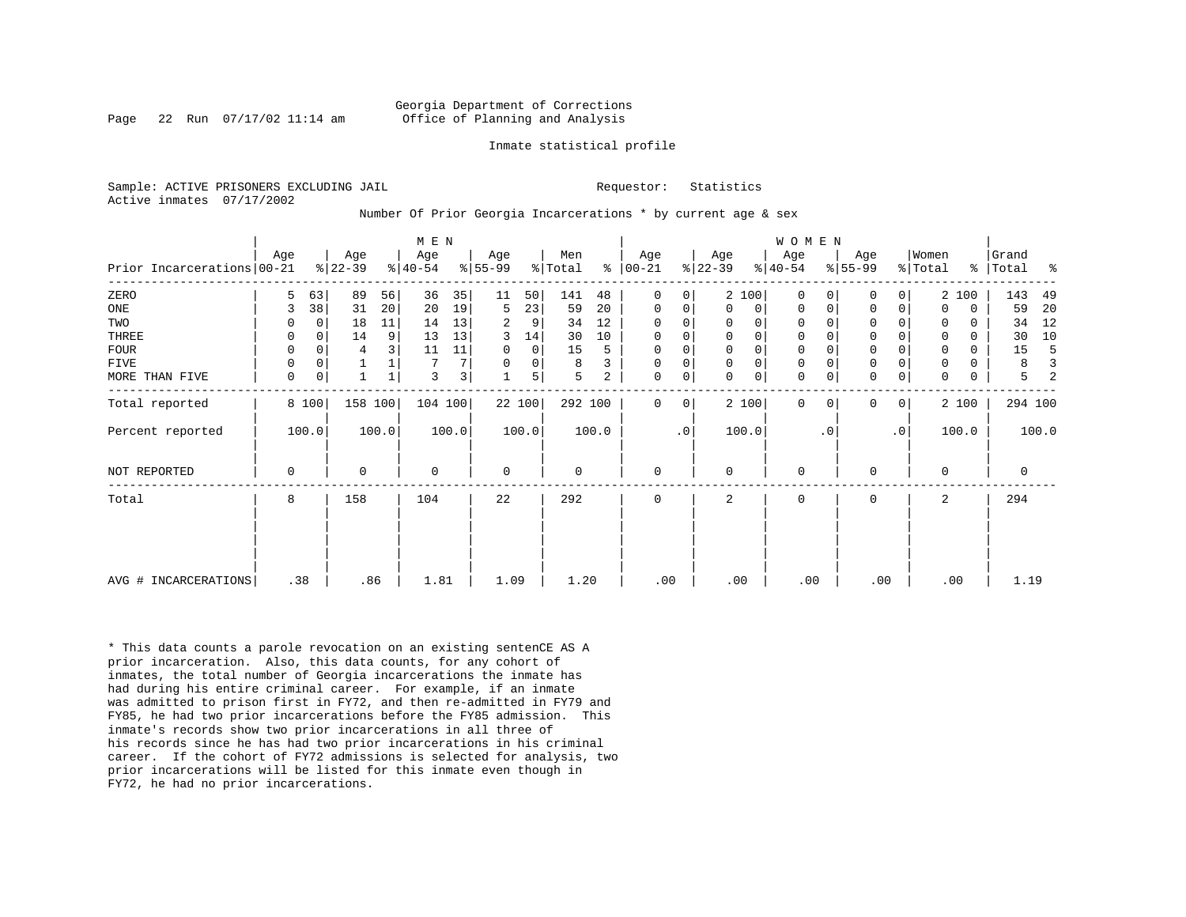Georgia Department of Corrections
Office of Planning and Analysis

Inmate statistical profile

Sample: ACTIVE PRISONERS EXCLUDING JAIL    Requestor: Statistics
Active inmates 07/17/2002

Number Of Prior Georgia Incarcerations * by current age & sex

| | MEN | | | | | | | | | | WOMEN | | | | | | | | | | | |
|---|---|---|---|---|---|---|---|---|---|---|---|---|---|---|---|---|---|---|---|---|---|---|
| Prior Incarcerations | Age 00-21 | % | Age 22-39 | % | Age 40-54 | % | Age 55-99 | % | Men Total | % | Age 00-21 | % | Age 22-39 | % | Age 40-54 | % | Age 55-99 | % | Women Total | % | Grand Total | % |
| ZERO | 5 | 63 | 89 | 56 | 36 | 35 | 11 | 50 | 141 | 48 | 0 | 0 | 2 | 100 | 0 | 0 | 0 | 0 | 2 | 100 | 143 | 49 |
| ONE | 3 | 38 | 31 | 20 | 20 | 19 | 5 | 23 | 59 | 20 | 0 | 0 | 0 | 0 | 0 | 0 | 0 | 0 | 0 | 0 | 59 | 20 |
| TWO | 0 | 0 | 18 | 11 | 14 | 13 | 2 | 9 | 34 | 12 | 0 | 0 | 0 | 0 | 0 | 0 | 0 | 0 | 0 | 0 | 34 | 12 |
| THREE | 0 | 0 | 14 | 9 | 13 | 13 | 3 | 14 | 30 | 10 | 0 | 0 | 0 | 0 | 0 | 0 | 0 | 0 | 0 | 0 | 30 | 10 |
| FOUR | 0 | 0 | 4 | 3 | 11 | 11 | 0 | 0 | 15 | 5 | 0 | 0 | 0 | 0 | 0 | 0 | 0 | 0 | 0 | 0 | 15 | 5 |
| FIVE | 0 | 0 | 1 | 1 | 7 | 7 | 0 | 0 | 8 | 3 | 0 | 0 | 0 | 0 | 0 | 0 | 0 | 0 | 0 | 0 | 8 | 3 |
| MORE THAN FIVE | 0 | 0 | 1 | 1 | 3 | 3 | 1 | 5 | 5 | 2 | 0 | 0 | 0 | 0 | 0 | 0 | 0 | 0 | 0 | 0 | 5 | 2 |
| Total reported | 8 | 100 | 158 | 100 | 104 | 100 | 22 | 100 | 292 | 100 | 0 | 0 | 2 | 100 | 0 | 0 | 0 | 0 | 2 | 100 | 294 | 100 |
| Percent reported | 100.0 | | 100.0 | | 100.0 | | 100.0 | | 100.0 | | .0 | | 100.0 | | .0 | | .0 | | 100.0 | | 100.0 | |
| NOT REPORTED | 0 | | 0 | | 0 | | 0 | | 0 | | 0 | | 0 | | 0 | | 0 | | 0 | | 0 | |
| Total | 8 | | 158 | | 104 | | 22 | | 292 | | 0 | | 2 | | 0 | | 0 | | 2 | | 294 | |
| AVG # INCARCERATIONS | .38 | | .86 | | 1.81 | | 1.09 | | 1.20 | | .00 | | .00 | | .00 | | .00 | | .00 | | 1.19 | |

* This data counts a parole revocation on an existing sentenCE AS A prior incarceration. Also, this data counts, for any cohort of inmates, the total number of Georgia incarcerations the inmate has had during his entire criminal career. For example, if an inmate was admitted to prison first in FY72, and then re-admitted in FY79 and FY85, he had two prior incarcerations before the FY85 admission. This inmate's records show two prior incarcerations in all three of his records since he has had two prior incarcerations in his criminal career. If the cohort of FY72 admissions is selected for analysis, two prior incarcerations will be listed for this inmate even though in FY72, he had no prior incarcerations.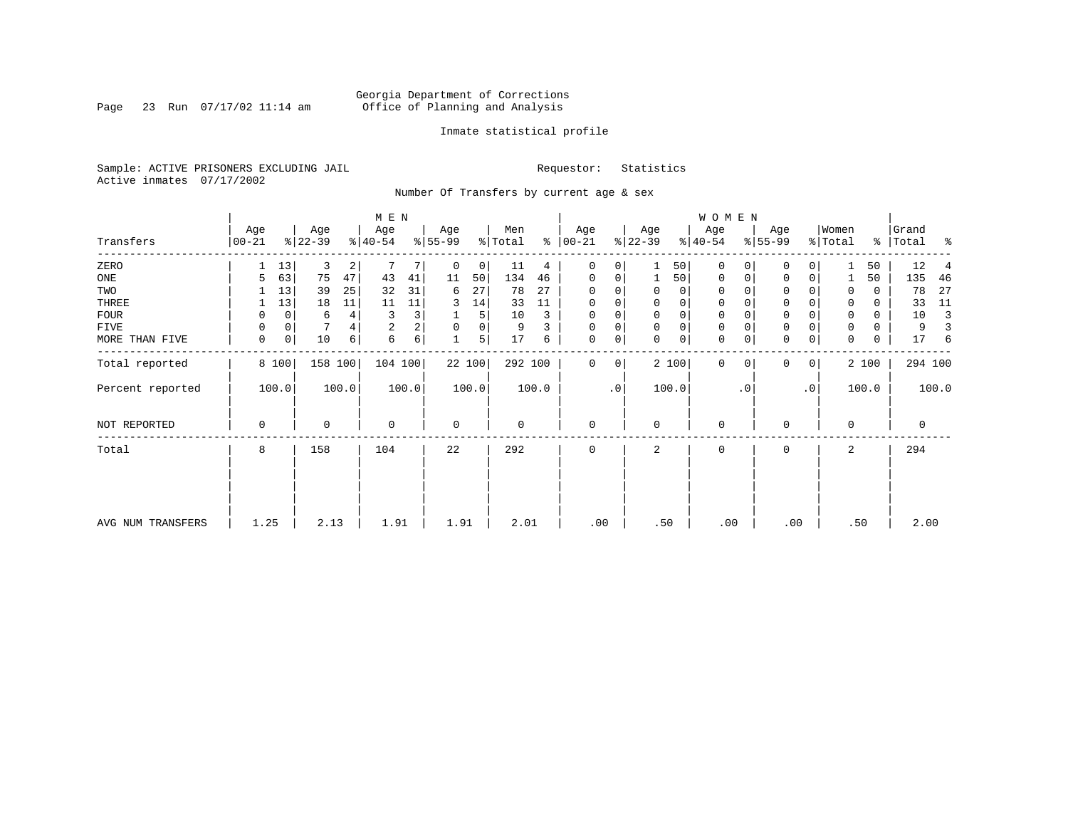Georgia Department of Corrections
Office of Planning and Analysis

Inmate statistical profile

Sample: ACTIVE PRISONERS EXCLUDING JAIL

Requestor: Statistics

Active inmates 07/17/2002

Number Of Transfers by current age & sex

| Transfers | MEN Age 00-21 | % | Age 22-39 | % | Age 40-54 | % | Age 55-99 | % | Men Total | % | WOMEN Age 00-21 | % | Age 22-39 | % | Age 40-54 | % | Age 55-99 | % | Women Total | % | Grand Total | % |
|---|---|---|---|---|---|---|---|---|---|---|---|---|---|---|---|---|---|---|---|---|---|---|
| ZERO | 1 | 13 | 3 | 2 | 7 | 7 | 0 | 0 | 11 | 4 | 0 | 0 | 1 | 50 | 0 | 0 | 0 | 0 | 1 | 50 | 12 | 4 |
| ONE | 5 | 63 | 75 | 47 | 43 | 41 | 11 | 50 | 134 | 46 | 0 | 0 | 1 | 50 | 0 | 0 | 0 | 0 | 1 | 50 | 135 | 46 |
| TWO | 1 | 13 | 39 | 25 | 32 | 31 | 6 | 27 | 78 | 27 | 0 | 0 | 0 | 0 | 0 | 0 | 0 | 0 | 0 | 0 | 78 | 27 |
| THREE | 1 | 13 | 18 | 11 | 11 | 11 | 3 | 14 | 33 | 11 | 0 | 0 | 0 | 0 | 0 | 0 | 0 | 0 | 0 | 0 | 33 | 11 |
| FOUR | 0 | 0 | 6 | 4 | 3 | 3 | 1 | 5 | 10 | 3 | 0 | 0 | 0 | 0 | 0 | 0 | 0 | 0 | 0 | 0 | 10 | 3 |
| FIVE | 0 | 0 | 7 | 4 | 2 | 2 | 0 | 0 | 9 | 3 | 0 | 0 | 0 | 0 | 0 | 0 | 0 | 0 | 0 | 0 | 9 | 3 |
| MORE THAN FIVE | 0 | 0 | 10 | 6 | 6 | 6 | 1 | 5 | 17 | 6 | 0 | 0 | 0 | 0 | 0 | 0 | 0 | 0 | 0 | 0 | 17 | 6 |
| Total reported | 8 | 100 | 158 | 100 | 104 | 100 | 22 | 100 | 292 | 100 | 0 | 0 | 2 | 100 | 0 | 0 | 0 | 0 | 2 | 100 | 294 | 100 |
| Percent reported | 100.0 | | 100.0 | | 100.0 | | 100.0 | | 100.0 | | .0 | | 100.0 | | .0 | | .0 | | 100.0 | | 100.0 | |
| NOT REPORTED | 0 | | 0 | | 0 | | 0 | | 0 | | 0 | | 0 | | 0 | | 0 | | 0 | | 0 | |
| Total | 8 | | 158 | | 104 | | 22 | | 292 | | 0 | | 2 | | 0 | | 0 | | 2 | | 294 | |
| AVG NUM TRANSFERS | 1.25 | | 2.13 | | 1.91 | | 1.91 | | 2.01 | | .00 | | .50 | | .00 | | .00 | | .50 | | 2.00 | |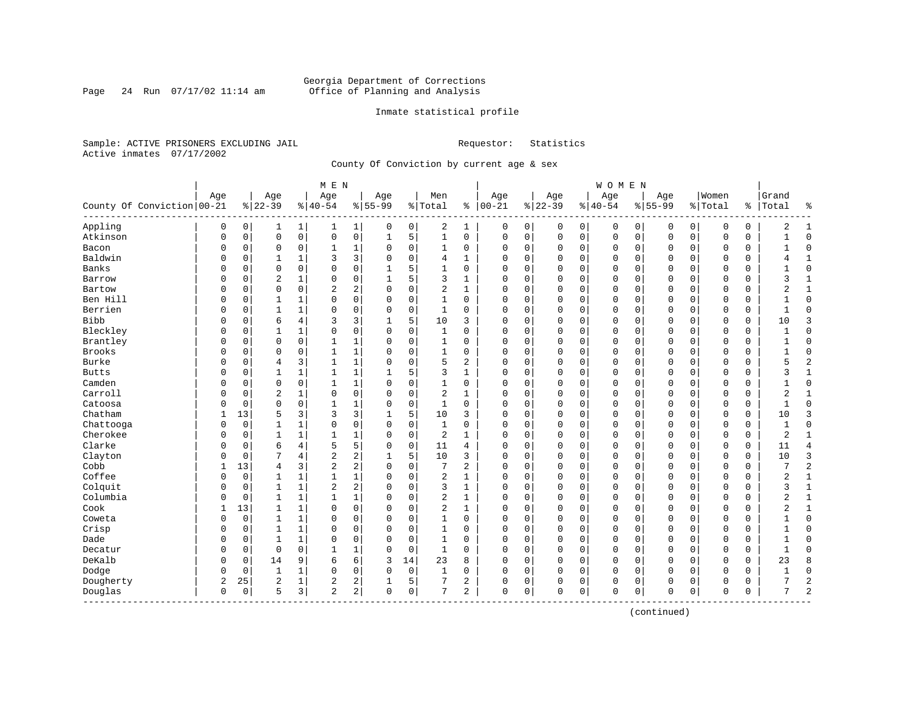Georgia Department of Corrections
Office of Planning and Analysis

Inmate statistical profile

Sample: ACTIVE PRISONERS EXCLUDING JAIL                                   Requestor: Statistics
Active inmates 07/17/2002

County Of Conviction by current age & sex

| County Of Conviction | MEN Age 00-21 | % | Age 22-39 | % | Age 40-54 | % | Age 55-99 | % | Men Total | % | WOMEN Age 00-21 | % | Age 22-39 | % | Age 40-54 | % | Age 55-99 | % | Women Total | % | Grand Total | % |
|---|---|---|---|---|---|---|---|---|---|---|---|---|---|---|---|---|---|---|---|---|---|---|
| Appling | 0 | 0 | 1 | 1 | 1 | 1 | 0 | 0 | 2 | 1 | 0 | 0 | 0 | 0 | 0 | 0 | 0 | 0 | 0 | 0 | 2 | 1 |
| Atkinson | 0 | 0 | 0 | 0 | 0 | 0 | 1 | 5 | 1 | 0 | 0 | 0 | 0 | 0 | 0 | 0 | 0 | 0 | 0 | 0 | 1 | 0 |
| Bacon | 0 | 0 | 0 | 0 | 1 | 1 | 0 | 0 | 1 | 0 | 0 | 0 | 0 | 0 | 0 | 0 | 0 | 0 | 0 | 0 | 1 | 0 |
| Baldwin | 0 | 0 | 1 | 1 | 3 | 3 | 0 | 0 | 4 | 1 | 0 | 0 | 0 | 0 | 0 | 0 | 0 | 0 | 0 | 0 | 4 | 1 |
| Banks | 0 | 0 | 0 | 0 | 0 | 0 | 1 | 5 | 1 | 0 | 0 | 0 | 0 | 0 | 0 | 0 | 0 | 0 | 0 | 0 | 1 | 0 |
| Barrow | 0 | 0 | 2 | 1 | 0 | 0 | 1 | 5 | 3 | 1 | 0 | 0 | 0 | 0 | 0 | 0 | 0 | 0 | 0 | 0 | 3 | 1 |
| Bartow | 0 | 0 | 0 | 0 | 2 | 2 | 0 | 0 | 2 | 1 | 0 | 0 | 0 | 0 | 0 | 0 | 0 | 0 | 0 | 0 | 2 | 1 |
| Ben Hill | 0 | 0 | 1 | 1 | 0 | 0 | 0 | 0 | 1 | 0 | 0 | 0 | 0 | 0 | 0 | 0 | 0 | 0 | 0 | 0 | 1 | 0 |
| Berrien | 0 | 0 | 1 | 1 | 0 | 0 | 0 | 0 | 1 | 0 | 0 | 0 | 0 | 0 | 0 | 0 | 0 | 0 | 0 | 0 | 1 | 0 |
| Bibb | 0 | 0 | 6 | 4 | 3 | 3 | 1 | 5 | 10 | 3 | 0 | 0 | 0 | 0 | 0 | 0 | 0 | 0 | 0 | 0 | 10 | 3 |
| Bleckley | 0 | 0 | 1 | 1 | 0 | 0 | 0 | 0 | 1 | 0 | 0 | 0 | 0 | 0 | 0 | 0 | 0 | 0 | 0 | 0 | 1 | 0 |
| Brantley | 0 | 0 | 0 | 0 | 1 | 1 | 0 | 0 | 1 | 0 | 0 | 0 | 0 | 0 | 0 | 0 | 0 | 0 | 0 | 0 | 1 | 0 |
| Brooks | 0 | 0 | 0 | 0 | 1 | 1 | 0 | 0 | 1 | 0 | 0 | 0 | 0 | 0 | 0 | 0 | 0 | 0 | 0 | 0 | 1 | 0 |
| Burke | 0 | 0 | 4 | 3 | 1 | 1 | 0 | 0 | 5 | 2 | 0 | 0 | 0 | 0 | 0 | 0 | 0 | 0 | 0 | 0 | 5 | 2 |
| Butts | 0 | 0 | 1 | 1 | 1 | 1 | 1 | 5 | 3 | 1 | 0 | 0 | 0 | 0 | 0 | 0 | 0 | 0 | 0 | 0 | 3 | 1 |
| Camden | 0 | 0 | 0 | 0 | 1 | 1 | 0 | 0 | 1 | 0 | 0 | 0 | 0 | 0 | 0 | 0 | 0 | 0 | 0 | 0 | 1 | 0 |
| Carroll | 0 | 0 | 2 | 1 | 0 | 0 | 0 | 0 | 2 | 1 | 0 | 0 | 0 | 0 | 0 | 0 | 0 | 0 | 0 | 0 | 2 | 1 |
| Catoosa | 0 | 0 | 0 | 0 | 1 | 1 | 0 | 0 | 1 | 0 | 0 | 0 | 0 | 0 | 0 | 0 | 0 | 0 | 0 | 0 | 1 | 0 |
| Chatham | 1 | 13 | 5 | 3 | 3 | 3 | 1 | 5 | 10 | 3 | 0 | 0 | 0 | 0 | 0 | 0 | 0 | 0 | 0 | 0 | 10 | 3 |
| Chattooga | 0 | 0 | 1 | 1 | 0 | 0 | 0 | 0 | 1 | 0 | 0 | 0 | 0 | 0 | 0 | 0 | 0 | 0 | 0 | 0 | 1 | 0 |
| Cherokee | 0 | 0 | 1 | 1 | 1 | 1 | 0 | 0 | 2 | 1 | 0 | 0 | 0 | 0 | 0 | 0 | 0 | 0 | 0 | 0 | 2 | 1 |
| Clarke | 0 | 0 | 6 | 4 | 5 | 5 | 0 | 0 | 11 | 4 | 0 | 0 | 0 | 0 | 0 | 0 | 0 | 0 | 0 | 0 | 11 | 4 |
| Clayton | 0 | 0 | 7 | 4 | 2 | 2 | 1 | 5 | 10 | 3 | 0 | 0 | 0 | 0 | 0 | 0 | 0 | 0 | 0 | 0 | 10 | 3 |
| Cobb | 1 | 13 | 4 | 3 | 2 | 2 | 0 | 0 | 7 | 2 | 0 | 0 | 0 | 0 | 0 | 0 | 0 | 0 | 0 | 0 | 7 | 2 |
| Coffee | 0 | 0 | 1 | 1 | 1 | 1 | 0 | 0 | 2 | 1 | 0 | 0 | 0 | 0 | 0 | 0 | 0 | 0 | 0 | 0 | 2 | 1 |
| Colquit | 0 | 0 | 1 | 1 | 2 | 2 | 0 | 0 | 3 | 1 | 0 | 0 | 0 | 0 | 0 | 0 | 0 | 0 | 0 | 0 | 3 | 1 |
| Columbia | 0 | 0 | 1 | 1 | 1 | 1 | 0 | 0 | 2 | 1 | 0 | 0 | 0 | 0 | 0 | 0 | 0 | 0 | 0 | 0 | 2 | 1 |
| Cook | 1 | 13 | 1 | 1 | 0 | 0 | 0 | 0 | 2 | 1 | 0 | 0 | 0 | 0 | 0 | 0 | 0 | 0 | 0 | 0 | 2 | 1 |
| Coweta | 0 | 0 | 1 | 1 | 0 | 0 | 0 | 0 | 1 | 0 | 0 | 0 | 0 | 0 | 0 | 0 | 0 | 0 | 0 | 0 | 1 | 0 |
| Crisp | 0 | 0 | 1 | 1 | 0 | 0 | 0 | 0 | 1 | 0 | 0 | 0 | 0 | 0 | 0 | 0 | 0 | 0 | 0 | 0 | 1 | 0 |
| Dade | 0 | 0 | 1 | 1 | 0 | 0 | 0 | 0 | 1 | 0 | 0 | 0 | 0 | 0 | 0 | 0 | 0 | 0 | 0 | 0 | 1 | 0 |
| Decatur | 0 | 0 | 0 | 0 | 1 | 1 | 0 | 0 | 1 | 0 | 0 | 0 | 0 | 0 | 0 | 0 | 0 | 0 | 0 | 0 | 1 | 0 |
| DeKalb | 0 | 0 | 14 | 9 | 6 | 6 | 3 | 14 | 23 | 8 | 0 | 0 | 0 | 0 | 0 | 0 | 0 | 0 | 0 | 0 | 23 | 8 |
| Dodge | 0 | 0 | 1 | 1 | 0 | 0 | 0 | 0 | 1 | 0 | 0 | 0 | 0 | 0 | 0 | 0 | 0 | 0 | 0 | 0 | 1 | 0 |
| Dougherty | 2 | 25 | 2 | 1 | 2 | 2 | 1 | 5 | 7 | 2 | 0 | 0 | 0 | 0 | 0 | 0 | 0 | 0 | 0 | 0 | 7 | 2 |
| Douglas | 0 | 0 | 5 | 3 | 2 | 2 | 0 | 0 | 7 | 2 | 0 | 0 | 0 | 0 | 0 | 0 | 0 | 0 | 0 | 0 | 7 | 2 |

(continued)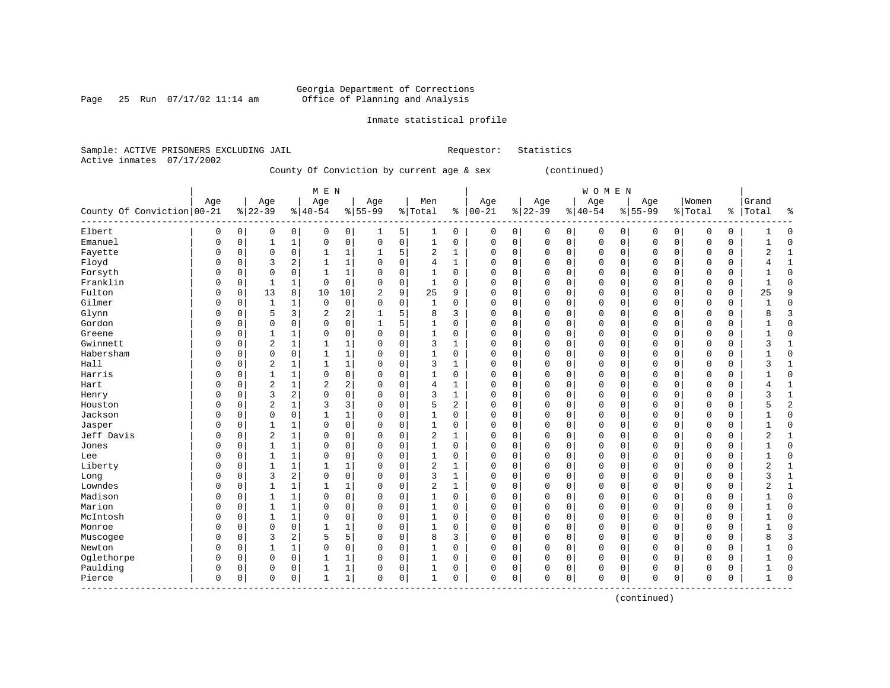Georgia Department of Corrections
Office of Planning and Analysis

Inmate statistical profile

Sample: ACTIVE PRISONERS EXCLUDING JAIL    Requestor: Statistics
Active inmates 07/17/2002

County Of Conviction by current age & sex (continued)

| | MEN | | | | | | | | | | WOMEN | | | | | | | | | | Grand | |
|---|---|---|---|---|---|---|---|---|---|---|---|---|---|---|---|---|---|---|---|---|---|---|
| County Of Conviction | Age 00-21 | % | Age 22-39 | % | Age 40-54 | % | Age 55-99 | % | Men Total | % | Age 00-21 | % | Age 22-39 | % | Age 40-54 | % | Age 55-99 | % | Women Total | % | Total | % |
| Elbert | 0 | 0 | 0 | 0 | 0 | 0 | 1 | 5 | 1 | 0 | 0 | 0 | 0 | 0 | 0 | 0 | 0 | 0 | 0 | 0 | 1 | 0 |
| Emanuel | 0 | 0 | 1 | 1 | 0 | 0 | 0 | 0 | 1 | 0 | 0 | 0 | 0 | 0 | 0 | 0 | 0 | 0 | 0 | 0 | 1 | 0 |
| Fayette | 0 | 0 | 0 | 0 | 1 | 1 | 1 | 5 | 2 | 1 | 0 | 0 | 0 | 0 | 0 | 0 | 0 | 0 | 0 | 0 | 2 | 1 |
| Floyd | 0 | 0 | 3 | 2 | 1 | 1 | 0 | 0 | 4 | 1 | 0 | 0 | 0 | 0 | 0 | 0 | 0 | 0 | 0 | 0 | 4 | 1 |
| Forsyth | 0 | 0 | 0 | 0 | 1 | 1 | 0 | 0 | 1 | 0 | 0 | 0 | 0 | 0 | 0 | 0 | 0 | 0 | 0 | 0 | 1 | 0 |
| Franklin | 0 | 0 | 1 | 1 | 0 | 0 | 0 | 0 | 1 | 0 | 0 | 0 | 0 | 0 | 0 | 0 | 0 | 0 | 0 | 0 | 1 | 0 |
| Fulton | 0 | 0 | 13 | 8 | 10 | 10 | 2 | 9 | 25 | 9 | 0 | 0 | 0 | 0 | 0 | 0 | 0 | 0 | 0 | 0 | 25 | 9 |
| Gilmer | 0 | 0 | 1 | 1 | 0 | 0 | 0 | 0 | 1 | 0 | 0 | 0 | 0 | 0 | 0 | 0 | 0 | 0 | 0 | 0 | 1 | 0 |
| Glynn | 0 | 0 | 5 | 3 | 2 | 2 | 1 | 5 | 8 | 3 | 0 | 0 | 0 | 0 | 0 | 0 | 0 | 0 | 0 | 0 | 8 | 3 |
| Gordon | 0 | 0 | 0 | 0 | 0 | 0 | 1 | 5 | 1 | 0 | 0 | 0 | 0 | 0 | 0 | 0 | 0 | 0 | 0 | 0 | 1 | 0 |
| Greene | 0 | 0 | 1 | 1 | 0 | 0 | 0 | 0 | 1 | 0 | 0 | 0 | 0 | 0 | 0 | 0 | 0 | 0 | 0 | 0 | 1 | 0 |
| Gwinnett | 0 | 0 | 2 | 1 | 1 | 1 | 0 | 0 | 3 | 1 | 0 | 0 | 0 | 0 | 0 | 0 | 0 | 0 | 0 | 0 | 3 | 1 |
| Habersham | 0 | 0 | 0 | 0 | 1 | 1 | 0 | 0 | 1 | 0 | 0 | 0 | 0 | 0 | 0 | 0 | 0 | 0 | 0 | 0 | 1 | 0 |
| Hall | 0 | 0 | 2 | 1 | 1 | 1 | 0 | 0 | 3 | 1 | 0 | 0 | 0 | 0 | 0 | 0 | 0 | 0 | 0 | 0 | 3 | 1 |
| Harris | 0 | 0 | 1 | 1 | 0 | 0 | 0 | 0 | 1 | 0 | 0 | 0 | 0 | 0 | 0 | 0 | 0 | 0 | 0 | 0 | 1 | 0 |
| Hart | 0 | 0 | 2 | 1 | 2 | 2 | 0 | 0 | 4 | 1 | 0 | 0 | 0 | 0 | 0 | 0 | 0 | 0 | 0 | 0 | 4 | 1 |
| Henry | 0 | 0 | 3 | 2 | 0 | 0 | 0 | 0 | 3 | 1 | 0 | 0 | 0 | 0 | 0 | 0 | 0 | 0 | 0 | 0 | 3 | 1 |
| Houston | 0 | 0 | 2 | 1 | 3 | 3 | 0 | 0 | 5 | 2 | 0 | 0 | 0 | 0 | 0 | 0 | 0 | 0 | 0 | 0 | 5 | 2 |
| Jackson | 0 | 0 | 0 | 0 | 1 | 1 | 0 | 0 | 1 | 0 | 0 | 0 | 0 | 0 | 0 | 0 | 0 | 0 | 0 | 0 | 1 | 0 |
| Jasper | 0 | 0 | 1 | 1 | 0 | 0 | 0 | 0 | 1 | 0 | 0 | 0 | 0 | 0 | 0 | 0 | 0 | 0 | 0 | 0 | 1 | 0 |
| Jeff Davis | 0 | 0 | 2 | 1 | 0 | 0 | 0 | 0 | 2 | 1 | 0 | 0 | 0 | 0 | 0 | 0 | 0 | 0 | 0 | 0 | 2 | 1 |
| Jones | 0 | 0 | 1 | 1 | 0 | 0 | 0 | 0 | 1 | 0 | 0 | 0 | 0 | 0 | 0 | 0 | 0 | 0 | 0 | 0 | 1 | 0 |
| Lee | 0 | 0 | 1 | 1 | 0 | 0 | 0 | 0 | 1 | 0 | 0 | 0 | 0 | 0 | 0 | 0 | 0 | 0 | 0 | 0 | 1 | 0 |
| Liberty | 0 | 0 | 1 | 1 | 1 | 1 | 0 | 0 | 2 | 1 | 0 | 0 | 0 | 0 | 0 | 0 | 0 | 0 | 0 | 0 | 2 | 1 |
| Long | 0 | 0 | 3 | 2 | 0 | 0 | 0 | 0 | 3 | 1 | 0 | 0 | 0 | 0 | 0 | 0 | 0 | 0 | 0 | 0 | 3 | 1 |
| Lowndes | 0 | 0 | 1 | 1 | 1 | 1 | 0 | 0 | 2 | 1 | 0 | 0 | 0 | 0 | 0 | 0 | 0 | 0 | 0 | 0 | 2 | 1 |
| Madison | 0 | 0 | 1 | 1 | 0 | 0 | 0 | 0 | 1 | 0 | 0 | 0 | 0 | 0 | 0 | 0 | 0 | 0 | 0 | 0 | 1 | 0 |
| Marion | 0 | 0 | 1 | 1 | 0 | 0 | 0 | 0 | 1 | 0 | 0 | 0 | 0 | 0 | 0 | 0 | 0 | 0 | 0 | 0 | 1 | 0 |
| McIntosh | 0 | 0 | 1 | 1 | 0 | 0 | 0 | 0 | 1 | 0 | 0 | 0 | 0 | 0 | 0 | 0 | 0 | 0 | 0 | 0 | 1 | 0 |
| Monroe | 0 | 0 | 0 | 0 | 1 | 1 | 0 | 0 | 1 | 0 | 0 | 0 | 0 | 0 | 0 | 0 | 0 | 0 | 0 | 0 | 1 | 0 |
| Muscogee | 0 | 0 | 3 | 2 | 5 | 5 | 0 | 0 | 8 | 3 | 0 | 0 | 0 | 0 | 0 | 0 | 0 | 0 | 0 | 0 | 8 | 3 |
| Newton | 0 | 0 | 1 | 1 | 0 | 0 | 0 | 0 | 1 | 0 | 0 | 0 | 0 | 0 | 0 | 0 | 0 | 0 | 0 | 0 | 1 | 0 |
| Oglethorpe | 0 | 0 | 0 | 0 | 1 | 1 | 0 | 0 | 1 | 0 | 0 | 0 | 0 | 0 | 0 | 0 | 0 | 0 | 0 | 0 | 1 | 0 |
| Paulding | 0 | 0 | 0 | 0 | 1 | 1 | 0 | 0 | 1 | 0 | 0 | 0 | 0 | 0 | 0 | 0 | 0 | 0 | 0 | 0 | 1 | 0 |
| Pierce | 0 | 0 | 0 | 0 | 1 | 1 | 0 | 0 | 1 | 0 | 0 | 0 | 0 | 0 | 0 | 0 | 0 | 0 | 0 | 0 | 1 | 0 |

(continued)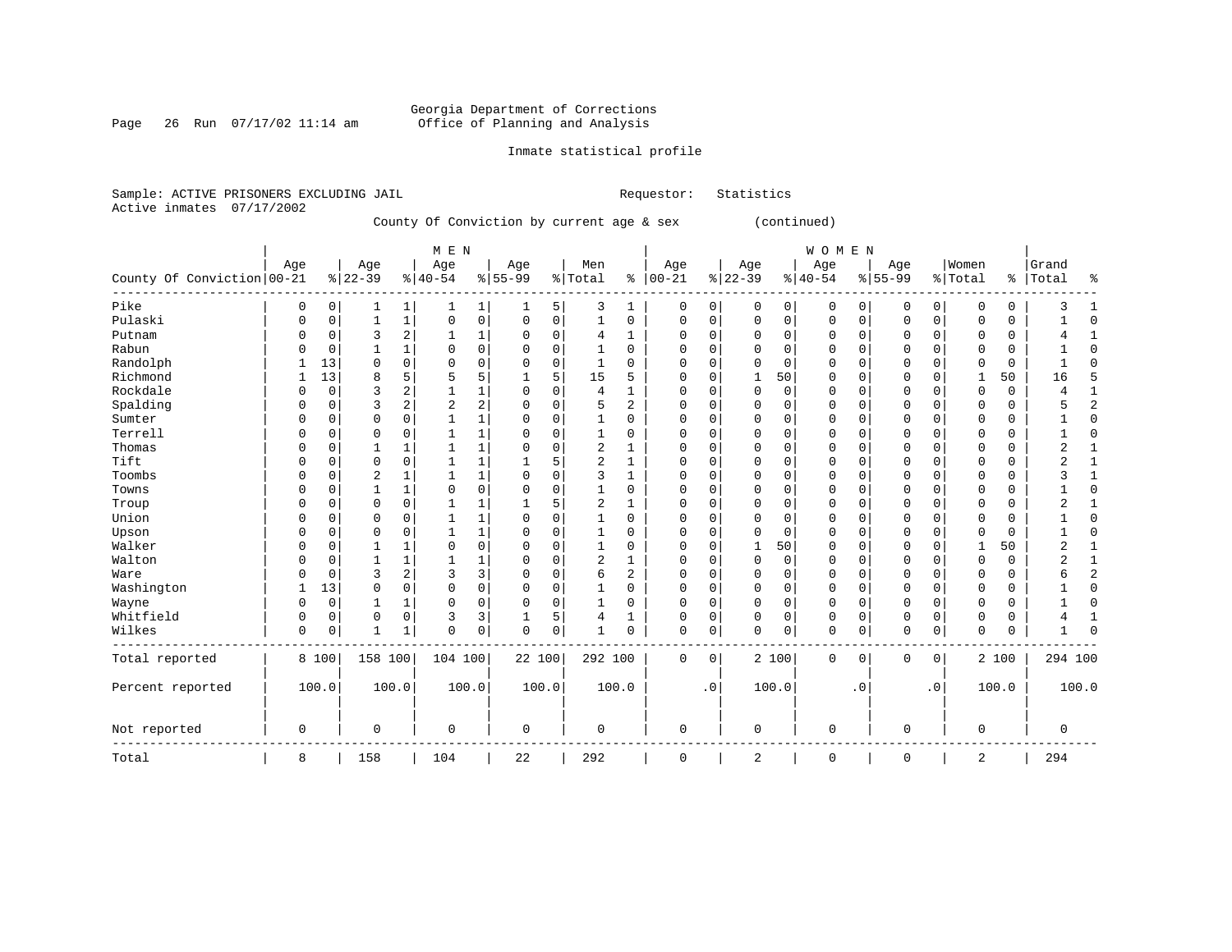Georgia Department of Corrections
Office of Planning and Analysis

Inmate statistical profile

Sample: ACTIVE PRISONERS EXCLUDING JAIL                    Requestor: Statistics
Active inmates 07/17/2002

County Of Conviction by current age & sex (continued)

| County Of Conviction | MEN Age 00-21 | % | Age 22-39 | % | Age 40-54 | % | Age 55-99 | % | Men Total | % | WOMEN Age 00-21 | % | Age 22-39 | % | Age 40-54 | % | Age 55-99 | % | Women Total | % | Grand Total | % |
|---|---|---|---|---|---|---|---|---|---|---|---|---|---|---|---|---|---|---|---|---|---|---|
| Pike | 0 | 0 | 1 | 1 | 1 | 1 | 1 | 5 | 3 | 1 | 0 | 0 | 0 | 0 | 0 | 0 | 0 | 0 | 0 | 0 | 3 | 1 |
| Pulaski | 0 | 0 | 1 | 1 | 0 | 0 | 0 | 0 | 1 | 0 | 0 | 0 | 0 | 0 | 0 | 0 | 0 | 0 | 0 | 0 | 1 | 0 |
| Putnam | 0 | 0 | 3 | 2 | 1 | 1 | 0 | 0 | 4 | 1 | 0 | 0 | 0 | 0 | 0 | 0 | 0 | 0 | 0 | 0 | 4 | 1 |
| Rabun | 0 | 0 | 1 | 1 | 0 | 0 | 0 | 0 | 1 | 0 | 0 | 0 | 0 | 0 | 0 | 0 | 0 | 0 | 0 | 0 | 1 | 0 |
| Randolph | 1 | 13 | 0 | 0 | 0 | 0 | 0 | 0 | 1 | 0 | 0 | 0 | 0 | 0 | 0 | 0 | 0 | 0 | 0 | 0 | 1 | 0 |
| Richmond | 1 | 13 | 8 | 5 | 5 | 5 | 1 | 5 | 15 | 5 | 0 | 0 | 1 | 50 | 0 | 0 | 0 | 0 | 1 | 50 | 16 | 5 |
| Rockdale | 0 | 0 | 3 | 2 | 1 | 1 | 0 | 0 | 4 | 1 | 0 | 0 | 0 | 0 | 0 | 0 | 0 | 0 | 0 | 0 | 4 | 1 |
| Spalding | 0 | 0 | 3 | 2 | 2 | 2 | 0 | 0 | 5 | 2 | 0 | 0 | 0 | 0 | 0 | 0 | 0 | 0 | 0 | 0 | 5 | 2 |
| Sumter | 0 | 0 | 0 | 0 | 1 | 1 | 0 | 0 | 1 | 0 | 0 | 0 | 0 | 0 | 0 | 0 | 0 | 0 | 0 | 0 | 1 | 0 |
| Terrell | 0 | 0 | 0 | 0 | 1 | 1 | 0 | 0 | 1 | 0 | 0 | 0 | 0 | 0 | 0 | 0 | 0 | 0 | 0 | 0 | 1 | 0 |
| Thomas | 0 | 0 | 1 | 1 | 1 | 1 | 0 | 0 | 2 | 1 | 0 | 0 | 0 | 0 | 0 | 0 | 0 | 0 | 0 | 0 | 2 | 1 |
| Tift | 0 | 0 | 0 | 0 | 1 | 1 | 1 | 5 | 2 | 1 | 0 | 0 | 0 | 0 | 0 | 0 | 0 | 0 | 0 | 0 | 2 | 1 |
| Toombs | 0 | 0 | 2 | 1 | 1 | 1 | 0 | 0 | 3 | 1 | 0 | 0 | 0 | 0 | 0 | 0 | 0 | 0 | 0 | 0 | 3 | 1 |
| Towns | 0 | 0 | 1 | 1 | 0 | 0 | 0 | 0 | 1 | 0 | 0 | 0 | 0 | 0 | 0 | 0 | 0 | 0 | 0 | 0 | 1 | 0 |
| Troup | 0 | 0 | 0 | 0 | 1 | 1 | 1 | 5 | 2 | 1 | 0 | 0 | 0 | 0 | 0 | 0 | 0 | 0 | 0 | 0 | 2 | 1 |
| Union | 0 | 0 | 0 | 0 | 1 | 1 | 0 | 0 | 1 | 0 | 0 | 0 | 0 | 0 | 0 | 0 | 0 | 0 | 0 | 0 | 1 | 0 |
| Upson | 0 | 0 | 0 | 0 | 1 | 1 | 0 | 0 | 1 | 0 | 0 | 0 | 0 | 0 | 0 | 0 | 0 | 0 | 0 | 0 | 1 | 0 |
| Walker | 0 | 0 | 1 | 1 | 0 | 0 | 0 | 0 | 1 | 0 | 0 | 0 | 1 | 50 | 0 | 0 | 0 | 0 | 1 | 50 | 2 | 1 |
| Walton | 0 | 0 | 1 | 1 | 1 | 1 | 0 | 0 | 2 | 1 | 0 | 0 | 0 | 0 | 0 | 0 | 0 | 0 | 0 | 0 | 2 | 1 |
| Ware | 0 | 0 | 3 | 2 | 3 | 3 | 0 | 0 | 6 | 2 | 0 | 0 | 0 | 0 | 0 | 0 | 0 | 0 | 0 | 0 | 6 | 2 |
| Washington | 1 | 13 | 0 | 0 | 0 | 0 | 0 | 0 | 1 | 0 | 0 | 0 | 0 | 0 | 0 | 0 | 0 | 0 | 0 | 0 | 1 | 0 |
| Wayne | 0 | 0 | 1 | 1 | 0 | 0 | 0 | 0 | 1 | 0 | 0 | 0 | 0 | 0 | 0 | 0 | 0 | 0 | 0 | 0 | 1 | 0 |
| Whitfield | 0 | 0 | 0 | 0 | 3 | 3 | 1 | 5 | 4 | 1 | 0 | 0 | 0 | 0 | 0 | 0 | 0 | 0 | 0 | 0 | 4 | 1 |
| Wilkes | 0 | 0 | 1 | 1 | 0 | 0 | 0 | 0 | 1 | 0 | 0 | 0 | 0 | 0 | 0 | 0 | 0 | 0 | 0 | 0 | 1 | 0 |
| Total reported | 8 | 100 | 158 | 100 | 104 | 100 | 22 | 100 | 292 | 100 | 0 | 0 | 2 | 100 | 0 | 0 | 0 | 0 | 2 | 100 | 294 | 100 |
| Percent reported | | 100.0 | | 100.0 | | 100.0 | | 100.0 | | 100.0 | | .0 | | 100.0 | | .0 | | .0 | | 100.0 | | 100.0 |
| Not reported | 0 | | 0 | | 0 | | 0 | | 0 | | 0 | | 0 | | 0 | | 0 | | 0 | | 0 | |
| Total | 8 | | 158 | | 104 | | 22 | | 292 | | 0 | | 2 | | 0 | | 0 | | 2 | | 294 | |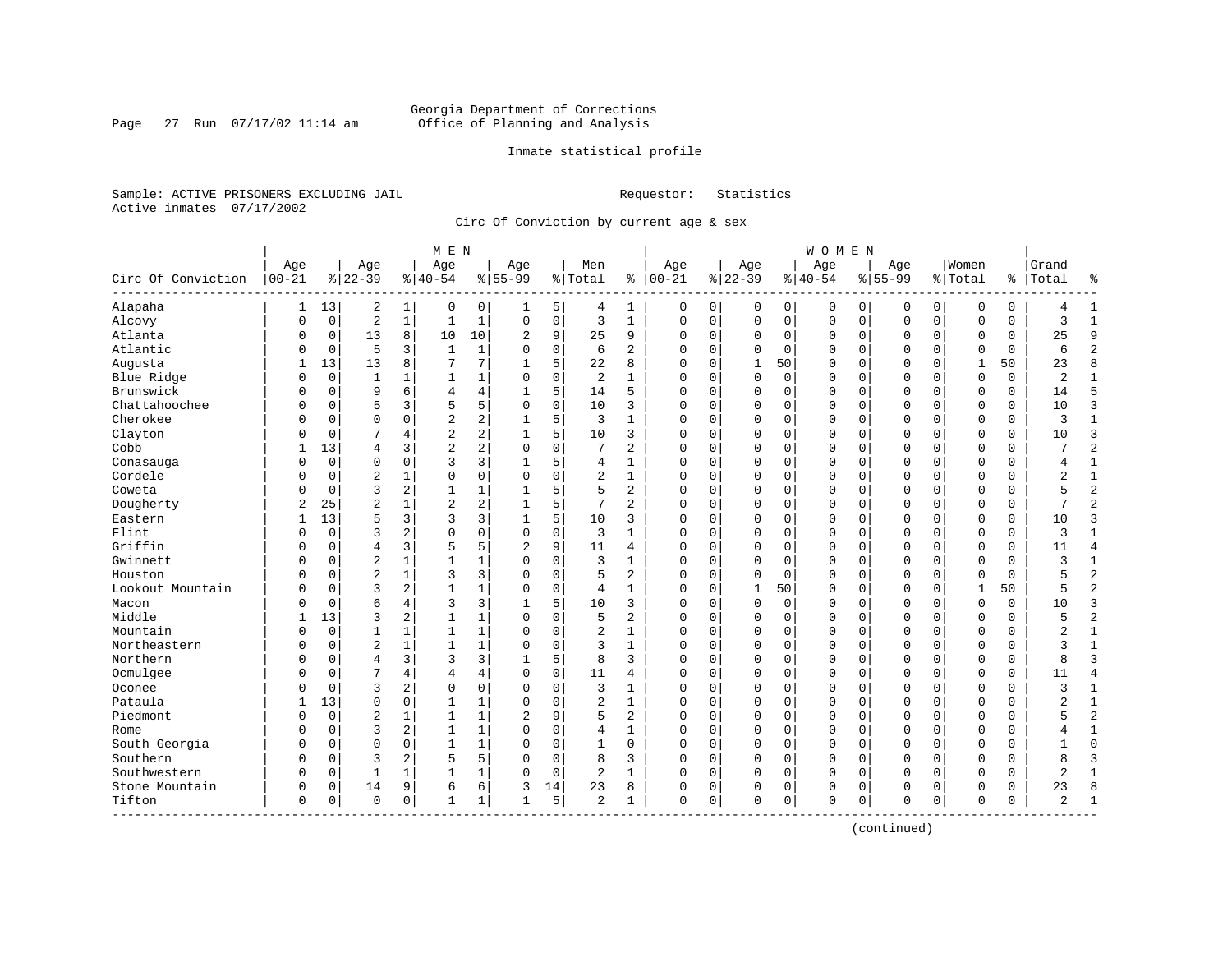Georgia Department of Corrections
Office of Planning and Analysis

Inmate statistical profile

Sample: ACTIVE PRISONERS EXCLUDING JAIL          Requestor: Statistics
Active inmates 07/17/2002

Circ Of Conviction by current age & sex

| Circ Of Conviction | MEN Age 00-21 | % | Age 22-39 | % | Age 40-54 | % | Age 55-99 | % | Men Total | % | WOMEN Age 00-21 | % | Age 22-39 | % | Age 40-54 | % | Age 55-99 | % | Women Total | % | Grand Total | % |
|---|---|---|---|---|---|---|---|---|---|---|---|---|---|---|---|---|---|---|---|---|---|---|
| Alapaha | 1 | 13 | 2 | 1 | 0 | 0 | 1 | 5 | 4 | 1 | 0 | 0 | 0 | 0 | 0 | 0 | 0 | 0 | 0 | 0 | 4 | 1 |
| Alcovy | 0 | 0 | 2 | 1 | 1 | 1 | 0 | 0 | 3 | 1 | 0 | 0 | 0 | 0 | 0 | 0 | 0 | 0 | 0 | 0 | 3 | 1 |
| Atlanta | 0 | 0 | 13 | 8 | 10 | 10 | 2 | 9 | 25 | 9 | 0 | 0 | 0 | 0 | 0 | 0 | 0 | 0 | 0 | 0 | 25 | 9 |
| Atlantic | 0 | 0 | 5 | 3 | 1 | 1 | 0 | 0 | 6 | 2 | 0 | 0 | 0 | 0 | 0 | 0 | 0 | 0 | 0 | 0 | 6 | 2 |
| Augusta | 1 | 13 | 13 | 8 | 7 | 7 | 1 | 5 | 22 | 8 | 0 | 0 | 1 | 50 | 0 | 0 | 0 | 0 | 1 | 50 | 23 | 8 |
| Blue Ridge | 0 | 0 | 1 | 1 | 1 | 1 | 0 | 0 | 2 | 1 | 0 | 0 | 0 | 0 | 0 | 0 | 0 | 0 | 0 | 0 | 2 | 1 |
| Brunswick | 0 | 0 | 9 | 6 | 4 | 4 | 1 | 5 | 14 | 5 | 0 | 0 | 0 | 0 | 0 | 0 | 0 | 0 | 0 | 0 | 14 | 5 |
| Chattahoochee | 0 | 0 | 5 | 3 | 5 | 5 | 0 | 0 | 10 | 3 | 0 | 0 | 0 | 0 | 0 | 0 | 0 | 0 | 0 | 0 | 10 | 3 |
| Cherokee | 0 | 0 | 0 | 0 | 2 | 2 | 1 | 5 | 3 | 1 | 0 | 0 | 0 | 0 | 0 | 0 | 0 | 0 | 0 | 0 | 3 | 1 |
| Clayton | 0 | 0 | 7 | 4 | 2 | 2 | 1 | 5 | 10 | 3 | 0 | 0 | 0 | 0 | 0 | 0 | 0 | 0 | 0 | 0 | 10 | 3 |
| Cobb | 1 | 13 | 4 | 3 | 2 | 2 | 0 | 0 | 7 | 2 | 0 | 0 | 0 | 0 | 0 | 0 | 0 | 0 | 0 | 0 | 7 | 2 |
| Conasauga | 0 | 0 | 0 | 0 | 3 | 3 | 1 | 5 | 4 | 1 | 0 | 0 | 0 | 0 | 0 | 0 | 0 | 0 | 0 | 0 | 4 | 1 |
| Cordele | 0 | 0 | 2 | 1 | 0 | 0 | 0 | 0 | 2 | 1 | 0 | 0 | 0 | 0 | 0 | 0 | 0 | 0 | 0 | 0 | 2 | 1 |
| Coweta | 0 | 0 | 3 | 2 | 1 | 1 | 1 | 5 | 5 | 2 | 0 | 0 | 0 | 0 | 0 | 0 | 0 | 0 | 0 | 0 | 5 | 2 |
| Dougherty | 2 | 25 | 2 | 1 | 2 | 2 | 1 | 5 | 7 | 2 | 0 | 0 | 0 | 0 | 0 | 0 | 0 | 0 | 0 | 0 | 7 | 2 |
| Eastern | 1 | 13 | 5 | 3 | 3 | 3 | 1 | 5 | 10 | 3 | 0 | 0 | 0 | 0 | 0 | 0 | 0 | 0 | 0 | 0 | 10 | 3 |
| Flint | 0 | 0 | 3 | 2 | 0 | 0 | 0 | 0 | 3 | 1 | 0 | 0 | 0 | 0 | 0 | 0 | 0 | 0 | 0 | 0 | 3 | 1 |
| Griffin | 0 | 0 | 4 | 3 | 5 | 5 | 2 | 9 | 11 | 4 | 0 | 0 | 0 | 0 | 0 | 0 | 0 | 0 | 0 | 0 | 11 | 4 |
| Gwinnett | 0 | 0 | 2 | 1 | 1 | 1 | 0 | 0 | 3 | 1 | 0 | 0 | 0 | 0 | 0 | 0 | 0 | 0 | 0 | 0 | 3 | 1 |
| Houston | 0 | 0 | 2 | 1 | 3 | 3 | 0 | 0 | 5 | 2 | 0 | 0 | 0 | 0 | 0 | 0 | 0 | 0 | 0 | 0 | 5 | 2 |
| Lookout Mountain | 0 | 0 | 3 | 2 | 1 | 1 | 0 | 0 | 4 | 1 | 0 | 0 | 1 | 50 | 0 | 0 | 0 | 0 | 1 | 50 | 5 | 2 |
| Macon | 0 | 0 | 6 | 4 | 3 | 3 | 1 | 5 | 10 | 3 | 0 | 0 | 0 | 0 | 0 | 0 | 0 | 0 | 0 | 0 | 10 | 3 |
| Middle | 1 | 13 | 3 | 2 | 1 | 1 | 0 | 0 | 5 | 2 | 0 | 0 | 0 | 0 | 0 | 0 | 0 | 0 | 0 | 0 | 5 | 2 |
| Mountain | 0 | 0 | 1 | 1 | 1 | 1 | 0 | 0 | 2 | 1 | 0 | 0 | 0 | 0 | 0 | 0 | 0 | 0 | 0 | 0 | 2 | 1 |
| Northeastern | 0 | 0 | 2 | 1 | 1 | 1 | 0 | 0 | 3 | 1 | 0 | 0 | 0 | 0 | 0 | 0 | 0 | 0 | 0 | 0 | 3 | 1 |
| Northern | 0 | 0 | 4 | 3 | 3 | 3 | 1 | 5 | 8 | 3 | 0 | 0 | 0 | 0 | 0 | 0 | 0 | 0 | 0 | 0 | 8 | 3 |
| Ocmulgee | 0 | 0 | 7 | 4 | 4 | 4 | 0 | 0 | 11 | 4 | 0 | 0 | 0 | 0 | 0 | 0 | 0 | 0 | 0 | 0 | 11 | 4 |
| Oconee | 0 | 0 | 3 | 2 | 0 | 0 | 0 | 0 | 3 | 1 | 0 | 0 | 0 | 0 | 0 | 0 | 0 | 0 | 0 | 0 | 3 | 1 |
| Pataula | 1 | 13 | 0 | 0 | 1 | 1 | 0 | 0 | 2 | 1 | 0 | 0 | 0 | 0 | 0 | 0 | 0 | 0 | 0 | 0 | 2 | 1 |
| Piedmont | 0 | 0 | 2 | 1 | 1 | 1 | 2 | 9 | 5 | 2 | 0 | 0 | 0 | 0 | 0 | 0 | 0 | 0 | 0 | 0 | 5 | 2 |
| Rome | 0 | 0 | 3 | 2 | 1 | 1 | 0 | 0 | 4 | 1 | 0 | 0 | 0 | 0 | 0 | 0 | 0 | 0 | 0 | 0 | 4 | 1 |
| South Georgia | 0 | 0 | 0 | 0 | 1 | 1 | 0 | 0 | 1 | 0 | 0 | 0 | 0 | 0 | 0 | 0 | 0 | 0 | 0 | 0 | 1 | 0 |
| Southern | 0 | 0 | 3 | 2 | 5 | 5 | 0 | 0 | 8 | 3 | 0 | 0 | 0 | 0 | 0 | 0 | 0 | 0 | 0 | 0 | 8 | 3 |
| Southwestern | 0 | 0 | 1 | 1 | 1 | 1 | 0 | 0 | 2 | 1 | 0 | 0 | 0 | 0 | 0 | 0 | 0 | 0 | 0 | 0 | 2 | 1 |
| Stone Mountain | 0 | 0 | 14 | 9 | 6 | 6 | 3 | 14 | 23 | 8 | 0 | 0 | 0 | 0 | 0 | 0 | 0 | 0 | 0 | 0 | 23 | 8 |
| Tifton | 0 | 0 | 0 | 0 | 1 | 1 | 1 | 5 | 2 | 1 | 0 | 0 | 0 | 0 | 0 | 0 | 0 | 0 | 0 | 0 | 2 | 1 |

(continued)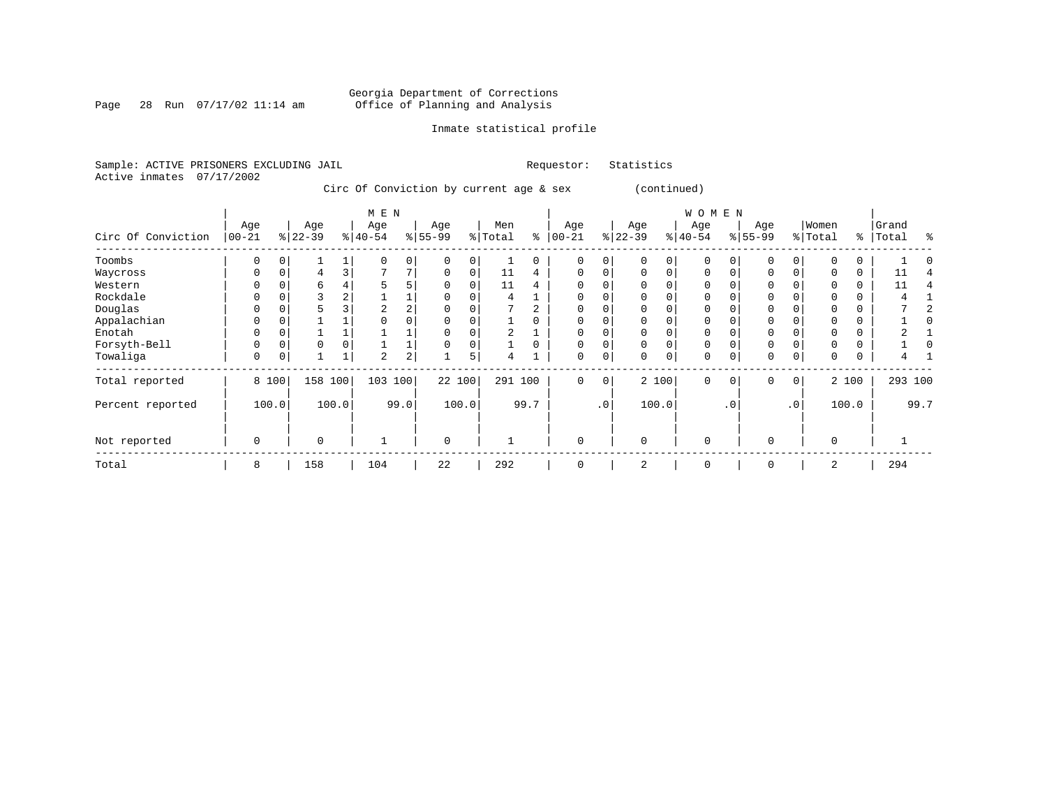Georgia Department of Corrections
Office of Planning and Analysis

Inmate statistical profile

Sample: ACTIVE PRISONERS EXCLUDING JAIL    Requestor: Statistics
Active inmates 07/17/2002

Circ Of Conviction by current age & sex (continued)

| Circ Of Conviction | MEN Age 00-21 | % | Age 22-39 | % | Age 40-54 | % | Age 55-99 | % | Men Total | % | WOMEN Age 00-21 | % | Age 22-39 | % | Age 40-54 | % | Age 55-99 | % | Women Total | % | Grand Total | % |
|---|---|---|---|---|---|---|---|---|---|---|---|---|---|---|---|---|---|---|---|---|---|---|
| Toombs | 0 | 0 | 1 | 1 | 0 | 0 | 0 | 0 | 1 | 0 | 0 | 0 | 0 | 0 | 0 | 0 | 0 | 0 | 0 | 0 | 1 | 0 |
| Waycross | 0 | 0 | 4 | 3 | 7 | 7 | 0 | 0 | 11 | 4 | 0 | 0 | 0 | 0 | 0 | 0 | 0 | 0 | 0 | 0 | 11 | 4 |
| Western | 0 | 0 | 6 | 4 | 5 | 5 | 0 | 0 | 11 | 4 | 0 | 0 | 0 | 0 | 0 | 0 | 0 | 0 | 0 | 0 | 11 | 4 |
| Rockdale | 0 | 0 | 3 | 2 | 1 | 1 | 0 | 0 | 4 | 1 | 0 | 0 | 0 | 0 | 0 | 0 | 0 | 0 | 0 | 0 | 4 | 1 |
| Douglas | 0 | 0 | 5 | 3 | 2 | 2 | 0 | 0 | 7 | 2 | 0 | 0 | 0 | 0 | 0 | 0 | 0 | 0 | 0 | 0 | 7 | 2 |
| Appalachian | 0 | 0 | 1 | 1 | 0 | 0 | 0 | 0 | 1 | 0 | 0 | 0 | 0 | 0 | 0 | 0 | 0 | 0 | 0 | 0 | 1 | 0 |
| Enotah | 0 | 0 | 1 | 1 | 1 | 1 | 0 | 0 | 2 | 1 | 0 | 0 | 0 | 0 | 0 | 0 | 0 | 0 | 0 | 0 | 2 | 1 |
| Forsyth-Bell | 0 | 0 | 0 | 0 | 1 | 1 | 0 | 0 | 1 | 0 | 0 | 0 | 0 | 0 | 0 | 0 | 0 | 0 | 0 | 0 | 1 | 0 |
| Towaliga | 0 | 0 | 1 | 1 | 2 | 2 | 1 | 5 | 4 | 1 | 0 | 0 | 0 | 0 | 0 | 0 | 0 | 0 | 0 | 0 | 4 | 1 |
| Total reported | 8 | 100 | 158 | 100 | 103 | 100 | 22 | 100 | 291 | 100 | 0 | 0 | 2 | 100 | 0 | 0 | 0 | 0 | 2 | 100 | 293 | 100 |
| Percent reported | | 100.0 | | 100.0 | | 99.0 | | 100.0 | | 99.7 | | .0 | | 100.0 | | .0 | | .0 | | 100.0 | | 99.7 |
| Not reported | 0 | | 0 | | 1 | | 0 | | 1 | | 0 | | 0 | | 0 | | 0 | | 0 | | 1 | |
| Total | 8 | | 158 | | 104 | | 22 | | 292 | | 0 | | 2 | | 0 | | 0 | | 2 | | 294 | |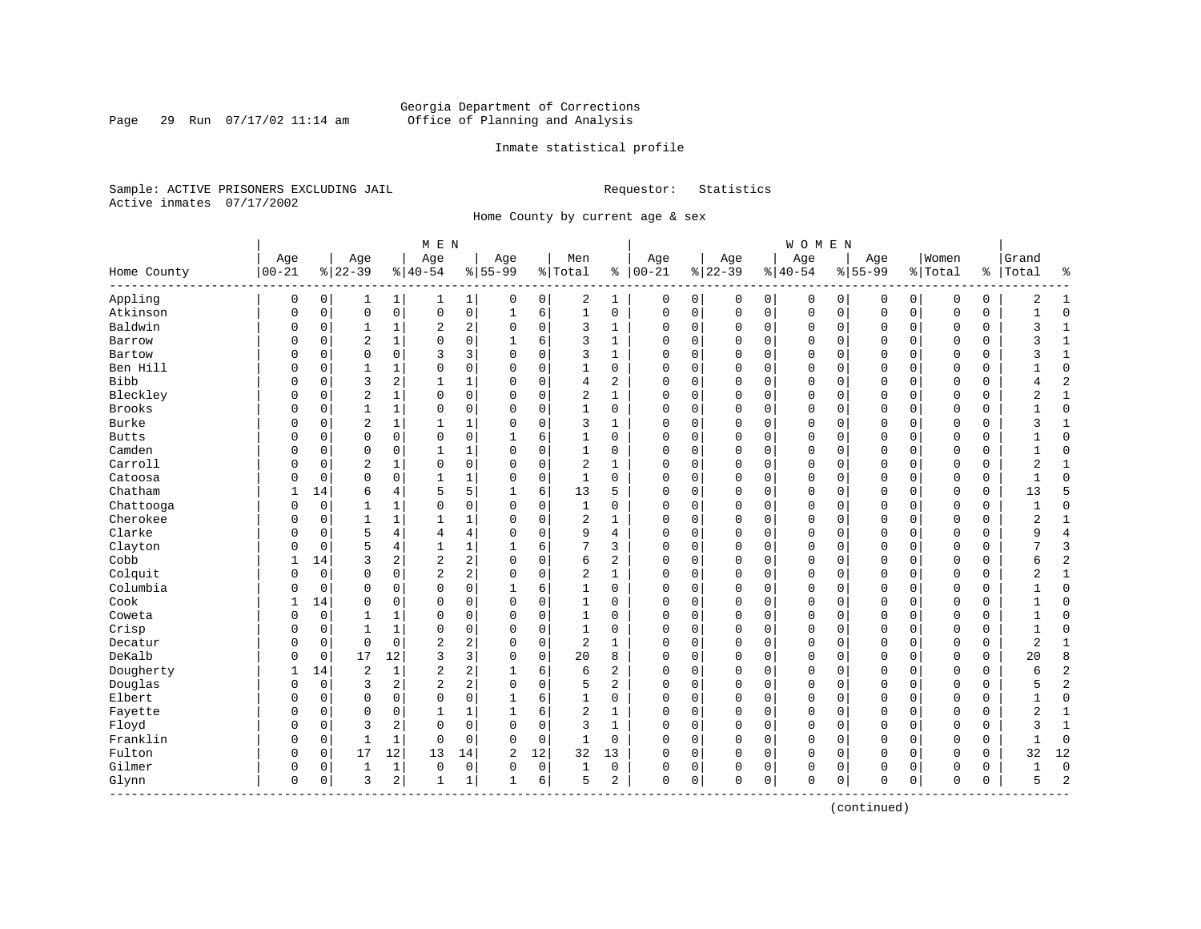Georgia Department of Corrections
Office of Planning and Analysis

Inmate statistical profile

Sample: ACTIVE PRISONERS EXCLUDING JAIL                Requestor: Statistics
Active inmates 07/17/2002

Home County by current age & sex

| Home County | MEN Age 00-21 | % | Age 22-39 | % | Age 40-54 | % | Age 55-99 | % | Men Total | % | WOMEN Age 00-21 | % | Age 22-39 | % | Age 40-54 | % | Age 55-99 | % | Women Total | % | Grand Total | % |
|---|---|---|---|---|---|---|---|---|---|---|---|---|---|---|---|---|---|---|---|---|---|---|
| Appling | 0 | 0 | 1 | 1 | 1 | 1 | 0 | 0 | 2 | 1 | 0 | 0 | 0 | 0 | 0 | 0 | 0 | 0 | 0 | 0 | 2 | 1 |
| Atkinson | 0 | 0 | 0 | 0 | 0 | 0 | 1 | 6 | 1 | 0 | 0 | 0 | 0 | 0 | 0 | 0 | 0 | 0 | 0 | 0 | 1 | 0 |
| Baldwin | 0 | 0 | 1 | 1 | 2 | 2 | 0 | 0 | 3 | 1 | 0 | 0 | 0 | 0 | 0 | 0 | 0 | 0 | 0 | 0 | 3 | 1 |
| Barrow | 0 | 0 | 2 | 1 | 0 | 0 | 1 | 6 | 3 | 1 | 0 | 0 | 0 | 0 | 0 | 0 | 0 | 0 | 0 | 0 | 3 | 1 |
| Bartow | 0 | 0 | 0 | 0 | 3 | 3 | 0 | 0 | 3 | 1 | 0 | 0 | 0 | 0 | 0 | 0 | 0 | 0 | 0 | 0 | 3 | 1 |
| Ben Hill | 0 | 0 | 1 | 1 | 0 | 0 | 0 | 0 | 1 | 0 | 0 | 0 | 0 | 0 | 0 | 0 | 0 | 0 | 0 | 0 | 1 | 0 |
| Bibb | 0 | 0 | 3 | 2 | 1 | 1 | 0 | 0 | 4 | 2 | 0 | 0 | 0 | 0 | 0 | 0 | 0 | 0 | 0 | 0 | 4 | 2 |
| Bleckley | 0 | 0 | 2 | 1 | 0 | 0 | 0 | 0 | 2 | 1 | 0 | 0 | 0 | 0 | 0 | 0 | 0 | 0 | 0 | 0 | 2 | 1 |
| Brooks | 0 | 0 | 1 | 1 | 0 | 0 | 0 | 0 | 1 | 0 | 0 | 0 | 0 | 0 | 0 | 0 | 0 | 0 | 0 | 0 | 1 | 0 |
| Burke | 0 | 0 | 2 | 1 | 1 | 1 | 0 | 0 | 3 | 1 | 0 | 0 | 0 | 0 | 0 | 0 | 0 | 0 | 0 | 0 | 3 | 1 |
| Butts | 0 | 0 | 0 | 0 | 0 | 0 | 1 | 6 | 1 | 0 | 0 | 0 | 0 | 0 | 0 | 0 | 0 | 0 | 0 | 0 | 1 | 0 |
| Camden | 0 | 0 | 0 | 0 | 1 | 1 | 0 | 0 | 1 | 0 | 0 | 0 | 0 | 0 | 0 | 0 | 0 | 0 | 0 | 0 | 1 | 0 |
| Carroll | 0 | 0 | 2 | 1 | 0 | 0 | 0 | 0 | 2 | 1 | 0 | 0 | 0 | 0 | 0 | 0 | 0 | 0 | 0 | 0 | 2 | 1 |
| Catoosa | 0 | 0 | 0 | 0 | 1 | 1 | 0 | 0 | 1 | 0 | 0 | 0 | 0 | 0 | 0 | 0 | 0 | 0 | 0 | 0 | 1 | 0 |
| Chatham | 1 | 14 | 6 | 4 | 5 | 5 | 1 | 6 | 13 | 5 | 0 | 0 | 0 | 0 | 0 | 0 | 0 | 0 | 0 | 0 | 13 | 5 |
| Chattooga | 0 | 0 | 1 | 1 | 0 | 0 | 0 | 0 | 1 | 0 | 0 | 0 | 0 | 0 | 0 | 0 | 0 | 0 | 0 | 0 | 1 | 0 |
| Cherokee | 0 | 0 | 1 | 1 | 1 | 1 | 0 | 0 | 2 | 1 | 0 | 0 | 0 | 0 | 0 | 0 | 0 | 0 | 0 | 0 | 2 | 1 |
| Clarke | 0 | 0 | 5 | 4 | 4 | 4 | 0 | 0 | 9 | 4 | 0 | 0 | 0 | 0 | 0 | 0 | 0 | 0 | 0 | 0 | 9 | 4 |
| Clayton | 0 | 0 | 5 | 4 | 1 | 1 | 1 | 6 | 7 | 3 | 0 | 0 | 0 | 0 | 0 | 0 | 0 | 0 | 0 | 0 | 7 | 3 |
| Cobb | 1 | 14 | 3 | 2 | 2 | 2 | 0 | 0 | 6 | 2 | 0 | 0 | 0 | 0 | 0 | 0 | 0 | 0 | 0 | 0 | 6 | 2 |
| Colquit | 0 | 0 | 0 | 0 | 2 | 2 | 0 | 0 | 2 | 1 | 0 | 0 | 0 | 0 | 0 | 0 | 0 | 0 | 0 | 0 | 2 | 1 |
| Columbia | 0 | 0 | 0 | 0 | 0 | 0 | 1 | 6 | 1 | 0 | 0 | 0 | 0 | 0 | 0 | 0 | 0 | 0 | 0 | 0 | 1 | 0 |
| Cook | 1 | 14 | 0 | 0 | 0 | 0 | 0 | 0 | 1 | 0 | 0 | 0 | 0 | 0 | 0 | 0 | 0 | 0 | 0 | 0 | 1 | 0 |
| Coweta | 0 | 0 | 1 | 1 | 0 | 0 | 0 | 0 | 1 | 0 | 0 | 0 | 0 | 0 | 0 | 0 | 0 | 0 | 0 | 0 | 1 | 0 |
| Crisp | 0 | 0 | 1 | 1 | 0 | 0 | 0 | 0 | 1 | 0 | 0 | 0 | 0 | 0 | 0 | 0 | 0 | 0 | 0 | 0 | 1 | 0 |
| Decatur | 0 | 0 | 0 | 0 | 2 | 2 | 0 | 0 | 2 | 1 | 0 | 0 | 0 | 0 | 0 | 0 | 0 | 0 | 0 | 0 | 2 | 1 |
| DeKalb | 0 | 0 | 17 | 12 | 3 | 3 | 0 | 0 | 20 | 8 | 0 | 0 | 0 | 0 | 0 | 0 | 0 | 0 | 0 | 0 | 20 | 8 |
| Dougherty | 1 | 14 | 2 | 1 | 2 | 2 | 1 | 6 | 6 | 2 | 0 | 0 | 0 | 0 | 0 | 0 | 0 | 0 | 0 | 0 | 6 | 2 |
| Douglas | 0 | 0 | 3 | 2 | 2 | 2 | 0 | 0 | 5 | 2 | 0 | 0 | 0 | 0 | 0 | 0 | 0 | 0 | 0 | 0 | 5 | 2 |
| Elbert | 0 | 0 | 0 | 0 | 0 | 0 | 1 | 6 | 1 | 0 | 0 | 0 | 0 | 0 | 0 | 0 | 0 | 0 | 0 | 0 | 1 | 0 |
| Fayette | 0 | 0 | 0 | 0 | 1 | 1 | 1 | 6 | 2 | 1 | 0 | 0 | 0 | 0 | 0 | 0 | 0 | 0 | 0 | 0 | 2 | 1 |
| Floyd | 0 | 0 | 3 | 2 | 0 | 0 | 0 | 0 | 3 | 1 | 0 | 0 | 0 | 0 | 0 | 0 | 0 | 0 | 0 | 0 | 3 | 1 |
| Franklin | 0 | 0 | 1 | 1 | 0 | 0 | 0 | 0 | 1 | 0 | 0 | 0 | 0 | 0 | 0 | 0 | 0 | 0 | 0 | 0 | 1 | 0 |
| Fulton | 0 | 0 | 17 | 12 | 13 | 14 | 2 | 12 | 32 | 13 | 0 | 0 | 0 | 0 | 0 | 0 | 0 | 0 | 0 | 0 | 32 | 12 |
| Gilmer | 0 | 0 | 1 | 1 | 0 | 0 | 0 | 0 | 1 | 0 | 0 | 0 | 0 | 0 | 0 | 0 | 0 | 0 | 0 | 0 | 1 | 0 |
| Glynn | 0 | 0 | 3 | 2 | 1 | 1 | 1 | 6 | 5 | 2 | 0 | 0 | 0 | 0 | 0 | 0 | 0 | 0 | 0 | 0 | 5 | 2 |

(continued)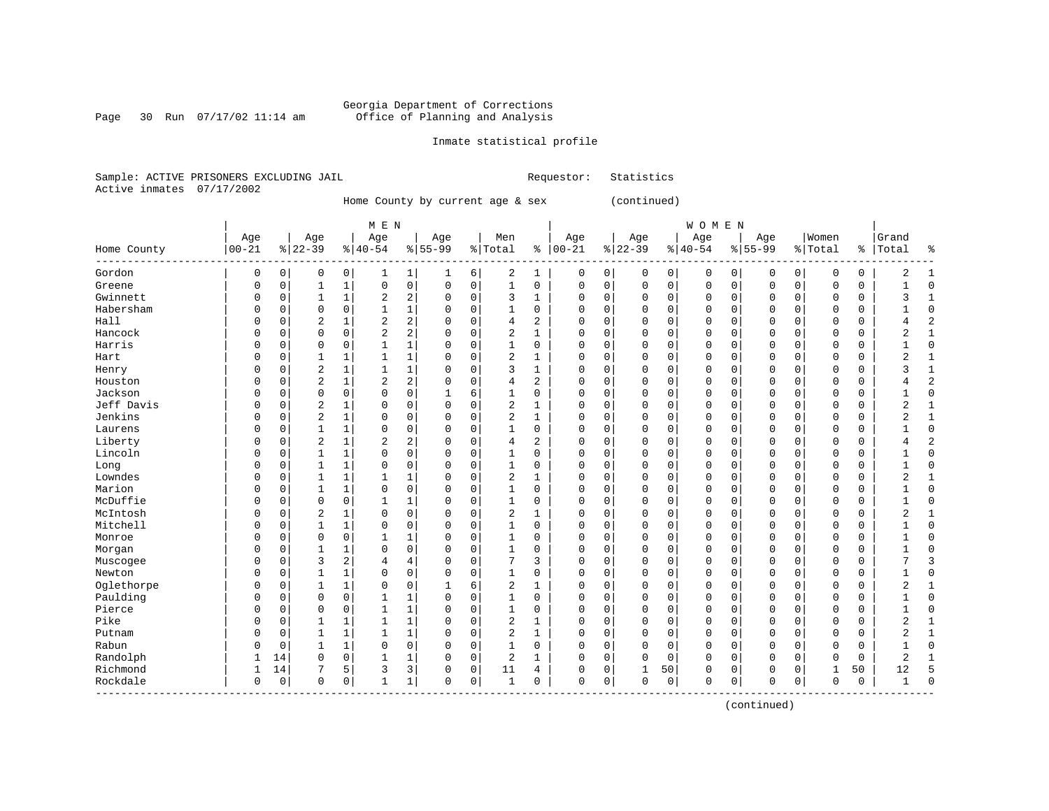Georgia Department of Corrections
Office of Planning and Analysis

Inmate statistical profile

Sample: ACTIVE PRISONERS EXCLUDING JAIL    Requestor: Statistics
Active inmates 07/17/2002

Home County by current age & sex (continued)

| Home County | MEN Age 00-21 | % | Age 22-39 | % | Age 40-54 | % | Age 55-99 | % | Men Total | % | WOMEN Age 00-21 | % | Age 22-39 | % | Age 40-54 | % | Age 55-99 | % | Women Total | % | Grand Total | % |
|---|---|---|---|---|---|---|---|---|---|---|---|---|---|---|---|---|---|---|---|---|---|---|
| Gordon | 0 | 0 | 0 | 0 | 1 | 1 | 1 | 6 | 2 | 1 | 0 | 0 | 0 | 0 | 0 | 0 | 0 | 0 | 0 | 0 | 2 | 1 |
| Greene | 0 | 0 | 1 | 1 | 0 | 0 | 0 | 0 | 1 | 0 | 0 | 0 | 0 | 0 | 0 | 0 | 0 | 0 | 0 | 0 | 1 | 0 |
| Gwinnett | 0 | 0 | 1 | 1 | 2 | 2 | 0 | 0 | 3 | 1 | 0 | 0 | 0 | 0 | 0 | 0 | 0 | 0 | 0 | 0 | 3 | 1 |
| Habersham | 0 | 0 | 0 | 0 | 1 | 1 | 0 | 0 | 1 | 0 | 0 | 0 | 0 | 0 | 0 | 0 | 0 | 0 | 0 | 0 | 1 | 0 |
| Hall | 0 | 0 | 2 | 1 | 2 | 2 | 0 | 0 | 4 | 2 | 0 | 0 | 0 | 0 | 0 | 0 | 0 | 0 | 0 | 0 | 4 | 2 |
| Hancock | 0 | 0 | 0 | 0 | 2 | 2 | 0 | 0 | 2 | 1 | 0 | 0 | 0 | 0 | 0 | 0 | 0 | 0 | 0 | 0 | 2 | 1 |
| Harris | 0 | 0 | 0 | 0 | 1 | 1 | 0 | 0 | 1 | 0 | 0 | 0 | 0 | 0 | 0 | 0 | 0 | 0 | 0 | 0 | 1 | 0 |
| Hart | 0 | 0 | 1 | 1 | 1 | 1 | 0 | 0 | 2 | 1 | 0 | 0 | 0 | 0 | 0 | 0 | 0 | 0 | 0 | 0 | 2 | 1 |
| Henry | 0 | 0 | 2 | 1 | 1 | 1 | 0 | 0 | 3 | 1 | 0 | 0 | 0 | 0 | 0 | 0 | 0 | 0 | 0 | 0 | 3 | 1 |
| Houston | 0 | 0 | 2 | 1 | 2 | 2 | 0 | 0 | 4 | 2 | 0 | 0 | 0 | 0 | 0 | 0 | 0 | 0 | 0 | 0 | 4 | 2 |
| Jackson | 0 | 0 | 0 | 0 | 0 | 0 | 1 | 6 | 1 | 0 | 0 | 0 | 0 | 0 | 0 | 0 | 0 | 0 | 0 | 0 | 1 | 0 |
| Jeff Davis | 0 | 0 | 2 | 1 | 0 | 0 | 0 | 0 | 2 | 1 | 0 | 0 | 0 | 0 | 0 | 0 | 0 | 0 | 0 | 0 | 2 | 1 |
| Jenkins | 0 | 0 | 2 | 1 | 0 | 0 | 0 | 0 | 2 | 1 | 0 | 0 | 0 | 0 | 0 | 0 | 0 | 0 | 0 | 0 | 2 | 1 |
| Laurens | 0 | 0 | 1 | 1 | 0 | 0 | 0 | 0 | 1 | 0 | 0 | 0 | 0 | 0 | 0 | 0 | 0 | 0 | 0 | 0 | 1 | 0 |
| Liberty | 0 | 0 | 2 | 1 | 2 | 2 | 0 | 0 | 4 | 2 | 0 | 0 | 0 | 0 | 0 | 0 | 0 | 0 | 0 | 0 | 4 | 2 |
| Lincoln | 0 | 0 | 1 | 1 | 0 | 0 | 0 | 0 | 1 | 0 | 0 | 0 | 0 | 0 | 0 | 0 | 0 | 0 | 0 | 0 | 1 | 0 |
| Long | 0 | 0 | 1 | 1 | 0 | 0 | 0 | 0 | 1 | 0 | 0 | 0 | 0 | 0 | 0 | 0 | 0 | 0 | 0 | 0 | 1 | 0 |
| Lowndes | 0 | 0 | 1 | 1 | 1 | 1 | 0 | 0 | 2 | 1 | 0 | 0 | 0 | 0 | 0 | 0 | 0 | 0 | 0 | 0 | 2 | 1 |
| Marion | 0 | 0 | 1 | 1 | 0 | 0 | 0 | 0 | 1 | 0 | 0 | 0 | 0 | 0 | 0 | 0 | 0 | 0 | 0 | 0 | 1 | 0 |
| McDuffie | 0 | 0 | 0 | 0 | 1 | 1 | 0 | 0 | 1 | 0 | 0 | 0 | 0 | 0 | 0 | 0 | 0 | 0 | 0 | 0 | 1 | 0 |
| McIntosh | 0 | 0 | 2 | 1 | 0 | 0 | 0 | 0 | 2 | 1 | 0 | 0 | 0 | 0 | 0 | 0 | 0 | 0 | 0 | 0 | 2 | 1 |
| Mitchell | 0 | 0 | 1 | 1 | 0 | 0 | 0 | 0 | 1 | 0 | 0 | 0 | 0 | 0 | 0 | 0 | 0 | 0 | 0 | 0 | 1 | 0 |
| Monroe | 0 | 0 | 0 | 0 | 1 | 1 | 0 | 0 | 1 | 0 | 0 | 0 | 0 | 0 | 0 | 0 | 0 | 0 | 0 | 0 | 1 | 0 |
| Morgan | 0 | 0 | 1 | 1 | 0 | 0 | 0 | 0 | 1 | 0 | 0 | 0 | 0 | 0 | 0 | 0 | 0 | 0 | 0 | 0 | 1 | 0 |
| Muscogee | 0 | 0 | 3 | 2 | 4 | 4 | 0 | 0 | 7 | 3 | 0 | 0 | 0 | 0 | 0 | 0 | 0 | 0 | 0 | 0 | 7 | 3 |
| Newton | 0 | 0 | 1 | 1 | 0 | 0 | 0 | 0 | 1 | 0 | 0 | 0 | 0 | 0 | 0 | 0 | 0 | 0 | 0 | 0 | 1 | 0 |
| Oglethorpe | 0 | 0 | 1 | 1 | 0 | 0 | 1 | 6 | 2 | 1 | 0 | 0 | 0 | 0 | 0 | 0 | 0 | 0 | 0 | 0 | 2 | 1 |
| Paulding | 0 | 0 | 0 | 0 | 1 | 1 | 0 | 0 | 1 | 0 | 0 | 0 | 0 | 0 | 0 | 0 | 0 | 0 | 0 | 0 | 1 | 0 |
| Pierce | 0 | 0 | 0 | 0 | 1 | 1 | 0 | 0 | 1 | 0 | 0 | 0 | 0 | 0 | 0 | 0 | 0 | 0 | 0 | 0 | 1 | 0 |
| Pike | 0 | 0 | 1 | 1 | 1 | 1 | 0 | 0 | 2 | 1 | 0 | 0 | 0 | 0 | 0 | 0 | 0 | 0 | 0 | 0 | 2 | 1 |
| Putnam | 0 | 0 | 1 | 1 | 1 | 1 | 0 | 0 | 2 | 1 | 0 | 0 | 0 | 0 | 0 | 0 | 0 | 0 | 0 | 0 | 2 | 1 |
| Rabun | 0 | 0 | 1 | 1 | 0 | 0 | 0 | 0 | 1 | 0 | 0 | 0 | 0 | 0 | 0 | 0 | 0 | 0 | 0 | 0 | 1 | 0 |
| Randolph | 1 | 14 | 0 | 0 | 1 | 1 | 0 | 0 | 2 | 1 | 0 | 0 | 0 | 0 | 0 | 0 | 0 | 0 | 0 | 0 | 2 | 1 |
| Richmond | 1 | 14 | 7 | 5 | 3 | 3 | 0 | 0 | 11 | 4 | 0 | 0 | 1 | 50 | 0 | 0 | 0 | 0 | 1 | 50 | 12 | 5 |
| Rockdale | 0 | 0 | 0 | 0 | 1 | 1 | 0 | 0 | 1 | 0 | 0 | 0 | 0 | 0 | 0 | 0 | 0 | 0 | 0 | 0 | 1 | 0 |

(continued)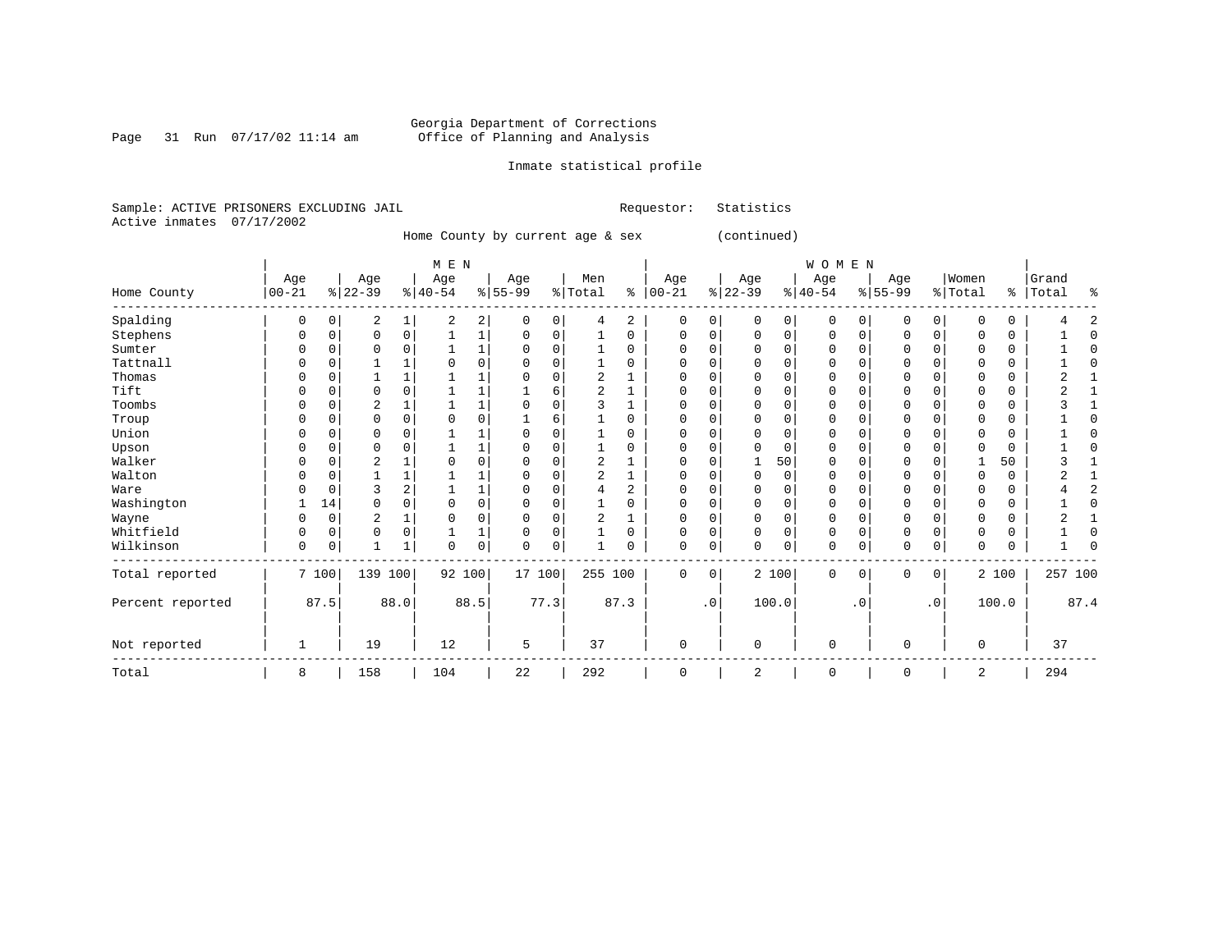Georgia Department of Corrections
Office of Planning and Analysis

Inmate statistical profile

Sample: ACTIVE PRISONERS EXCLUDING JAIL    Requestor: Statistics
Active inmates 07/17/2002

Home County by current age & sex (continued)

| Home County | MEN Age 00-21 | % | Age 22-39 | % | Age 40-54 | % | Age 55-99 | % | Men Total | % | WOMEN Age 00-21 | % | Age 22-39 | % | Age 40-54 | % | Age 55-99 | % | Women Total | % | Grand Total | % |
|---|---|---|---|---|---|---|---|---|---|---|---|---|---|---|---|---|---|---|---|---|---|---|
| Spalding | 0 | 0 | 2 | 1 | 2 | 2 | 0 | 0 | 4 | 2 | 0 | 0 | 0 | 0 | 0 | 0 | 0 | 0 | 0 | 0 | 4 | 2 |
| Stephens | 0 | 0 | 0 | 0 | 1 | 1 | 0 | 0 | 1 | 0 | 0 | 0 | 0 | 0 | 0 | 0 | 0 | 0 | 0 | 0 | 1 | 0 |
| Sumter | 0 | 0 | 0 | 0 | 1 | 1 | 0 | 0 | 1 | 0 | 0 | 0 | 0 | 0 | 0 | 0 | 0 | 0 | 0 | 0 | 1 | 0 |
| Tattnall | 0 | 0 | 1 | 1 | 0 | 0 | 0 | 0 | 1 | 0 | 0 | 0 | 0 | 0 | 0 | 0 | 0 | 0 | 0 | 0 | 1 | 0 |
| Thomas | 0 | 0 | 1 | 1 | 1 | 1 | 0 | 0 | 2 | 1 | 0 | 0 | 0 | 0 | 0 | 0 | 0 | 0 | 0 | 0 | 2 | 1 |
| Tift | 0 | 0 | 0 | 0 | 1 | 1 | 1 | 6 | 2 | 1 | 0 | 0 | 0 | 0 | 0 | 0 | 0 | 0 | 0 | 0 | 2 | 1 |
| Toombs | 0 | 0 | 2 | 1 | 1 | 1 | 0 | 0 | 3 | 1 | 0 | 0 | 0 | 0 | 0 | 0 | 0 | 0 | 0 | 0 | 3 | 1 |
| Troup | 0 | 0 | 0 | 0 | 0 | 0 | 1 | 6 | 1 | 0 | 0 | 0 | 0 | 0 | 0 | 0 | 0 | 0 | 0 | 0 | 1 | 0 |
| Union | 0 | 0 | 0 | 0 | 1 | 1 | 0 | 0 | 1 | 0 | 0 | 0 | 0 | 0 | 0 | 0 | 0 | 0 | 0 | 0 | 1 | 0 |
| Upson | 0 | 0 | 0 | 0 | 1 | 1 | 0 | 0 | 1 | 0 | 0 | 0 | 0 | 0 | 0 | 0 | 0 | 0 | 0 | 0 | 1 | 0 |
| Walker | 0 | 0 | 2 | 1 | 0 | 0 | 0 | 0 | 2 | 1 | 0 | 0 | 1 | 50 | 0 | 0 | 0 | 0 | 1 | 50 | 3 | 1 |
| Walton | 0 | 0 | 1 | 1 | 1 | 1 | 0 | 0 | 2 | 1 | 0 | 0 | 0 | 0 | 0 | 0 | 0 | 0 | 0 | 0 | 2 | 1 |
| Ware | 0 | 0 | 3 | 2 | 1 | 1 | 0 | 0 | 4 | 2 | 0 | 0 | 0 | 0 | 0 | 0 | 0 | 0 | 0 | 0 | 4 | 2 |
| Washington | 1 | 14 | 0 | 0 | 0 | 0 | 0 | 0 | 1 | 0 | 0 | 0 | 0 | 0 | 0 | 0 | 0 | 0 | 0 | 0 | 1 | 0 |
| Wayne | 0 | 0 | 2 | 1 | 0 | 0 | 0 | 0 | 2 | 1 | 0 | 0 | 0 | 0 | 0 | 0 | 0 | 0 | 0 | 0 | 2 | 1 |
| Whitfield | 0 | 0 | 0 | 0 | 1 | 1 | 0 | 0 | 1 | 0 | 0 | 0 | 0 | 0 | 0 | 0 | 0 | 0 | 0 | 0 | 1 | 0 |
| Wilkinson | 0 | 0 | 1 | 1 | 0 | 0 | 0 | 0 | 1 | 0 | 0 | 0 | 0 | 0 | 0 | 0 | 0 | 0 | 0 | 0 | 1 | 0 |
| Total reported | 7 | 100 | 139 | 100 | 92 | 100 | 17 | 100 | 255 | 100 | 0 | 0 | 2 | 100 | 0 | 0 | 0 | 0 | 2 | 100 | 257 | 100 |
| Percent reported | | 87.5 | | 88.0 | | 88.5 | | 77.3 | | 87.3 | | .0 | | 100.0 | | .0 | | .0 | | 100.0 | | 87.4 |
| Not reported | 1 | | 19 | | 12 | | 5 | | 37 | | 0 | | 0 | | 0 | | 0 | | 0 | | 37 | |
| Total | 8 | | 158 | | 104 | | 22 | | 292 | | 0 | | 2 | | 0 | | 0 | | 2 | | 294 | |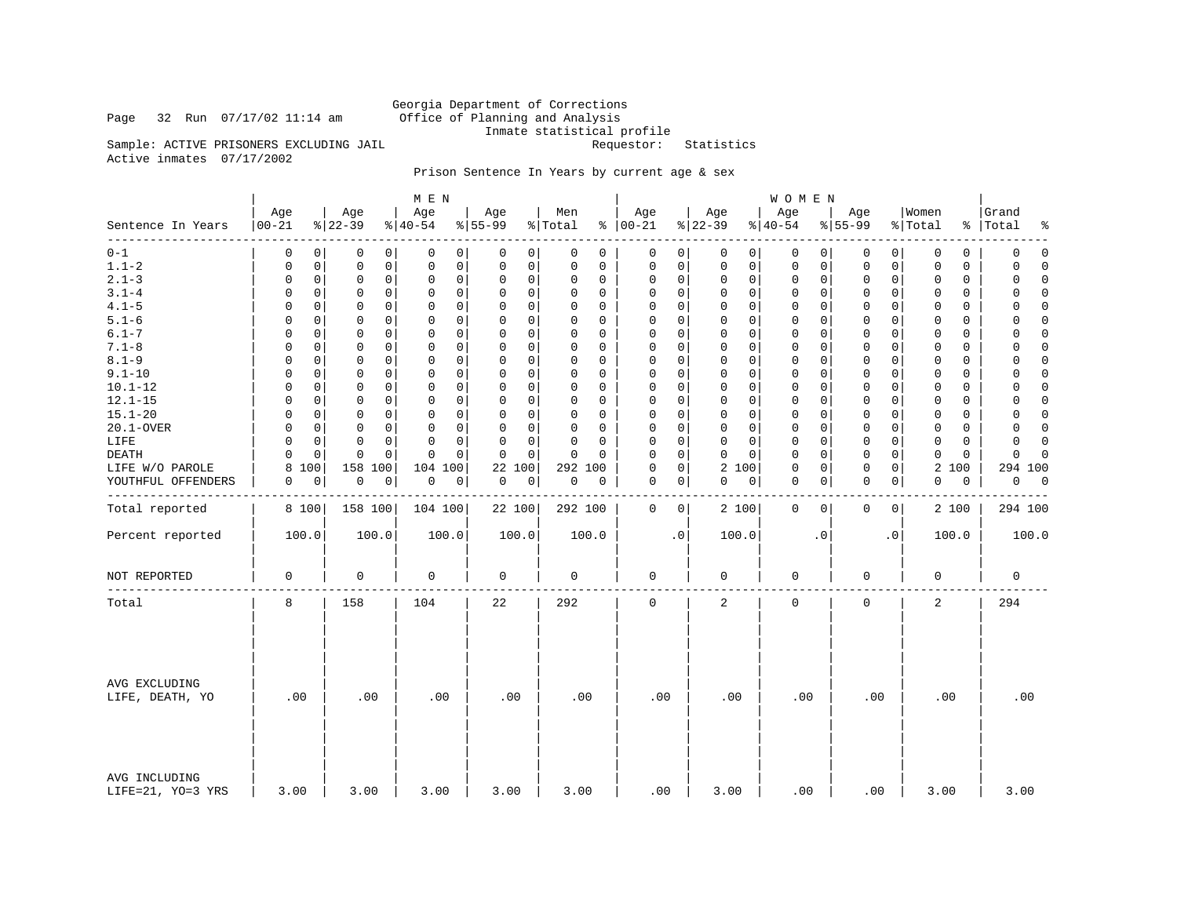Georgia Department of Corrections
Office of Planning and Analysis
Inmate statistical profile

Page 32 Run 07/17/02 11:14 am

Sample: ACTIVE PRISONERS EXCLUDING JAIL    Requestor: Statistics

Active inmates 07/17/2002

Prison Sentence In Years by current age & sex

| Sentence In Years | MEN Age 00-21 | % | Age 22-39 | % | Age 40-54 | % | Age 55-99 | % | Men Total | % | WOMEN Age 00-21 | % | Age 22-39 | % | Age 40-54 | % | Age 55-99 | % | Women Total | % | Grand Total | % |
|---|---|---|---|---|---|---|---|---|---|---|---|---|---|---|---|---|---|---|---|---|---|---|
| 0-1 | 0 | 0 | 0 | 0 | 0 | 0 | 0 | 0 | 0 | 0 | 0 | 0 | 0 | 0 | 0 | 0 | 0 | 0 | 0 | 0 | 0 | 0 |
| 1.1-2 | 0 | 0 | 0 | 0 | 0 | 0 | 0 | 0 | 0 | 0 | 0 | 0 | 0 | 0 | 0 | 0 | 0 | 0 | 0 | 0 | 0 | 0 |
| 2.1-3 | 0 | 0 | 0 | 0 | 0 | 0 | 0 | 0 | 0 | 0 | 0 | 0 | 0 | 0 | 0 | 0 | 0 | 0 | 0 | 0 | 0 | 0 |
| 3.1-4 | 0 | 0 | 0 | 0 | 0 | 0 | 0 | 0 | 0 | 0 | 0 | 0 | 0 | 0 | 0 | 0 | 0 | 0 | 0 | 0 | 0 | 0 |
| 4.1-5 | 0 | 0 | 0 | 0 | 0 | 0 | 0 | 0 | 0 | 0 | 0 | 0 | 0 | 0 | 0 | 0 | 0 | 0 | 0 | 0 | 0 | 0 |
| 5.1-6 | 0 | 0 | 0 | 0 | 0 | 0 | 0 | 0 | 0 | 0 | 0 | 0 | 0 | 0 | 0 | 0 | 0 | 0 | 0 | 0 | 0 | 0 |
| 6.1-7 | 0 | 0 | 0 | 0 | 0 | 0 | 0 | 0 | 0 | 0 | 0 | 0 | 0 | 0 | 0 | 0 | 0 | 0 | 0 | 0 | 0 | 0 |
| 7.1-8 | 0 | 0 | 0 | 0 | 0 | 0 | 0 | 0 | 0 | 0 | 0 | 0 | 0 | 0 | 0 | 0 | 0 | 0 | 0 | 0 | 0 | 0 |
| 8.1-9 | 0 | 0 | 0 | 0 | 0 | 0 | 0 | 0 | 0 | 0 | 0 | 0 | 0 | 0 | 0 | 0 | 0 | 0 | 0 | 0 | 0 | 0 |
| 9.1-10 | 0 | 0 | 0 | 0 | 0 | 0 | 0 | 0 | 0 | 0 | 0 | 0 | 0 | 0 | 0 | 0 | 0 | 0 | 0 | 0 | 0 | 0 |
| 10.1-12 | 0 | 0 | 0 | 0 | 0 | 0 | 0 | 0 | 0 | 0 | 0 | 0 | 0 | 0 | 0 | 0 | 0 | 0 | 0 | 0 | 0 | 0 |
| 12.1-15 | 0 | 0 | 0 | 0 | 0 | 0 | 0 | 0 | 0 | 0 | 0 | 0 | 0 | 0 | 0 | 0 | 0 | 0 | 0 | 0 | 0 | 0 |
| 15.1-20 | 0 | 0 | 0 | 0 | 0 | 0 | 0 | 0 | 0 | 0 | 0 | 0 | 0 | 0 | 0 | 0 | 0 | 0 | 0 | 0 | 0 | 0 |
| 20.1-OVER | 0 | 0 | 0 | 0 | 0 | 0 | 0 | 0 | 0 | 0 | 0 | 0 | 0 | 0 | 0 | 0 | 0 | 0 | 0 | 0 | 0 | 0 |
| LIFE | 0 | 0 | 0 | 0 | 0 | 0 | 0 | 0 | 0 | 0 | 0 | 0 | 0 | 0 | 0 | 0 | 0 | 0 | 0 | 0 | 0 | 0 |
| DEATH | 0 | 0 | 0 | 0 | 0 | 0 | 0 | 0 | 0 | 0 | 0 | 0 | 0 | 0 | 0 | 0 | 0 | 0 | 0 | 0 | 0 | 0 |
| LIFE W/O PAROLE | 8 | 100 | 158 | 100 | 104 | 100 | 22 | 100 | 292 | 100 | 0 | 0 | 2 | 100 | 0 | 0 | 0 | 0 | 2 | 100 | 294 | 100 |
| YOUTHFUL OFFENDERS | 0 | 0 | 0 | 0 | 0 | 0 | 0 | 0 | 0 | 0 | 0 | 0 | 0 | 0 | 0 | 0 | 0 | 0 | 0 | 0 | 0 | 0 |
| Total reported | 8 | 100 | 158 | 100 | 104 | 100 | 22 | 100 | 292 | 100 | 0 | 0 | 2 | 100 | 0 | 0 | 0 | 0 | 2 | 100 | 294 | 100 |
| Percent reported | 100.0 | | 100.0 | | 100.0 | | 100.0 | | 100.0 | | .0 | | 100.0 | | .0 | | .0 | | 100.0 | | 100.0 | |
| NOT REPORTED | 0 | | 0 | | 0 | | 0 | | 0 | | 0 | | 0 | | 0 | | 0 | | 0 | | 0 | |
| Total | 8 | | 158 | | 104 | | 22 | | 292 | | 0 | | 2 | | 0 | | 0 | | 2 | | 294 | |
| AVG EXCLUDING LIFE, DEATH, YO | .00 | | .00 | | .00 | | .00 | | .00 | | .00 | | .00 | | .00 | | .00 | | .00 | | .00 | |
| AVG INCLUDING LIFE=21, YO=3 YRS | 3.00 | | 3.00 | | 3.00 | | 3.00 | | 3.00 | | .00 | | 3.00 | | .00 | | .00 | | 3.00 | | 3.00 | |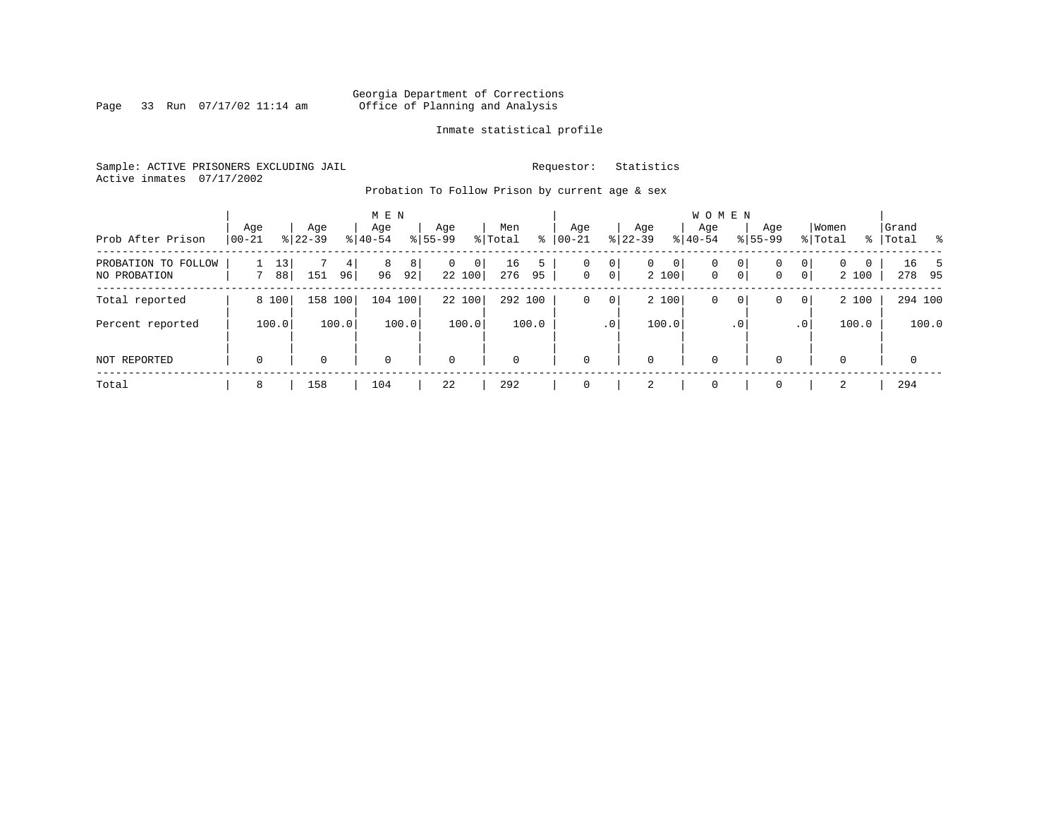Georgia Department of Corrections
Office of Planning and Analysis

Inmate statistical profile

Sample: ACTIVE PRISONERS EXCLUDING JAIL    Requestor: Statistics
Active inmates 07/17/2002

Probation To Follow Prison by current age & sex

| Prob After Prison | MEN Age 00-21 | % | Age 22-39 | % | Age 40-54 | % | Age 55-99 | % | Men Total | % | WOMEN Age 00-21 | % | Age 22-39 | % | Age 40-54 | % | Age 55-99 | % | Women Total | % | Grand Total | % |
|---|---|---|---|---|---|---|---|---|---|---|---|---|---|---|---|---|---|---|---|---|---|---|
| PROBATION TO FOLLOW | 1 | 13 | 7 | 4 | 8 | 8 | 0 | 0 | 16 | 5 | 0 | 0 | 0 | 0 | 0 | 0 | 0 | 0 | 0 | 0 | 16 | 5 |
| NO PROBATION | 7 | 88 | 151 | 96 | 96 | 92 | 22 | 100 | 276 | 95 | 0 | 0 | 2 | 100 | 0 | 0 | 0 | 0 | 2 | 100 | 278 | 95 |
| Total reported | 8 | 100 | 158 | 100 | 104 | 100 | 22 | 100 | 292 | 100 | 0 | 0 | 2 | 100 | 0 | 0 | 0 | 0 | 2 | 100 | 294 | 100 |
| Percent reported | | 100.0 | | 100.0 | | 100.0 | | 100.0 | | 100.0 | | .0 | | 100.0 | | .0 | | .0 | | 100.0 | | 100.0 |
| NOT REPORTED | 0 | | 0 | | 0 | | 0 | | 0 | | 0 | | 0 | | 0 | | 0 | | 0 | | 0 | |
| Total | 8 | | 158 | | 104 | | 22 | | 292 | | 0 | | 2 | | 0 | | 0 | | 2 | | 294 | |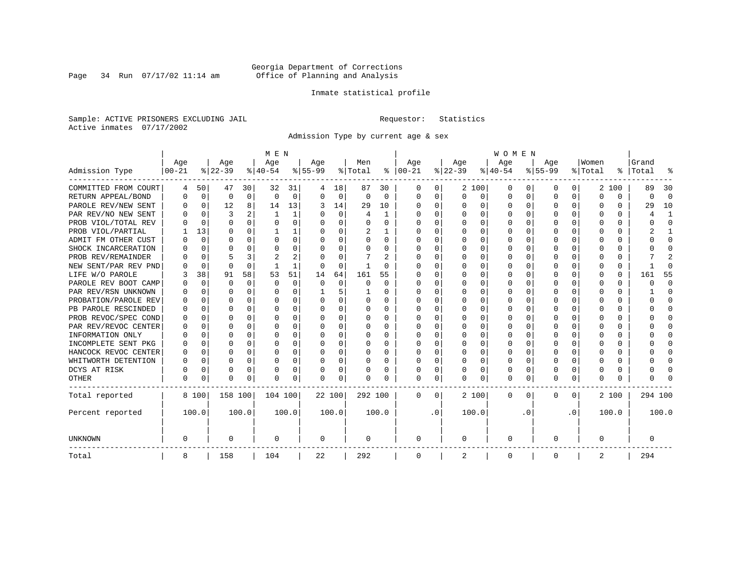Georgia Department of Corrections
Office of Planning and Analysis

Inmate statistical profile

Sample: ACTIVE PRISONERS EXCLUDING JAIL        Requestor: Statistics
Active inmates 07/17/2002

Admission Type by current age & sex

| Admission Type | MEN Age 00-21 | % | Age 22-39 | % | Age 40-54 | % | Age 55-99 | % | Men Total | % | WOMEN Age 00-21 | % | Age 22-39 | % | Age 40-54 | % | Age 55-99 | % | Women Total | % | Grand Total | % |
|---|---|---|---|---|---|---|---|---|---|---|---|---|---|---|---|---|---|---|---|---|---|---|
| COMMITTED FROM COURT | 4 | 50 | 47 | 30 | 32 | 31 | 4 | 18 | 87 | 30 | 0 | 0 | 2 | 100 | 0 | 0 | 0 | 0 | 2 | 100 | 89 | 30 |
| RETURN APPEAL/BOND | 0 | 0 | 0 | 0 | 0 | 0 | 0 | 0 | 0 | 0 | 0 | 0 | 0 | 0 | 0 | 0 | 0 | 0 | 0 | 0 | 0 | 0 |
| PAROLE REV/NEW SENT | 0 | 0 | 12 | 8 | 14 | 13 | 3 | 14 | 29 | 10 | 0 | 0 | 0 | 0 | 0 | 0 | 0 | 0 | 0 | 0 | 29 | 10 |
| PAR REV/NO NEW SENT | 0 | 0 | 3 | 2 | 1 | 1 | 0 | 0 | 4 | 1 | 0 | 0 | 0 | 0 | 0 | 0 | 0 | 0 | 0 | 0 | 4 | 1 |
| PROB VIOL/TOTAL REV | 0 | 0 | 0 | 0 | 0 | 0 | 0 | 0 | 0 | 0 | 0 | 0 | 0 | 0 | 0 | 0 | 0 | 0 | 0 | 0 | 0 | 0 |
| PROB VIOL/PARTIAL | 1 | 13 | 0 | 0 | 1 | 1 | 0 | 0 | 2 | 1 | 0 | 0 | 0 | 0 | 0 | 0 | 0 | 0 | 0 | 0 | 2 | 1 |
| ADMIT FM OTHER CUST | 0 | 0 | 0 | 0 | 0 | 0 | 0 | 0 | 0 | 0 | 0 | 0 | 0 | 0 | 0 | 0 | 0 | 0 | 0 | 0 | 0 | 0 |
| SHOCK INCARCERATION | 0 | 0 | 0 | 0 | 0 | 0 | 0 | 0 | 0 | 0 | 0 | 0 | 0 | 0 | 0 | 0 | 0 | 0 | 0 | 0 | 0 | 0 |
| PROB REV/REMAINDER | 0 | 0 | 5 | 3 | 2 | 2 | 0 | 0 | 7 | 2 | 0 | 0 | 0 | 0 | 0 | 0 | 0 | 0 | 0 | 0 | 7 | 2 |
| NEW SENT/PAR REV PND | 0 | 0 | 0 | 0 | 1 | 1 | 0 | 0 | 1 | 0 | 0 | 0 | 0 | 0 | 0 | 0 | 0 | 0 | 0 | 0 | 1 | 0 |
| LIFE W/O PAROLE | 3 | 38 | 91 | 58 | 53 | 51 | 14 | 64 | 161 | 55 | 0 | 0 | 0 | 0 | 0 | 0 | 0 | 0 | 0 | 0 | 161 | 55 |
| PAROLE REV BOOT CAMP | 0 | 0 | 0 | 0 | 0 | 0 | 0 | 0 | 0 | 0 | 0 | 0 | 0 | 0 | 0 | 0 | 0 | 0 | 0 | 0 | 0 | 0 |
| PAR REV/RSN UNKNOWN | 0 | 0 | 0 | 0 | 0 | 0 | 1 | 5 | 1 | 0 | 0 | 0 | 0 | 0 | 0 | 0 | 0 | 0 | 0 | 0 | 1 | 0 |
| PROBATION/PAROLE REV | 0 | 0 | 0 | 0 | 0 | 0 | 0 | 0 | 0 | 0 | 0 | 0 | 0 | 0 | 0 | 0 | 0 | 0 | 0 | 0 | 0 | 0 |
| PB PAROLE RESCINDED | 0 | 0 | 0 | 0 | 0 | 0 | 0 | 0 | 0 | 0 | 0 | 0 | 0 | 0 | 0 | 0 | 0 | 0 | 0 | 0 | 0 | 0 |
| PROB REVOC/SPEC COND | 0 | 0 | 0 | 0 | 0 | 0 | 0 | 0 | 0 | 0 | 0 | 0 | 0 | 0 | 0 | 0 | 0 | 0 | 0 | 0 | 0 | 0 |
| PAR REV/REVOC CENTER | 0 | 0 | 0 | 0 | 0 | 0 | 0 | 0 | 0 | 0 | 0 | 0 | 0 | 0 | 0 | 0 | 0 | 0 | 0 | 0 | 0 | 0 |
| INFORMATION ONLY | 0 | 0 | 0 | 0 | 0 | 0 | 0 | 0 | 0 | 0 | 0 | 0 | 0 | 0 | 0 | 0 | 0 | 0 | 0 | 0 | 0 | 0 |
| INCOMPLETE SENT PKG | 0 | 0 | 0 | 0 | 0 | 0 | 0 | 0 | 0 | 0 | 0 | 0 | 0 | 0 | 0 | 0 | 0 | 0 | 0 | 0 | 0 | 0 |
| HANCOCK REVOC CENTER | 0 | 0 | 0 | 0 | 0 | 0 | 0 | 0 | 0 | 0 | 0 | 0 | 0 | 0 | 0 | 0 | 0 | 0 | 0 | 0 | 0 | 0 |
| WHITWORTH DETENTION | 0 | 0 | 0 | 0 | 0 | 0 | 0 | 0 | 0 | 0 | 0 | 0 | 0 | 0 | 0 | 0 | 0 | 0 | 0 | 0 | 0 | 0 |
| DCYS AT RISK | 0 | 0 | 0 | 0 | 0 | 0 | 0 | 0 | 0 | 0 | 0 | 0 | 0 | 0 | 0 | 0 | 0 | 0 | 0 | 0 | 0 | 0 |
| OTHER | 0 | 0 | 0 | 0 | 0 | 0 | 0 | 0 | 0 | 0 | 0 | 0 | 0 | 0 | 0 | 0 | 0 | 0 | 0 | 0 | 0 | 0 |
| Total reported | 8 | 100 | 158 | 100 | 104 | 100 | 22 | 100 | 292 | 100 | 0 | 0 | 2 | 100 | 0 | 0 | 0 | 0 | 2 | 100 | 294 | 100 |
| Percent reported | | 100.0 | | 100.0 | | 100.0 | | 100.0 | | 100.0 | | .0 | | 100.0 | | .0 | | .0 | | 100.0 | | 100.0 |
| UNKNOWN | 0 | | 0 | | 0 | | 0 | | 0 | | 0 | | 0 | | 0 | | 0 | | 0 | | 0 | |
| Total | 8 | | 158 | | 104 | | 22 | | 292 | | 0 | | 2 | | 0 | | 0 | | 2 | | 294 | |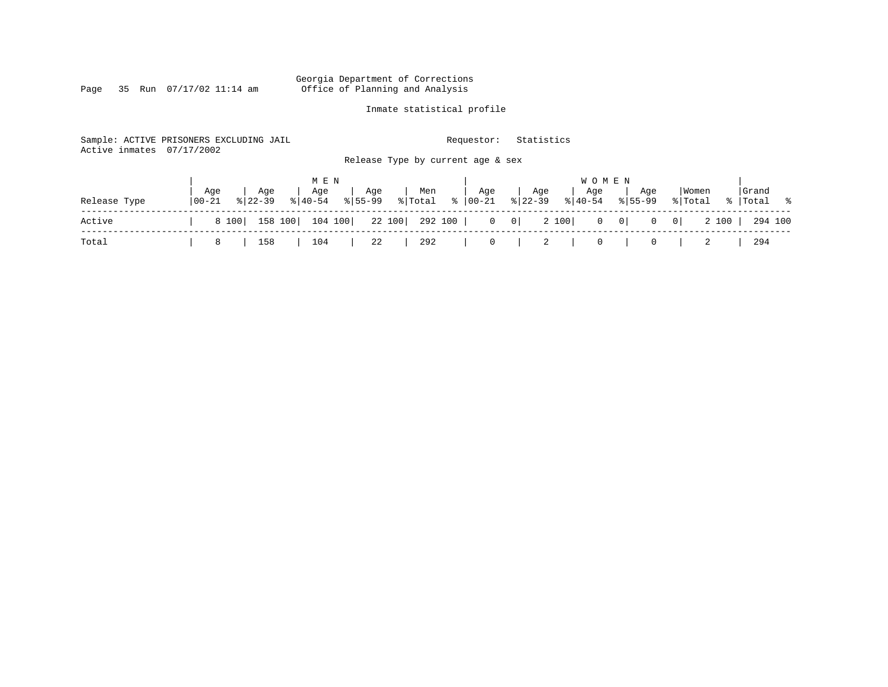Georgia Department of Corrections
Office of Planning and Analysis

Inmate statistical profile

Sample: ACTIVE PRISONERS EXCLUDING JAIL
Active inmates 07/17/2002

Requestor: Statistics

Release Type by current age & sex

| Release Type | MEN Age 00-21 | % | Age 22-39 | % | Age 40-54 | % | Age 55-99 | % | Men Total | % | WOMEN Age 00-21 | % | Age 22-39 | % | Age 40-54 | % | Age 55-99 | % | Women Total | % | Grand Total | % |
|---|---|---|---|---|---|---|---|---|---|---|---|---|---|---|---|---|---|---|---|---|---|---|
| Active | 8 | 100 | 158 | 100 | 104 | 100 | 22 | 100 | 292 | 100 | 0 | 0 | 2 | 100 | 0 | 0 | 0 | 0 | 2 | 100 | 294 | 100 |
| Total | 8 | | 158 | | 104 | | 22 | | 292 | | 0 | | 2 | | 0 | | 0 | | 2 | | 294 | |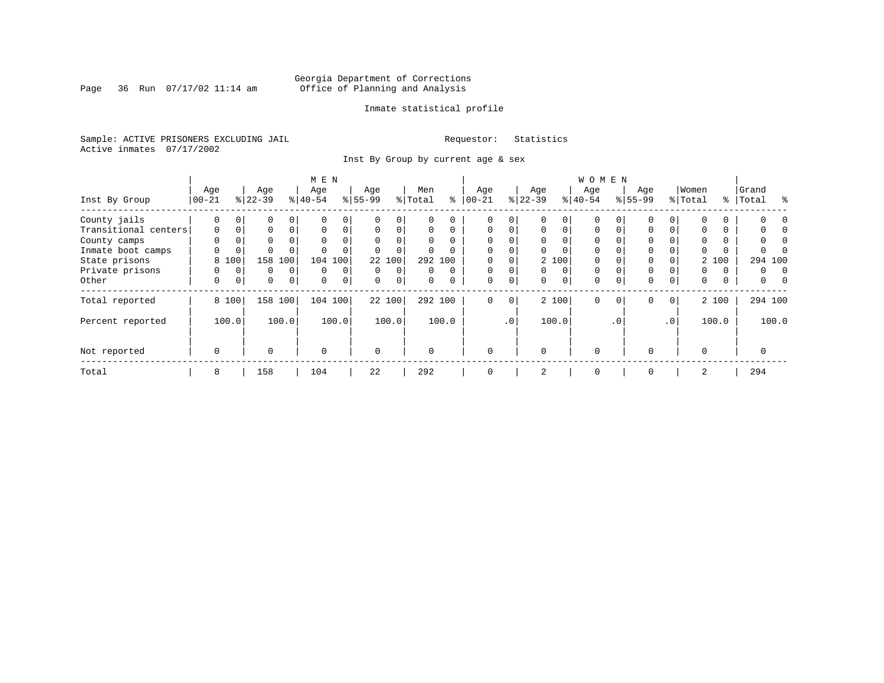Georgia Department of Corrections
Office of Planning and Analysis

Inmate statistical profile

Sample: ACTIVE PRISONERS EXCLUDING JAIL

Requestor: Statistics

Active inmates 07/17/2002

Inst By Group by current age & sex

| Inst By Group | MEN Age 00-21 | % | Age 22-39 | % | Age 40-54 | % | Age 55-99 | % | Men Total | % | WOMEN Age 00-21 | % | Age 22-39 | % | Age 40-54 | % | Age 55-99 | % | Women Total | % | Grand Total | % |
|---|---|---|---|---|---|---|---|---|---|---|---|---|---|---|---|---|---|---|---|---|---|---|
| County jails | 0 | 0 | 0 | 0 | 0 | 0 | 0 | 0 | 0 | 0 | 0 | 0 | 0 | 0 | 0 | 0 | 0 | 0 | 0 | 0 | 0 | 0 |
| Transitional centers | 0 | 0 | 0 | 0 | 0 | 0 | 0 | 0 | 0 | 0 | 0 | 0 | 0 | 0 | 0 | 0 | 0 | 0 | 0 | 0 | 0 | 0 |
| County camps | 0 | 0 | 0 | 0 | 0 | 0 | 0 | 0 | 0 | 0 | 0 | 0 | 0 | 0 | 0 | 0 | 0 | 0 | 0 | 0 | 0 | 0 |
| Inmate boot camps | 0 | 0 | 0 | 0 | 0 | 0 | 0 | 0 | 0 | 0 | 0 | 0 | 0 | 0 | 0 | 0 | 0 | 0 | 0 | 0 | 0 | 0 |
| State prisons | 8 | 100 | 158 | 100 | 104 | 100 | 22 | 100 | 292 | 100 | 0 | 0 | 2 | 100 | 0 | 0 | 0 | 0 | 2 | 100 | 294 | 100 |
| Private prisons | 0 | 0 | 0 | 0 | 0 | 0 | 0 | 0 | 0 | 0 | 0 | 0 | 0 | 0 | 0 | 0 | 0 | 0 | 0 | 0 | 0 | 0 |
| Other | 0 | 0 | 0 | 0 | 0 | 0 | 0 | 0 | 0 | 0 | 0 | 0 | 0 | 0 | 0 | 0 | 0 | 0 | 0 | 0 | 0 | 0 |
| Total reported | 8 | 100 | 158 | 100 | 104 | 100 | 22 | 100 | 292 | 100 | 0 | 0 | 2 | 100 | 0 | 0 | 0 | 0 | 2 | 100 | 294 | 100 |
| Percent reported | | 100.0 | | 100.0 | | 100.0 | | 100.0 | | 100.0 | | .0 | | 100.0 | | .0 | | .0 | | 100.0 | | 100.0 |
| Not reported | 0 | | 0 | | 0 | | 0 | | 0 | | 0 | | 0 | | 0 | | 0 | | 0 | | 0 | |
| Total | 8 | | 158 | | 104 | | 22 | | 292 | | 0 | | 2 | | 0 | | 0 | | 2 | | 294 | |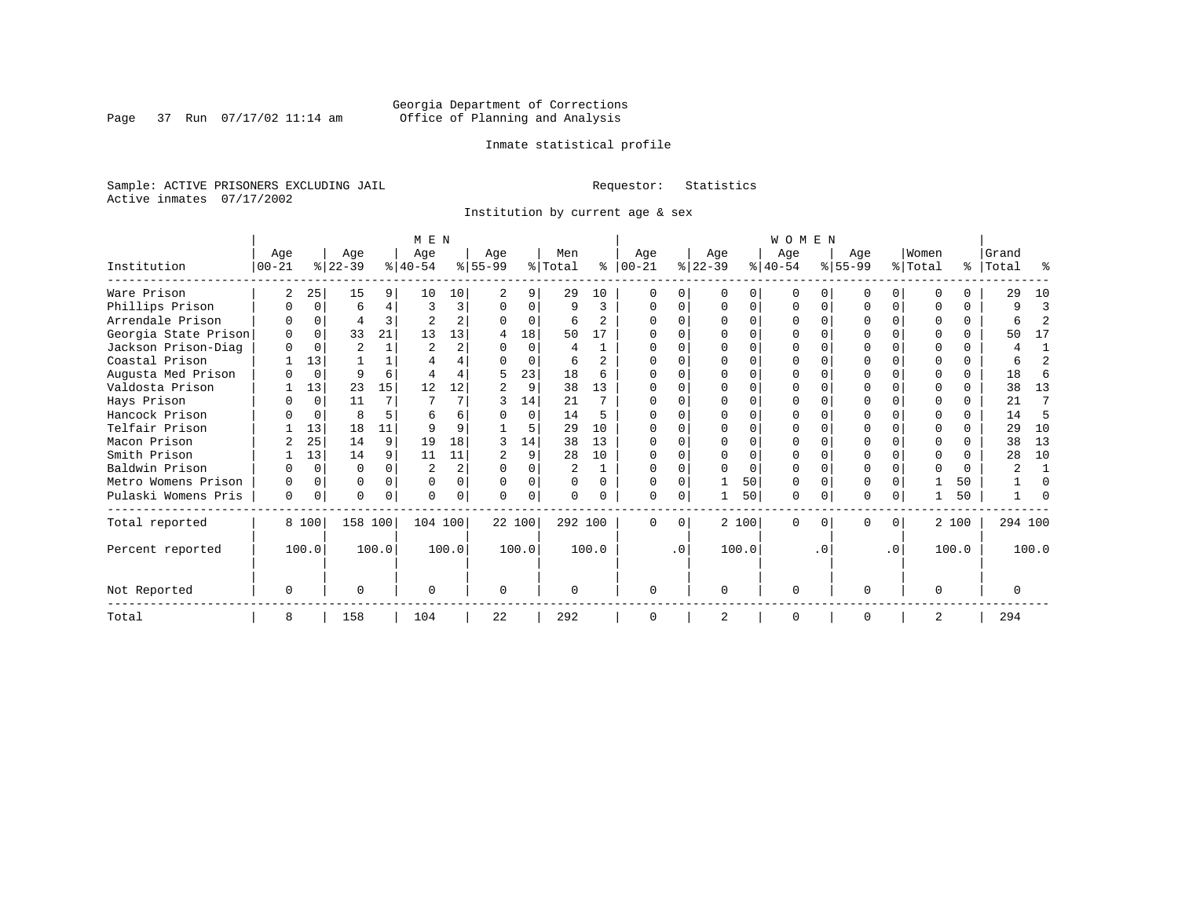Georgia Department of Corrections
Office of Planning and Analysis

Inmate statistical profile

Sample: ACTIVE PRISONERS EXCLUDING JAIL

Requestor: Statistics

Active inmates 07/17/2002

Institution by current age & sex

| Institution | MEN Age 00-21 | % | Age 22-39 | % | Age 40-54 | % | Age 55-99 | % | Men Total | % | WOMEN Age 00-21 | % | Age 22-39 | % | Age 40-54 | % | Age 55-99 | % | Women Total | % | Grand Total | % |
|---|---|---|---|---|---|---|---|---|---|---|---|---|---|---|---|---|---|---|---|---|---|---|
| Ware Prison | 2 | 25 | 15 | 9 | 10 | 10 | 2 | 9 | 29 | 10 | 0 | 0 | 0 | 0 | 0 | 0 | 0 | 0 | 0 | 0 | 29 | 10 |
| Phillips Prison | 0 | 0 | 6 | 4 | 3 | 3 | 0 | 0 | 9 | 3 | 0 | 0 | 0 | 0 | 0 | 0 | 0 | 0 | 0 | 0 | 9 | 3 |
| Arrendale Prison | 0 | 0 | 4 | 3 | 2 | 2 | 0 | 0 | 6 | 2 | 0 | 0 | 0 | 0 | 0 | 0 | 0 | 0 | 0 | 0 | 6 | 2 |
| Georgia State Prison | 0 | 0 | 33 | 21 | 13 | 13 | 4 | 18 | 50 | 17 | 0 | 0 | 0 | 0 | 0 | 0 | 0 | 0 | 0 | 0 | 50 | 17 |
| Jackson Prison-Diag | 0 | 0 | 2 | 1 | 2 | 2 | 0 | 0 | 4 | 1 | 0 | 0 | 0 | 0 | 0 | 0 | 0 | 0 | 0 | 0 | 4 | 1 |
| Coastal Prison | 1 | 13 | 1 | 1 | 4 | 4 | 0 | 0 | 6 | 2 | 0 | 0 | 0 | 0 | 0 | 0 | 0 | 0 | 0 | 0 | 6 | 2 |
| Augusta Med Prison | 0 | 0 | 9 | 6 | 4 | 4 | 5 | 23 | 18 | 6 | 0 | 0 | 0 | 0 | 0 | 0 | 0 | 0 | 0 | 0 | 18 | 6 |
| Valdosta Prison | 1 | 13 | 23 | 15 | 12 | 12 | 2 | 9 | 38 | 13 | 0 | 0 | 0 | 0 | 0 | 0 | 0 | 0 | 0 | 0 | 38 | 13 |
| Hays Prison | 0 | 0 | 11 | 7 | 7 | 7 | 3 | 14 | 21 | 7 | 0 | 0 | 0 | 0 | 0 | 0 | 0 | 0 | 0 | 0 | 21 | 7 |
| Hancock Prison | 0 | 0 | 8 | 5 | 6 | 6 | 0 | 0 | 14 | 5 | 0 | 0 | 0 | 0 | 0 | 0 | 0 | 0 | 0 | 0 | 14 | 5 |
| Telfair Prison | 1 | 13 | 18 | 11 | 9 | 9 | 1 | 5 | 29 | 10 | 0 | 0 | 0 | 0 | 0 | 0 | 0 | 0 | 0 | 0 | 29 | 10 |
| Macon Prison | 2 | 25 | 14 | 9 | 19 | 18 | 3 | 14 | 38 | 13 | 0 | 0 | 0 | 0 | 0 | 0 | 0 | 0 | 0 | 0 | 38 | 13 |
| Smith Prison | 1 | 13 | 14 | 9 | 11 | 11 | 2 | 9 | 28 | 10 | 0 | 0 | 0 | 0 | 0 | 0 | 0 | 0 | 0 | 0 | 28 | 10 |
| Baldwin Prison | 0 | 0 | 0 | 0 | 2 | 2 | 0 | 0 | 2 | 1 | 0 | 0 | 0 | 0 | 0 | 0 | 0 | 0 | 0 | 0 | 2 | 1 |
| Metro Womens Prison | 0 | 0 | 0 | 0 | 0 | 0 | 0 | 0 | 0 | 0 | 0 | 0 | 1 | 50 | 0 | 0 | 0 | 0 | 1 | 50 | 1 | 0 |
| Pulaski Womens Pris | 0 | 0 | 0 | 0 | 0 | 0 | 0 | 0 | 0 | 0 | 0 | 0 | 1 | 50 | 0 | 0 | 0 | 0 | 1 | 50 | 1 | 0 |
| Total reported | 8 | 100 | 158 | 100 | 104 | 100 | 22 | 100 | 292 | 100 | 0 | 0 | 2 | 100 | 0 | 0 | 0 | 0 | 2 | 100 | 294 | 100 |
| Percent reported | | 100.0 | | 100.0 | | 100.0 | | 100.0 | | 100.0 | | .0 | | 100.0 | | .0 | | .0 | | 100.0 | | 100.0 |
| Not Reported | 0 | | 0 | | 0 | | 0 | | 0 | | 0 | | 0 | | 0 | | 0 | | 0 | | 0 | |
| Total | 8 | | 158 | | 104 | | 22 | | 292 | | 0 | | 2 | | 0 | | 0 | | 2 | | 294 | |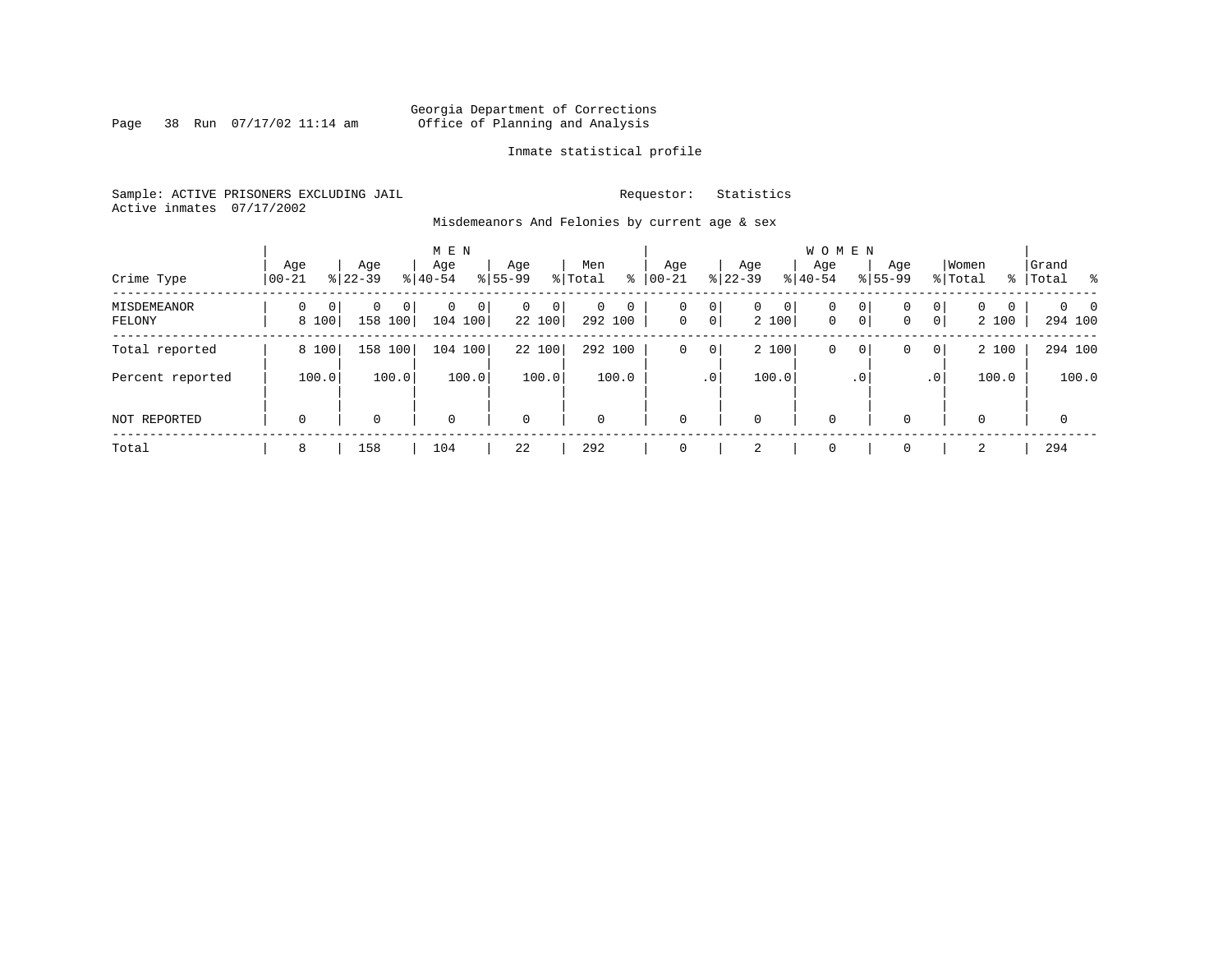Georgia Department of Corrections
Office of Planning and Analysis

Inmate statistical profile

Sample: ACTIVE PRISONERS EXCLUDING JAIL

Requestor: Statistics

Active inmates 07/17/2002

Misdemeanors And Felonies by current age & sex

| Crime Type | MEN Age 00-21 | % | Age 22-39 | % | Age 40-54 | % | Age 55-99 | % | Men Total | % | WOMEN Age 00-21 | % | Age 22-39 | % | Age 40-54 | % | Age 55-99 | % | Women Total | % | Grand Total | % |
|---|---|---|---|---|---|---|---|---|---|---|---|---|---|---|---|---|---|---|---|---|---|---|
| MISDEMEANOR | 0 | 0 | 0 | 0 | 0 | 0 | 0 | 0 | 0 | 0 | 0 | 0 | 0 | 0 | 0 | 0 | 0 | 0 | 0 | 0 | 0 | 0 |
| FELONY | 8 | 100 | 158 | 100 | 104 | 100 | 22 | 100 | 292 | 100 | 0 | 0 | 2 | 100 | 0 | 0 | 0 | 0 | 2 | 100 | 294 | 100 |
| Total reported | 8 | 100 | 158 | 100 | 104 | 100 | 22 | 100 | 292 | 100 | 0 | 0 | 2 | 100 | 0 | 0 | 0 | 0 | 2 | 100 | 294 | 100 |
| Percent reported | 100.0 | | 100.0 | | 100.0 | | 100.0 | | 100.0 | | .0 | | 100.0 | | .0 | | .0 | | 100.0 | | 100.0 | |
| NOT REPORTED | 0 | | 0 | | 0 | | 0 | | 0 | | 0 | | 0 | | 0 | | 0 | | 0 | | 0 | |
| Total | 8 | | 158 | | 104 | | 22 | | 292 | | 0 | | 2 | | 0 | | 0 | | 2 | | 294 | |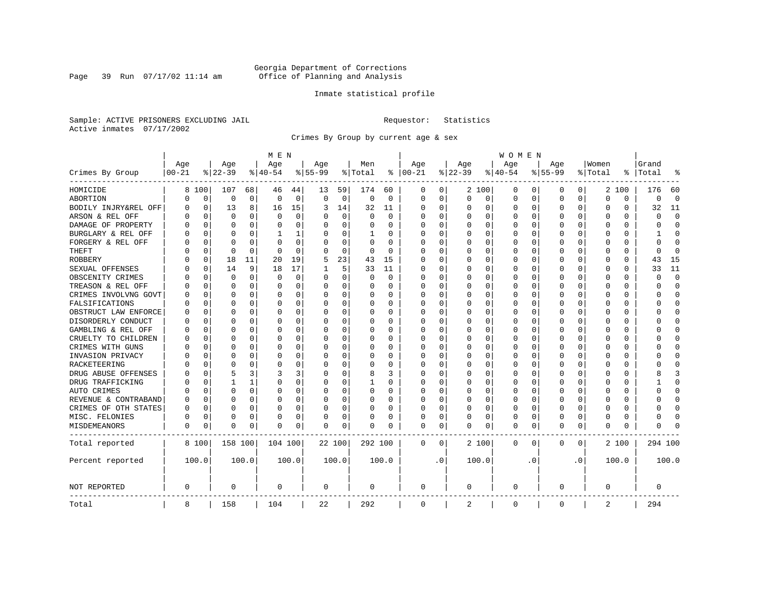Georgia Department of Corrections
Office of Planning and Analysis

Inmate statistical profile

Sample: ACTIVE PRISONERS EXCLUDING JAIL    Requestor: Statistics
Active inmates 07/17/2002

Crimes By Group by current age & sex

| Crimes By Group | MEN Age 00-21 | % | Age 22-39 | % | Age 40-54 | % | Age 55-99 | % | Men Total | % | WOMEN Age 00-21 | % | Age 22-39 | % | Age 40-54 | % | Age 55-99 | % | Women Total | % | Grand Total | % |
|---|---|---|---|---|---|---|---|---|---|---|---|---|---|---|---|---|---|---|---|---|---|---|
| HOMICIDE | 8 | 100 | 107 | 68 | 46 | 44 | 13 | 59 | 174 | 60 | 0 | 0 | 2 | 100 | 0 | 0 | 0 | 0 | 2 | 100 | 176 | 60 |
| ABORTION | 0 | 0 | 0 | 0 | 0 | 0 | 0 | 0 | 0 | 0 | 0 | 0 | 0 | 0 | 0 | 0 | 0 | 0 | 0 | 0 | 0 | 0 |
| BODILY INJRY&REL OFF | 0 | 0 | 13 | 8 | 16 | 15 | 3 | 14 | 32 | 11 | 0 | 0 | 0 | 0 | 0 | 0 | 0 | 0 | 0 | 0 | 32 | 11 |
| ARSON & REL OFF | 0 | 0 | 0 | 0 | 0 | 0 | 0 | 0 | 0 | 0 | 0 | 0 | 0 | 0 | 0 | 0 | 0 | 0 | 0 | 0 | 0 | 0 |
| DAMAGE OF PROPERTY | 0 | 0 | 0 | 0 | 0 | 0 | 0 | 0 | 0 | 0 | 0 | 0 | 0 | 0 | 0 | 0 | 0 | 0 | 0 | 0 | 0 | 0 |
| BURGLARY & REL OFF | 0 | 0 | 0 | 0 | 1 | 1 | 0 | 0 | 1 | 0 | 0 | 0 | 0 | 0 | 0 | 0 | 0 | 0 | 0 | 0 | 1 | 0 |
| FORGERY & REL OFF | 0 | 0 | 0 | 0 | 0 | 0 | 0 | 0 | 0 | 0 | 0 | 0 | 0 | 0 | 0 | 0 | 0 | 0 | 0 | 0 | 0 | 0 |
| THEFT | 0 | 0 | 0 | 0 | 0 | 0 | 0 | 0 | 0 | 0 | 0 | 0 | 0 | 0 | 0 | 0 | 0 | 0 | 0 | 0 | 0 | 0 |
| ROBBERY | 0 | 0 | 18 | 11 | 20 | 19 | 5 | 23 | 43 | 15 | 0 | 0 | 0 | 0 | 0 | 0 | 0 | 0 | 0 | 0 | 43 | 15 |
| SEXUAL OFFENSES | 0 | 0 | 14 | 9 | 18 | 17 | 1 | 5 | 33 | 11 | 0 | 0 | 0 | 0 | 0 | 0 | 0 | 0 | 0 | 0 | 33 | 11 |
| OBSCENITY CRIMES | 0 | 0 | 0 | 0 | 0 | 0 | 0 | 0 | 0 | 0 | 0 | 0 | 0 | 0 | 0 | 0 | 0 | 0 | 0 | 0 | 0 | 0 |
| TREASON & REL OFF | 0 | 0 | 0 | 0 | 0 | 0 | 0 | 0 | 0 | 0 | 0 | 0 | 0 | 0 | 0 | 0 | 0 | 0 | 0 | 0 | 0 | 0 |
| CRIMES INVOLVNG GOVT | 0 | 0 | 0 | 0 | 0 | 0 | 0 | 0 | 0 | 0 | 0 | 0 | 0 | 0 | 0 | 0 | 0 | 0 | 0 | 0 | 0 | 0 |
| FALSIFICATIONS | 0 | 0 | 0 | 0 | 0 | 0 | 0 | 0 | 0 | 0 | 0 | 0 | 0 | 0 | 0 | 0 | 0 | 0 | 0 | 0 | 0 | 0 |
| OBSTRUCT LAW ENFORCE | 0 | 0 | 0 | 0 | 0 | 0 | 0 | 0 | 0 | 0 | 0 | 0 | 0 | 0 | 0 | 0 | 0 | 0 | 0 | 0 | 0 | 0 |
| DISORDERLY CONDUCT | 0 | 0 | 0 | 0 | 0 | 0 | 0 | 0 | 0 | 0 | 0 | 0 | 0 | 0 | 0 | 0 | 0 | 0 | 0 | 0 | 0 | 0 |
| GAMBLING & REL OFF | 0 | 0 | 0 | 0 | 0 | 0 | 0 | 0 | 0 | 0 | 0 | 0 | 0 | 0 | 0 | 0 | 0 | 0 | 0 | 0 | 0 | 0 |
| CRUELTY TO CHILDREN | 0 | 0 | 0 | 0 | 0 | 0 | 0 | 0 | 0 | 0 | 0 | 0 | 0 | 0 | 0 | 0 | 0 | 0 | 0 | 0 | 0 | 0 |
| CRIMES WITH GUNS | 0 | 0 | 0 | 0 | 0 | 0 | 0 | 0 | 0 | 0 | 0 | 0 | 0 | 0 | 0 | 0 | 0 | 0 | 0 | 0 | 0 | 0 |
| INVASION PRIVACY | 0 | 0 | 0 | 0 | 0 | 0 | 0 | 0 | 0 | 0 | 0 | 0 | 0 | 0 | 0 | 0 | 0 | 0 | 0 | 0 | 0 | 0 |
| RACKETEERING | 0 | 0 | 0 | 0 | 0 | 0 | 0 | 0 | 0 | 0 | 0 | 0 | 0 | 0 | 0 | 0 | 0 | 0 | 0 | 0 | 0 | 0 |
| DRUG ABUSE OFFENSES | 0 | 0 | 5 | 3 | 3 | 3 | 0 | 0 | 8 | 3 | 0 | 0 | 0 | 0 | 0 | 0 | 0 | 0 | 0 | 0 | 8 | 3 |
| DRUG TRAFFICKING | 0 | 0 | 1 | 1 | 0 | 0 | 0 | 0 | 1 | 0 | 0 | 0 | 0 | 0 | 0 | 0 | 0 | 0 | 0 | 0 | 1 | 0 |
| AUTO CRIMES | 0 | 0 | 0 | 0 | 0 | 0 | 0 | 0 | 0 | 0 | 0 | 0 | 0 | 0 | 0 | 0 | 0 | 0 | 0 | 0 | 0 | 0 |
| REVENUE & CONTRABAND | 0 | 0 | 0 | 0 | 0 | 0 | 0 | 0 | 0 | 0 | 0 | 0 | 0 | 0 | 0 | 0 | 0 | 0 | 0 | 0 | 0 | 0 |
| CRIMES OF OTH STATES | 0 | 0 | 0 | 0 | 0 | 0 | 0 | 0 | 0 | 0 | 0 | 0 | 0 | 0 | 0 | 0 | 0 | 0 | 0 | 0 | 0 | 0 |
| MISC. FELONIES | 0 | 0 | 0 | 0 | 0 | 0 | 0 | 0 | 0 | 0 | 0 | 0 | 0 | 0 | 0 | 0 | 0 | 0 | 0 | 0 | 0 | 0 |
| MISDEMEANORS | 0 | 0 | 0 | 0 | 0 | 0 | 0 | 0 | 0 | 0 | 0 | 0 | 0 | 0 | 0 | 0 | 0 | 0 | 0 | 0 | 0 | 0 |
| Total reported | 8 | 100 | 158 | 100 | 104 | 100 | 22 | 100 | 292 | 100 | 0 | 0 | 2 | 100 | 0 | 0 | 0 | 0 | 2 | 100 | 294 | 100 |
| Percent reported | 100.0 | | 100.0 | | 100.0 | | 100.0 | | 100.0 | | .0 | | 100.0 | | .0 | | .0 | | 100.0 | | 100.0 | |
| NOT REPORTED | 0 | | 0 | | 0 | | 0 | | 0 | | 0 | | 0 | | 0 | | 0 | | 0 | | 0 | |
| Total | 8 | | 158 | | 104 | | 22 | | 292 | | 0 | | 2 | | 0 | | 0 | | 2 | | 294 | |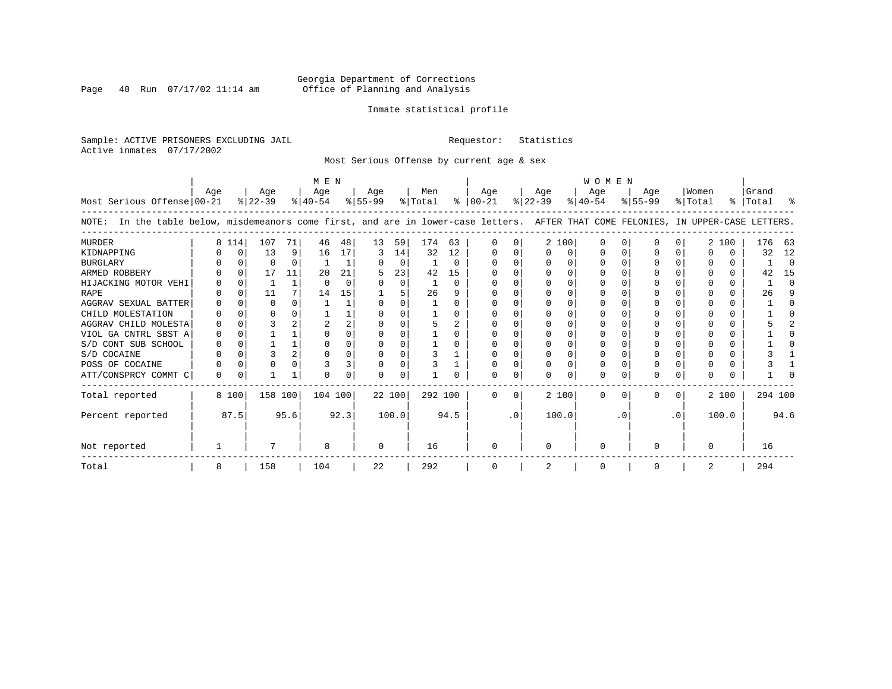Georgia Department of Corrections
Office of Planning and Analysis

Inmate statistical profile

Sample: ACTIVE PRISONERS EXCLUDING JAIL                    Requestor: Statistics
Active inmates 07/17/2002

Most Serious Offense by current age & sex

| Most Serious Offense | MEN Age 00-21 | % | Age 22-39 | % | Age 40-54 | % | Age 55-99 | % | Men Total | % | WOMEN Age 00-21 | % | Age 22-39 | % | Age 40-54 | % | Age 55-99 | % | Women Total | % | Grand Total | % |
|---|---|---|---|---|---|---|---|---|---|---|---|---|---|---|---|---|---|---|---|---|---|---|
| NOTE: In the table below, misdemeanors come first, and are in lower-case letters. AFTER THAT COME FELONIES, IN UPPER-CASE LETTERS. | | | | | | | | | | | | | | | | | | | | | | |
| MURDER | 8 | 114 | 107 | 71 | 46 | 48 | 13 | 59 | 174 | 63 | 0 | 0 | 2 | 100 | 0 | 0 | 0 | 0 | 2 | 100 | 176 | 63 |
| KIDNAPPING | 0 | 0 | 13 | 9 | 16 | 17 | 3 | 14 | 32 | 12 | 0 | 0 | 0 | 0 | 0 | 0 | 0 | 0 | 0 | 0 | 32 | 12 |
| BURGLARY | 0 | 0 | 0 | 0 | 1 | 1 | 0 | 0 | 1 | 0 | 0 | 0 | 0 | 0 | 0 | 0 | 0 | 0 | 0 | 0 | 1 | 0 |
| ARMED ROBBERY | 0 | 0 | 17 | 11 | 20 | 21 | 5 | 23 | 42 | 15 | 0 | 0 | 0 | 0 | 0 | 0 | 0 | 0 | 0 | 0 | 42 | 15 |
| HIJACKING MOTOR VEHI | 0 | 0 | 1 | 1 | 0 | 0 | 0 | 0 | 1 | 0 | 0 | 0 | 0 | 0 | 0 | 0 | 0 | 0 | 0 | 0 | 1 | 0 |
| RAPE | 0 | 0 | 11 | 7 | 14 | 15 | 1 | 5 | 26 | 9 | 0 | 0 | 0 | 0 | 0 | 0 | 0 | 0 | 0 | 0 | 26 | 9 |
| AGGRAV SEXUAL BATTER | 0 | 0 | 0 | 0 | 1 | 1 | 0 | 0 | 1 | 0 | 0 | 0 | 0 | 0 | 0 | 0 | 0 | 0 | 0 | 0 | 1 | 0 |
| CHILD MOLESTATION | 0 | 0 | 0 | 0 | 1 | 1 | 0 | 0 | 1 | 0 | 0 | 0 | 0 | 0 | 0 | 0 | 0 | 0 | 0 | 0 | 1 | 0 |
| AGGRAV CHILD MOLESTA | 0 | 0 | 3 | 2 | 2 | 2 | 0 | 0 | 5 | 2 | 0 | 0 | 0 | 0 | 0 | 0 | 0 | 0 | 0 | 0 | 5 | 2 |
| VIOL GA CNTRL SBST A | 0 | 0 | 1 | 1 | 0 | 0 | 0 | 0 | 1 | 0 | 0 | 0 | 0 | 0 | 0 | 0 | 0 | 0 | 0 | 0 | 1 | 0 |
| S/D CONT SUB SCHOOL | 0 | 0 | 1 | 1 | 0 | 0 | 0 | 0 | 1 | 0 | 0 | 0 | 0 | 0 | 0 | 0 | 0 | 0 | 0 | 0 | 1 | 0 |
| S/D COCAINE | 0 | 0 | 3 | 2 | 0 | 0 | 0 | 0 | 3 | 1 | 0 | 0 | 0 | 0 | 0 | 0 | 0 | 0 | 0 | 0 | 3 | 1 |
| POSS OF COCAINE | 0 | 0 | 0 | 0 | 3 | 3 | 0 | 0 | 3 | 1 | 0 | 0 | 0 | 0 | 0 | 0 | 0 | 0 | 0 | 0 | 3 | 1 |
| ATT/CONSPRCY COMMT C | 0 | 0 | 1 | 1 | 0 | 0 | 0 | 0 | 1 | 0 | 0 | 0 | 0 | 0 | 0 | 0 | 0 | 0 | 0 | 0 | 1 | 0 |
| Total reported | 8 | 100 | 158 | 100 | 104 | 100 | 22 | 100 | 292 | 100 | 0 | 0 | 2 | 100 | 0 | 0 | 0 | 0 | 2 | 100 | 294 | 100 |
| Percent reported | | 87.5 | | 95.6 | | 92.3 | | 100.0 | | 94.5 | | .0 | | 100.0 | | .0 | | .0 | | 100.0 | | 94.6 |
| Not reported | 1 | | 7 | | 8 | | 0 | | 16 | | 0 | | 0 | | 0 | | 0 | | 0 | | 16 | |
| Total | 8 | | 158 | | 104 | | 22 | | 292 | | 0 | | 2 | | 0 | | 0 | | 2 | | 294 | |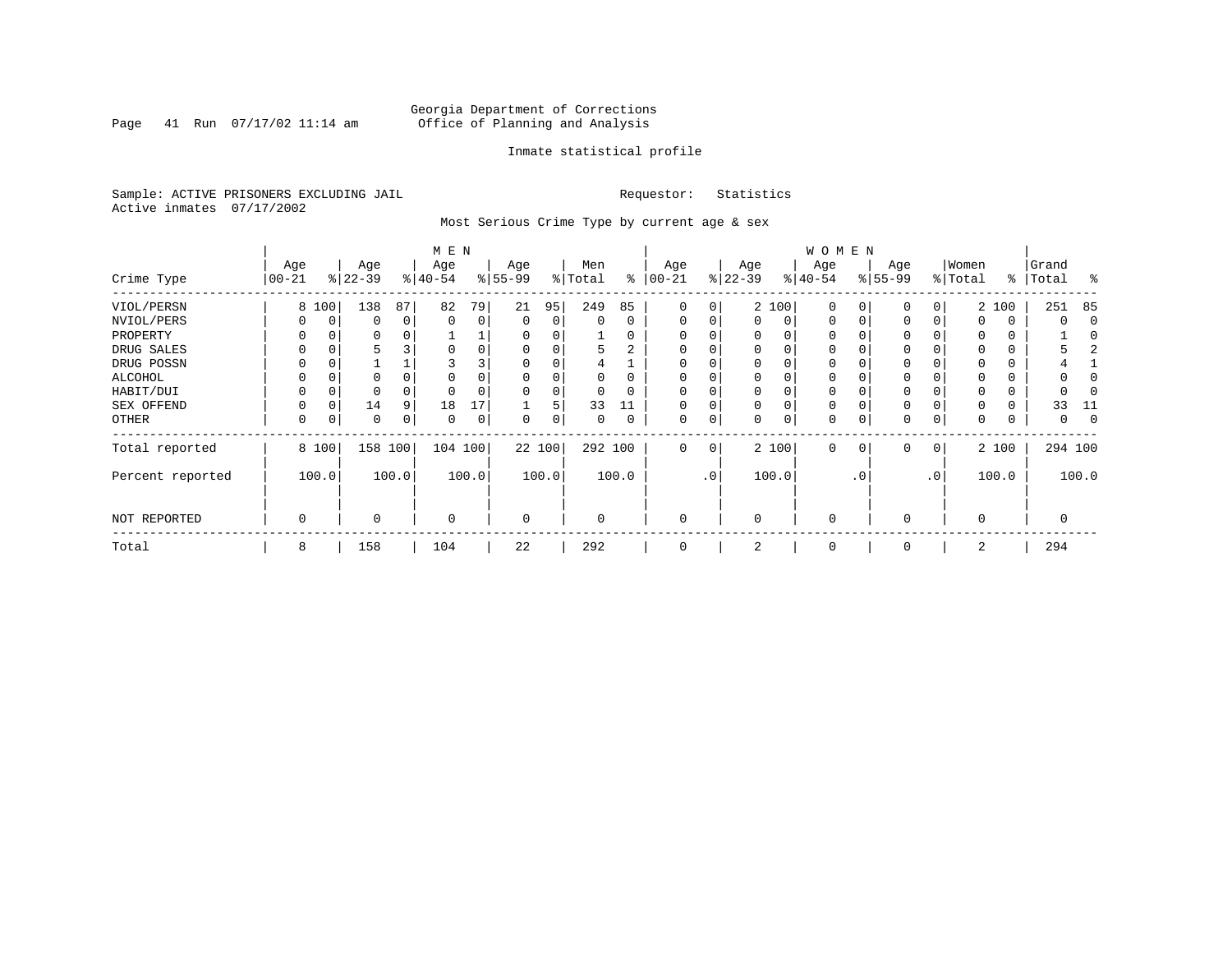Georgia Department of Corrections
Office of Planning and Analysis

Inmate statistical profile

Sample: ACTIVE PRISONERS EXCLUDING JAIL

Requestor: Statistics

Active inmates 07/17/2002

Most Serious Crime Type by current age & sex

| | MEN | | | | | | | | | | WOMEN | | | | | | | | | | | |
|---|---|---|---|---|---|---|---|---|---|---|---|---|---|---|---|---|---|---|---|---|---|---|
| Crime Type | Age 00-21 | % | Age 22-39 | % | Age 40-54 | % | Age 55-99 | % | Men Total | % | Age 00-21 | % | Age 22-39 | % | Age 40-54 | % | Age 55-99 | % | Women Total | % | Grand Total | % |
| VIOL/PERSN | 8 | 100 | 138 | 87 | 82 | 79 | 21 | 95 | 249 | 85 | 0 | 0 | 2 | 100 | 0 | 0 | 0 | 0 | 2 | 100 | 251 | 85 |
| NVIOL/PERS | 0 | 0 | 0 | 0 | 0 | 0 | 0 | 0 | 0 | 0 | 0 | 0 | 0 | 0 | 0 | 0 | 0 | 0 | 0 | 0 | 0 | 0 |
| PROPERTY | 0 | 0 | 0 | 0 | 1 | 1 | 0 | 0 | 1 | 0 | 0 | 0 | 0 | 0 | 0 | 0 | 0 | 0 | 0 | 0 | 1 | 0 |
| DRUG SALES | 0 | 0 | 5 | 3 | 0 | 0 | 0 | 0 | 5 | 2 | 0 | 0 | 0 | 0 | 0 | 0 | 0 | 0 | 0 | 0 | 5 | 2 |
| DRUG POSSN | 0 | 0 | 1 | 1 | 3 | 3 | 0 | 0 | 4 | 1 | 0 | 0 | 0 | 0 | 0 | 0 | 0 | 0 | 0 | 0 | 4 | 1 |
| ALCOHOL | 0 | 0 | 0 | 0 | 0 | 0 | 0 | 0 | 0 | 0 | 0 | 0 | 0 | 0 | 0 | 0 | 0 | 0 | 0 | 0 | 0 | 0 |
| HABIT/DUI | 0 | 0 | 0 | 0 | 0 | 0 | 0 | 0 | 0 | 0 | 0 | 0 | 0 | 0 | 0 | 0 | 0 | 0 | 0 | 0 | 0 | 0 |
| SEX OFFEND | 0 | 0 | 14 | 9 | 18 | 17 | 1 | 5 | 33 | 11 | 0 | 0 | 0 | 0 | 0 | 0 | 0 | 0 | 0 | 0 | 33 | 11 |
| OTHER | 0 | 0 | 0 | 0 | 0 | 0 | 0 | 0 | 0 | 0 | 0 | 0 | 0 | 0 | 0 | 0 | 0 | 0 | 0 | 0 | 0 | 0 |
| Total reported | 8 | 100 | 158 | 100 | 104 | 100 | 22 | 100 | 292 | 100 | 0 | 0 | 2 | 100 | 0 | 0 | 0 | 0 | 2 | 100 | 294 | 100 |
| Percent reported | | 100.0 | | 100.0 | | 100.0 | | 100.0 | | 100.0 | | .0 | | 100.0 | | .0 | | .0 | | 100.0 | | 100.0 |
| NOT REPORTED | 0 | | 0 | | 0 | | 0 | | 0 | | 0 | | 0 | | 0 | | 0 | | 0 | | 0 | |
| Total | 8 | | 158 | | 104 | | 22 | | 292 | | 0 | | 2 | | 0 | | 0 | | 2 | | 294 | |